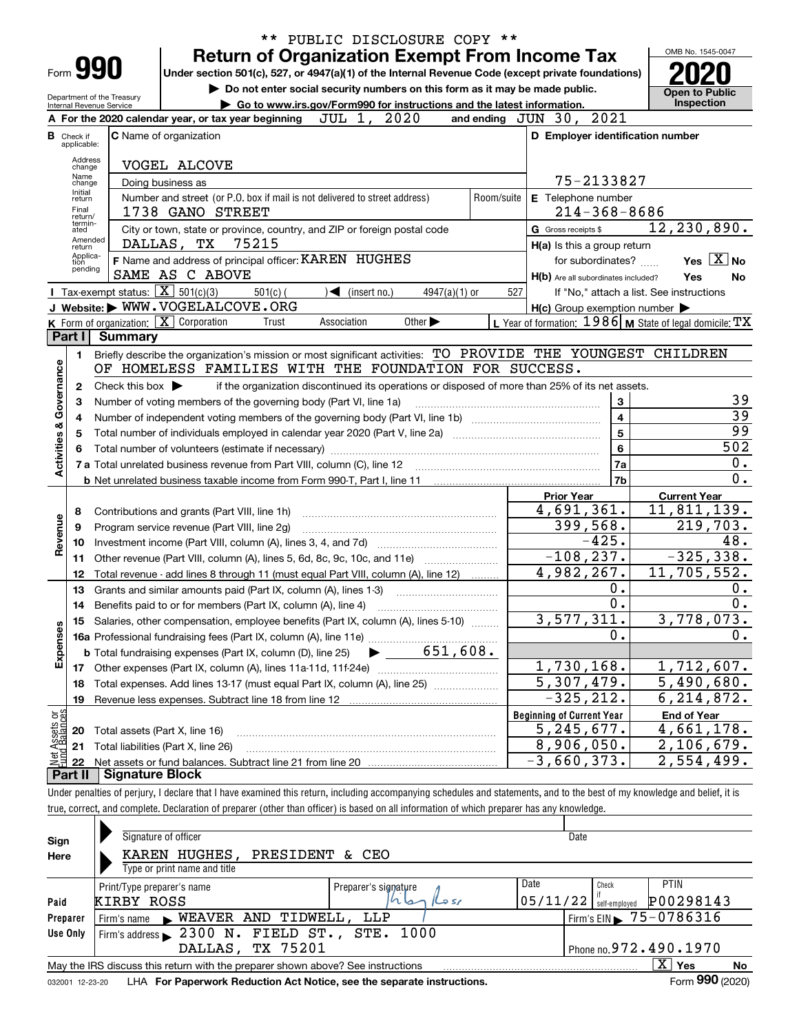\*\* PUBLIC DISCLOSURE COPY \*\*

Form **990**

# Return of Organization Exempt From Income Tax

**Under section 501(c), 527, or 4947(a)(1) of the Internal Revenue Code (except private foundations)**

▶ Do not enter social security numbers on this form as it may be made public.

▶ Go to www.irs.gov/Form990 for instructions and the latest information.

OMB No. 1545-0047

**2020**

**Open to Public Inspection**

Department of the Treasury
Internal Revenue Service

**A** For the 2020 calendar year, or tax year beginning JUL 1, 2020 and ending JUN 30, 2021

**B** Check if applicable: Address change, Name change, Initial return, Final return/terminated, Amended return, Application pending

**C** Name of organization: VOGEL ALCOVE

Doing business as

Number and street (or P.O. box if mail is not delivered to street address): 1738 GANO STREET | Room/suite

City or town, state or province, country, and ZIP or foreign postal code: DALLAS, TX 75215

**F** Name and address of principal officer: KAREN HUGHES
SAME AS C ABOVE

**D** Employer identification number: 75-2133827

**E** Telephone number: 214-368-8686

**G** Gross receipts $ 12,230,890.

**H(a)** Is this a group return for subordinates? Yes [X] No

**H(b)** Are all subordinates included? Yes No
If "No," attach a list. See instructions

**H(c)** Group exemption number ▶

**I** Tax-exempt status: [X] 501(c)(3) 501(c) ( ) ◀ (insert no.) 4947(a)(1) or 527

**J** Website: ▶ WWW.VOGELALCOVE.ORG

**K** Form of organization: [X] Corporation Trust Association Other ▶

**L** Year of formation: 1986 **M** State of legal domicile: TX

## Part I Summary

**Activities & Governance**

1 Briefly describe the organization's mission or most significant activities: TO PROVIDE THE YOUNGEST CHILDREN OF HOMELESS FAMILIES WITH THE FOUNDATION FOR SUCCESS.

2 Check this box ▶ if the organization discontinued its operations or disposed of more than 25% of its net assets.

| | | | |
|---|---|---|---|
| 3 | Number of voting members of the governing body (Part VI, line 1a) | 3 | 39 |
| 4 | Number of independent voting members of the governing body (Part VI, line 1b) | 4 | 39 |
| 5 | Total number of individuals employed in calendar year 2020 (Part V, line 2a) | 5 | 99 |
| 6 | Total number of volunteers (estimate if necessary) | 6 | 502 |
| 7a | Total unrelated business revenue from Part VIII, column (C), line 12 | 7a | 0. |
| b | Net unrelated business taxable income from Form 990-T, Part I, line 11 | 7b | 0. |

| | | Prior Year | Current Year |
|---|---|---|---|
| **Revenue** | | | |
| 8 | Contributions and grants (Part VIII, line 1h) | 4,691,361. | 11,811,139. |
| 9 | Program service revenue (Part VIII, line 2g) | 399,568. | 219,703. |
| 10 | Investment income (Part VIII, column (A), lines 3, 4, and 7d) | -425. | 48. |
| 11 | Other revenue (Part VIII, column (A), lines 5, 6d, 8c, 9c, 10c, and 11e) | -108,237. | -325,338. |
| 12 | Total revenue - add lines 8 through 11 (must equal Part VIII, column (A), line 12) | 4,982,267. | 11,705,552. |
| **Expenses** | | | |
| 13 | Grants and similar amounts paid (Part IX, column (A), lines 1-3) | 0. | 0. |
| 14 | Benefits paid to or for members (Part IX, column (A), line 4) | 0. | 0. |
| 15 | Salaries, other compensation, employee benefits (Part IX, column (A), lines 5-10) | 3,577,311. | 3,778,073. |
| 16a | Professional fundraising fees (Part IX, column (A), line 11e) | 0. | 0. |
| b | Total fundraising expenses (Part IX, column (D), line 25) ▶ 651,608. | | |
| 17 | Other expenses (Part IX, column (A), lines 11a-11d, 11f-24e) | 1,730,168. | 1,712,607. |
| 18 | Total expenses. Add lines 13-17 (must equal Part IX, column (A), line 25) | 5,307,479. | 5,490,680. |
| 19 | Revenue less expenses. Subtract line 18 from line 12 | -325,212. | 6,214,872. |

| **Net Assets or Fund Balances** | | Beginning of Current Year | End of Year |
|---|---|---|---|
| 20 | Total assets (Part X, line 16) | 5,245,677. | 4,661,178. |
| 21 | Total liabilities (Part X, line 26) | 8,906,050. | 2,106,679. |
| 22 | Net assets or fund balances. Subtract line 21 from line 20 | -3,660,373. | 2,554,499. |

## Part II Signature Block

Under penalties of perjury, I declare that I have examined this return, including accompanying schedules and statements, and to the best of my knowledge and belief, it is true, correct, and complete. Declaration of preparer (other than officer) is based on all information of which preparer has any knowledge.

**Sign Here**

Signature of officer | Date

KAREN HUGHES, PRESIDENT & CEO
Type or print name and title

**Paid Preparer Use Only**

| Print/Type preparer's name | Preparer's signature | Date | Check if self-employed | PTIN |
|---|---|---|---|---|
| KIRBY ROSS | Kirby Ross | 05/11/22 | | P00298143 |

Firm's name ▶ WEAVER AND TIDWELL, LLP | Firm's EIN ▶ 75-0786316

Firm's address ▶ 2300 N. FIELD ST., STE. 1000 DALLAS, TX 75201 | Phone no. 972.490.1970

May the IRS discuss this return with the preparer shown above? See instructions [X] Yes No

032001 12-23-20 LHA **For Paperwork Reduction Act Notice, see the separate instructions.** Form **990** (2020)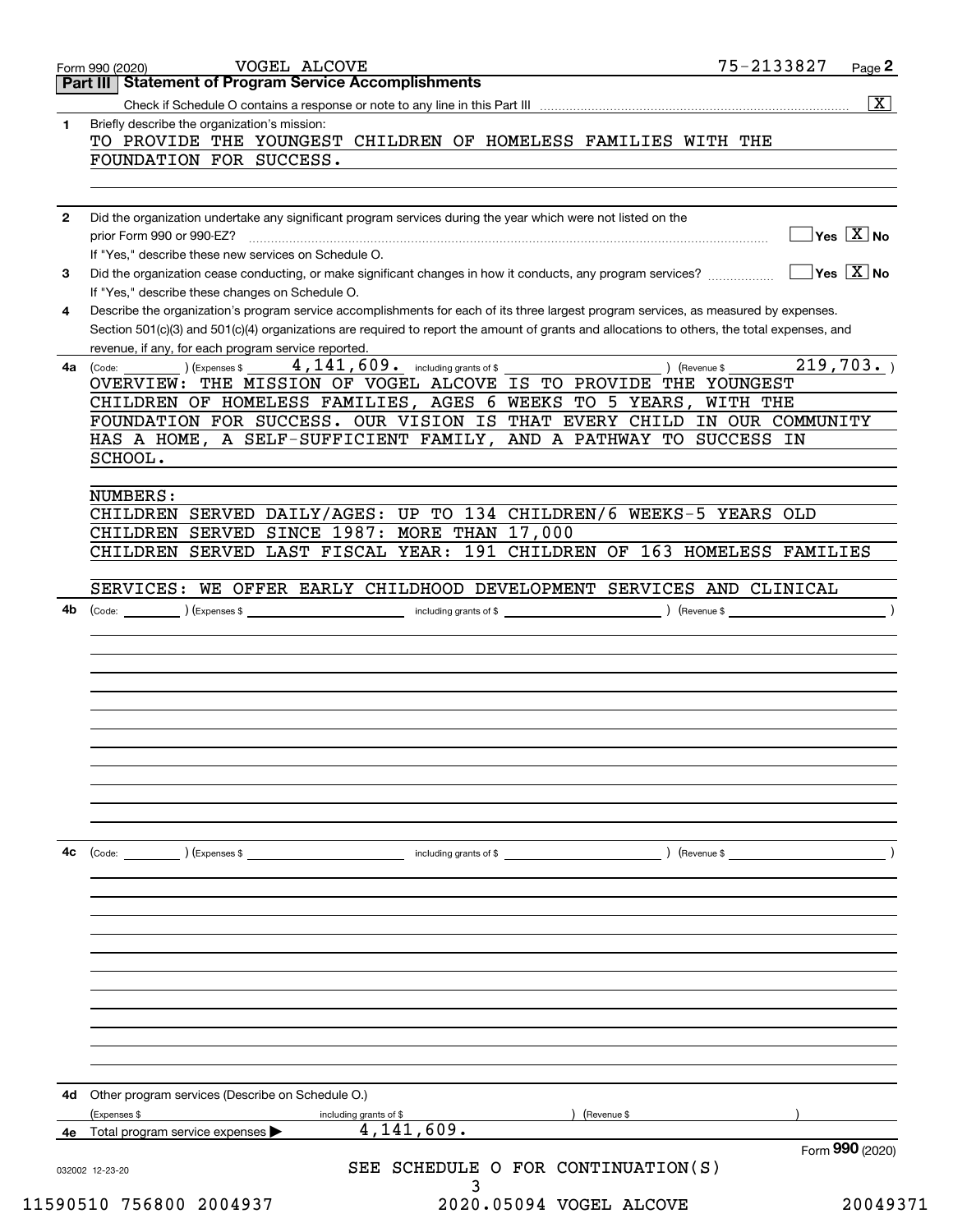Form 990 (2020) VOGEL ALCOVE 75-2133827

## Part III Statement of Program Service Accomplishments

Check if Schedule O contains a response or note to any line in this Part III ..... [X]

**1** Briefly describe the organization's mission:

TO PROVIDE THE YOUNGEST CHILDREN OF HOMELESS FAMILIES WITH THE FOUNDATION FOR SUCCESS.

**2** Did the organization undertake any significant program services during the year which were not listed on the prior Form 990 or 990-EZ? ..... [ ] Yes [X] No

If "Yes," describe these new services on Schedule O.

**3** Did the organization cease conducting, or make significant changes in how it conducts, any program services? ..... [ ] Yes [X] No

If "Yes," describe these changes on Schedule O.

**4** Describe the organization's program service accomplishments for each of its three largest program services, as measured by expenses. Section 501(c)(3) and 501(c)(4) organizations are required to report the amount of grants and allocations to others, the total expenses, and revenue, if any, for each program service reported.

**4a** (Code: ) (Expenses $ 4,141,609. including grants of $ ) (Revenue $ 219,703. )

OVERVIEW: THE MISSION OF VOGEL ALCOVE IS TO PROVIDE THE YOUNGEST CHILDREN OF HOMELESS FAMILIES, AGES 6 WEEKS TO 5 YEARS, WITH THE FOUNDATION FOR SUCCESS. OUR VISION IS THAT EVERY CHILD IN OUR COMMUNITY HAS A HOME, A SELF-SUFFICIENT FAMILY, AND A PATHWAY TO SUCCESS IN SCHOOL.

NUMBERS:
CHILDREN SERVED DAILY/AGES: UP TO 134 CHILDREN/6 WEEKS-5 YEARS OLD
CHILDREN SERVED SINCE 1987: MORE THAN 17,000
CHILDREN SERVED LAST FISCAL YEAR: 191 CHILDREN OF 163 HOMELESS FAMILIES

SERVICES: WE OFFER EARLY CHILDHOOD DEVELOPMENT SERVICES AND CLINICAL

**4b** (Code: ) (Expenses $ including grants of $ ) (Revenue $ )

**4c** (Code: ) (Expenses $ including grants of $ ) (Revenue $ )

**4d** Other program services (Describe on Schedule O.)

(Expenses $ including grants of $ ) (Revenue $ )

**4e** Total program service expenses ▶ 4,141,609.

Form **990** (2020)

SEE SCHEDULE O FOR CONTINUATION(S)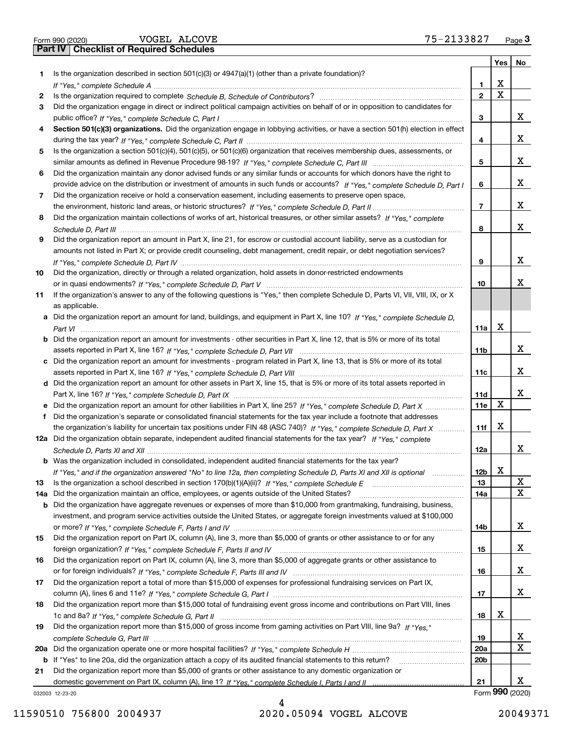Form 990 (2020) VOGEL ALCOVE 75-2133827 Page 3

## Part IV Checklist of Required Schedules

| | | | Yes | No |
|---|---|---|---|---|
| 1 | Is the organization described in section 501(c)(3) or 4947(a)(1) (other than a private foundation)? *If "Yes," complete Schedule A* | 1 | X | |
| 2 | Is the organization required to complete *Schedule B, Schedule of Contributors*? | 2 | X | |
| 3 | Did the organization engage in direct or indirect political campaign activities on behalf of or in opposition to candidates for public office? *If "Yes," complete Schedule C, Part I* | 3 | | X |
| 4 | **Section 501(c)(3) organizations.** Did the organization engage in lobbying activities, or have a section 501(h) election in effect during the tax year? *If "Yes," complete Schedule C, Part II* | 4 | | X |
| 5 | Is the organization a section 501(c)(4), 501(c)(5), or 501(c)(6) organization that receives membership dues, assessments, or similar amounts as defined in Revenue Procedure 98-19? *If "Yes," complete Schedule C, Part III* | 5 | | X |
| 6 | Did the organization maintain any donor advised funds or any similar funds or accounts for which donors have the right to provide advice on the distribution or investment of amounts in such funds or accounts? *If "Yes," complete Schedule D, Part I* | 6 | | X |
| 7 | Did the organization receive or hold a conservation easement, including easements to preserve open space, the environment, historic land areas, or historic structures? *If "Yes," complete Schedule D, Part II* | 7 | | X |
| 8 | Did the organization maintain collections of works of art, historical treasures, or other similar assets? *If "Yes," complete Schedule D, Part III* | 8 | | X |
| 9 | Did the organization report an amount in Part X, line 21, for escrow or custodial account liability, serve as a custodian for amounts not listed in Part X; or provide credit counseling, debt management, credit repair, or debt negotiation services? *If "Yes," complete Schedule D, Part IV* | 9 | | X |
| 10 | Did the organization, directly or through a related organization, hold assets in donor-restricted endowments or in quasi endowments? *If "Yes," complete Schedule D, Part V* | 10 | | X |
| 11 | If the organization's answer to any of the following questions is "Yes," then complete Schedule D, Parts VI, VII, VIII, IX, or X as applicable. | | | |
| a | Did the organization report an amount for land, buildings, and equipment in Part X, line 10? *If "Yes," complete Schedule D, Part VI* | 11a | X | |
| b | Did the organization report an amount for investments - other securities in Part X, line 12, that is 5% or more of its total assets reported in Part X, line 16? *If "Yes," complete Schedule D, Part VII* | 11b | | X |
| c | Did the organization report an amount for investments - program related in Part X, line 13, that is 5% or more of its total assets reported in Part X, line 16? *If "Yes," complete Schedule D, Part VIII* | 11c | | X |
| d | Did the organization report an amount for other assets in Part X, line 15, that is 5% or more of its total assets reported in Part X, line 16? *If "Yes," complete Schedule D, Part IX* | 11d | | X |
| e | Did the organization report an amount for other liabilities in Part X, line 25? *If "Yes," complete Schedule D, Part X* | 11e | X | |
| f | Did the organization's separate or consolidated financial statements for the tax year include a footnote that addresses the organization's liability for uncertain tax positions under FIN 48 (ASC 740)? *If "Yes," complete Schedule D, Part X* | 11f | X | |
| 12a | Did the organization obtain separate, independent audited financial statements for the tax year? *If "Yes," complete Schedule D, Parts XI and XII* | 12a | | X |
| b | Was the organization included in consolidated, independent audited financial statements for the tax year? *If "Yes," and if the organization answered "No" to line 12a, then completing Schedule D, Parts XI and XII is optional* | 12b | X | |
| 13 | Is the organization a school described in section 170(b)(1)(A)(ii)? *If "Yes," complete Schedule E* | 13 | | X |
| 14a | Did the organization maintain an office, employees, or agents outside of the United States? | 14a | | X |
| b | Did the organization have aggregate revenues or expenses of more than $10,000 from grantmaking, fundraising, business, investment, and program service activities outside the United States, or aggregate foreign investments valued at $100,000 or more? *If "Yes," complete Schedule F, Parts I and IV* | 14b | | X |
| 15 | Did the organization report on Part IX, column (A), line 3, more than $5,000 of grants or other assistance to or for any foreign organization? *If "Yes," complete Schedule F, Parts II and IV* | 15 | | X |
| 16 | Did the organization report on Part IX, column (A), line 3, more than $5,000 of aggregate grants or other assistance to or for foreign individuals? *If "Yes," complete Schedule F, Parts III and IV* | 16 | | X |
| 17 | Did the organization report a total of more than $15,000 of expenses for professional fundraising services on Part IX, column (A), lines 6 and 11e? *If "Yes," complete Schedule G, Part I* | 17 | | X |
| 18 | Did the organization report more than $15,000 total of fundraising event gross income and contributions on Part VIII, lines 1c and 8a? *If "Yes," complete Schedule G, Part II* | 18 | X | |
| 19 | Did the organization report more than $15,000 of gross income from gaming activities on Part VIII, line 9a? *If "Yes," complete Schedule G, Part III* | 19 | | X |
| 20a | Did the organization operate one or more hospital facilities? *If "Yes," complete Schedule H* | 20a | | X |
| b | If "Yes" to line 20a, did the organization attach a copy of its audited financial statements to this return? | 20b | | |
| 21 | Did the organization report more than $5,000 of grants or other assistance to any domestic organization or domestic government on Part IX, column (A), line 1? *If "Yes," complete Schedule I, Parts I and II* | 21 | | X |

032003 12-23-20 Form **990** (2020)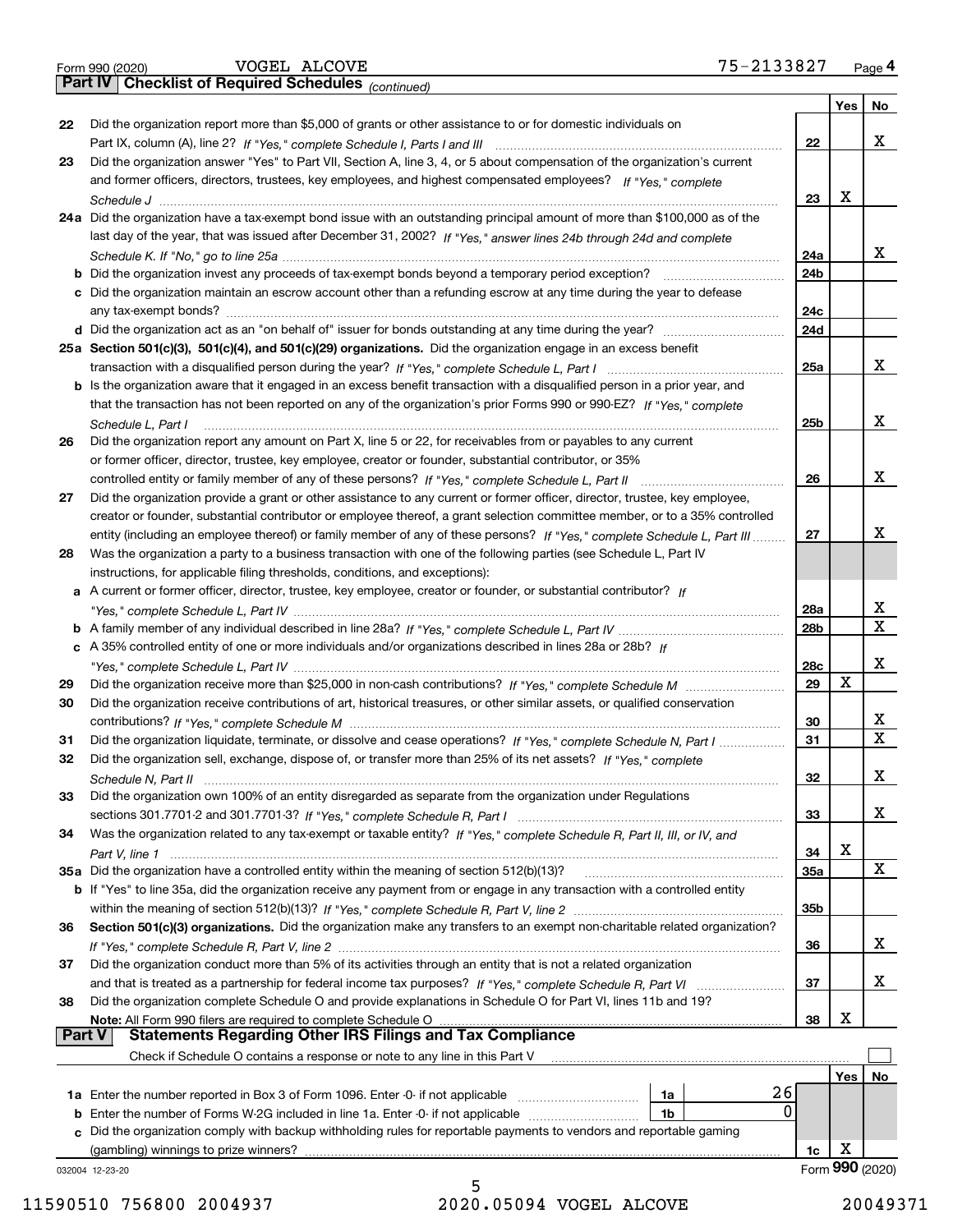Form 990 (2020) VOGEL ALCOVE 75-2133827 Page 4

**Part IV Checklist of Required Schedules** *(continued)*

| | | | Yes | No |
|---|---|---|---|---|
| 22 | Did the organization report more than $5,000 of grants or other assistance to or for domestic individuals on Part IX, column (A), line 2? *If "Yes," complete Schedule I, Parts I and III* | 22 | | X |
| 23 | Did the organization answer "Yes" to Part VII, Section A, line 3, 4, or 5 about compensation of the organization's current and former officers, directors, trustees, key employees, and highest compensated employees? *If "Yes," complete Schedule J* | 23 | X | |
| 24a | Did the organization have a tax-exempt bond issue with an outstanding principal amount of more than $100,000 as of the last day of the year, that was issued after December 31, 2002? *If "Yes," answer lines 24b through 24d and complete Schedule K. If "No," go to line 25a* | 24a | | X |
| b | Did the organization invest any proceeds of tax-exempt bonds beyond a temporary period exception? | 24b | | |
| c | Did the organization maintain an escrow account other than a refunding escrow at any time during the year to defease any tax-exempt bonds? | 24c | | |
| d | Did the organization act as an "on behalf of" issuer for bonds outstanding at any time during the year? | 24d | | |
| 25a | **Section 501(c)(3), 501(c)(4), and 501(c)(29) organizations.** Did the organization engage in an excess benefit transaction with a disqualified person during the year? *If "Yes," complete Schedule L, Part I* | 25a | | X |
| b | Is the organization aware that it engaged in an excess benefit transaction with a disqualified person in a prior year, and that the transaction has not been reported on any of the organization's prior Forms 990 or 990-EZ? *If "Yes," complete Schedule L, Part I* | 25b | | X |
| 26 | Did the organization report any amount on Part X, line 5 or 22, for receivables from or payables to any current or former officer, director, trustee, key employee, creator or founder, substantial contributor, or 35% controlled entity or family member of any of these persons? *If "Yes," complete Schedule L, Part II* | 26 | | X |
| 27 | Did the organization provide a grant or other assistance to any current or former officer, director, trustee, key employee, creator or founder, substantial contributor or employee thereof, a grant selection committee member, or to a 35% controlled entity (including an employee thereof) or family member of any of these persons? *If "Yes," complete Schedule L, Part III* | 27 | | X |
| 28 | Was the organization a party to a business transaction with one of the following parties (see Schedule L, Part IV instructions, for applicable filing thresholds, conditions, and exceptions): | | | |
| a | A current or former officer, director, trustee, key employee, creator or founder, or substantial contributor? *If "Yes," complete Schedule L, Part IV* | 28a | | X |
| b | A family member of any individual described in line 28a? *If "Yes," complete Schedule L, Part IV* | 28b | | X |
| c | A 35% controlled entity of one or more individuals and/or organizations described in lines 28a or 28b? *If "Yes," complete Schedule L, Part IV* | 28c | | X |
| 29 | Did the organization receive more than $25,000 in non-cash contributions? *If "Yes," complete Schedule M* | 29 | X | |
| 30 | Did the organization receive contributions of art, historical treasures, or other similar assets, or qualified conservation contributions? *If "Yes," complete Schedule M* | 30 | | X |
| 31 | Did the organization liquidate, terminate, or dissolve and cease operations? *If "Yes," complete Schedule N, Part I* | 31 | | X |
| 32 | Did the organization sell, exchange, dispose of, or transfer more than 25% of its net assets? *If "Yes," complete Schedule N, Part II* | 32 | | X |
| 33 | Did the organization own 100% of an entity disregarded as separate from the organization under Regulations sections 301.7701-2 and 301.7701-3? *If "Yes," complete Schedule R, Part I* | 33 | | X |
| 34 | Was the organization related to any tax-exempt or taxable entity? *If "Yes," complete Schedule R, Part II, III, or IV, and Part V, line 1* | 34 | X | |
| 35a | Did the organization have a controlled entity within the meaning of section 512(b)(13)? | 35a | | X |
| b | If "Yes" to line 35a, did the organization receive any payment from or engage in any transaction with a controlled entity within the meaning of section 512(b)(13)? *If "Yes," complete Schedule R, Part V, line 2* | 35b | | |
| 36 | **Section 501(c)(3) organizations.** Did the organization make any transfers to an exempt non-charitable related organization? *If "Yes," complete Schedule R, Part V, line 2* | 36 | | X |
| 37 | Did the organization conduct more than 5% of its activities through an entity that is not a related organization and that is treated as a partnership for federal income tax purposes? *If "Yes," complete Schedule R, Part VI* | 37 | | X |
| 38 | Did the organization complete Schedule O and provide explanations in Schedule O for Part VI, lines 11b and 19? **Note:** All Form 990 filers are required to complete Schedule O | 38 | X | |

**Part V Statements Regarding Other IRS Filings and Tax Compliance**

Check if Schedule O contains a response or note to any line in this Part V ☐

| | | | | | Yes | No |
|---|---|---|---|---|---|---|
| 1a | Enter the number reported in Box 3 of Form 1096. Enter -0- if not applicable | 1a | 26 | | | |
| b | Enter the number of Forms W-2G included in line 1a. Enter -0- if not applicable | 1b | 0 | | | |
| c | Did the organization comply with backup withholding rules for reportable payments to vendors and reportable gaming (gambling) winnings to prize winners? | | | 1c | X | |

032004 12-23-20 Form **990** (2020)

11590510 756800 2004937 2020.05094 VOGEL ALCOVE 20049371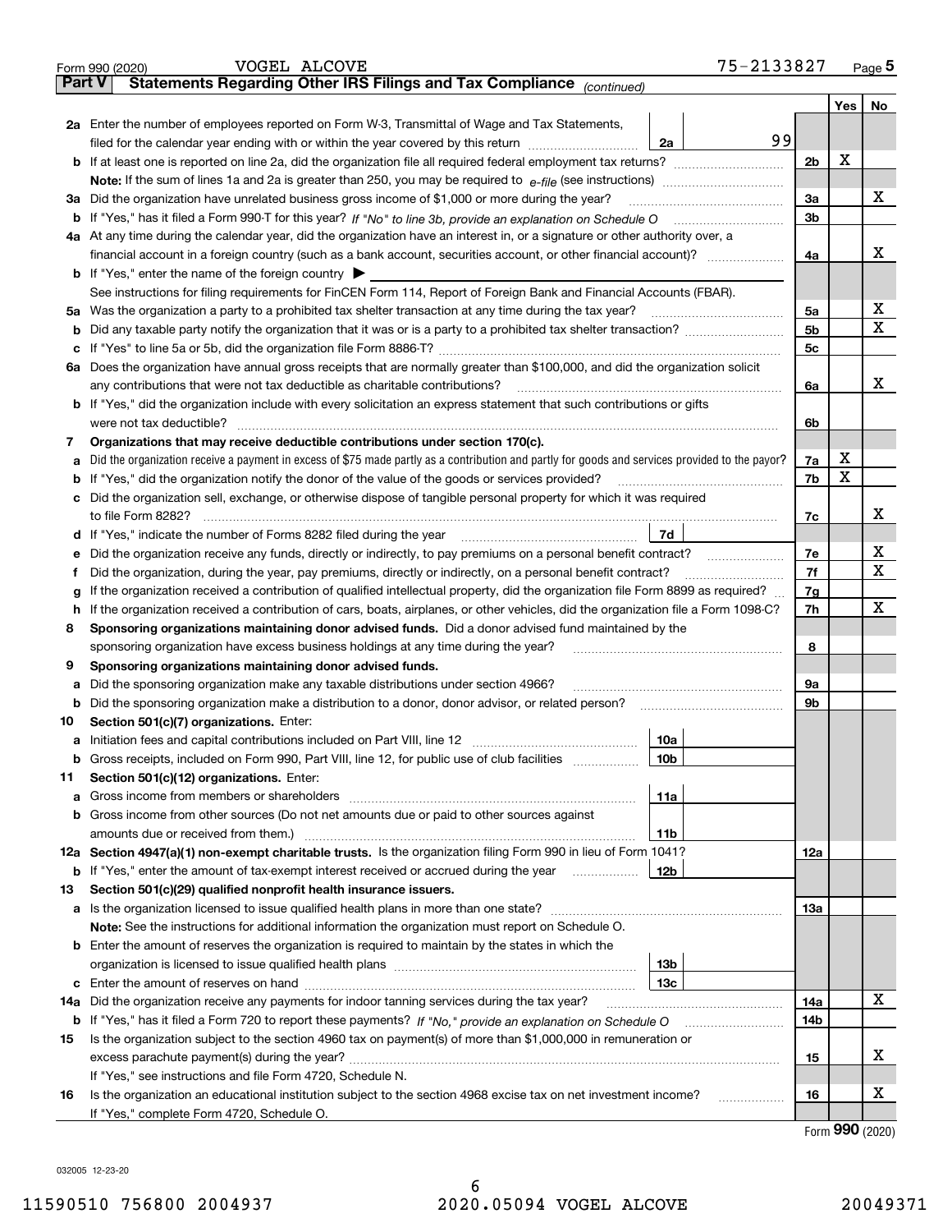Form 990 (2020) VOGEL ALCOVE 75-2133827 Page 5

## Part V Statements Regarding Other IRS Filings and Tax Compliance *(continued)*

| | | | | | Yes | No |
|---|---|---|---|---|---|---|
| **2a** | Enter the number of employees reported on Form W-3, Transmittal of Wage and Tax Statements, filed for the calendar year ending with or within the year covered by this return | 2a | 99 | | | |
| **b** | If at least one is reported on line 2a, did the organization file all required federal employment tax returns? | | | 2b | X | |
| | **Note:** If the sum of lines 1a and 2a is greater than 250, you may be required to *e-file* (see instructions) | | | | | |
| **3a** | Did the organization have unrelated business gross income of $1,000 or more during the year? | | | 3a | | X |
| **b** | If "Yes," has it filed a Form 990-T for this year? *If "No" to line 3b, provide an explanation on Schedule O* | | | 3b | | |
| **4a** | At any time during the calendar year, did the organization have an interest in, or a signature or other authority over, a financial account in a foreign country (such as a bank account, securities account, or other financial account)? | | | 4a | | X |
| **b** | If "Yes," enter the name of the foreign country ▶ | | | | | |
| | See instructions for filing requirements for FinCEN Form 114, Report of Foreign Bank and Financial Accounts (FBAR). | | | | | |
| **5a** | Was the organization a party to a prohibited tax shelter transaction at any time during the tax year? | | | 5a | | X |
| **b** | Did any taxable party notify the organization that it was or is a party to a prohibited tax shelter transaction? | | | 5b | | X |
| **c** | If "Yes" to line 5a or 5b, did the organization file Form 8886-T? | | | 5c | | |
| **6a** | Does the organization have annual gross receipts that are normally greater than $100,000, and did the organization solicit any contributions that were not tax deductible as charitable contributions? | | | 6a | | X |
| **b** | If "Yes," did the organization include with every solicitation an express statement that such contributions or gifts were not tax deductible? | | | 6b | | |
| **7** | **Organizations that may receive deductible contributions under section 170(c).** | | | | | |
| **a** | Did the organization receive a payment in excess of $75 made partly as a contribution and partly for goods and services provided to the payor? | | | 7a | X | |
| **b** | If "Yes," did the organization notify the donor of the value of the goods or services provided? | | | 7b | X | |
| **c** | Did the organization sell, exchange, or otherwise dispose of tangible personal property for which it was required to file Form 8282? | | | 7c | | X |
| **d** | If "Yes," indicate the number of Forms 8282 filed during the year | 7d | | | | |
| **e** | Did the organization receive any funds, directly or indirectly, to pay premiums on a personal benefit contract? | | | 7e | | X |
| **f** | Did the organization, during the year, pay premiums, directly or indirectly, on a personal benefit contract? | | | 7f | | X |
| **g** | If the organization received a contribution of qualified intellectual property, did the organization file Form 8899 as required? | | | 7g | | |
| **h** | If the organization received a contribution of cars, boats, airplanes, or other vehicles, did the organization file a Form 1098-C? | | | 7h | | X |
| **8** | **Sponsoring organizations maintaining donor advised funds.** Did a donor advised fund maintained by the sponsoring organization have excess business holdings at any time during the year? | | | 8 | | |
| **9** | **Sponsoring organizations maintaining donor advised funds.** | | | | | |
| **a** | Did the sponsoring organization make any taxable distributions under section 4966? | | | 9a | | |
| **b** | Did the sponsoring organization make a distribution to a donor, donor advisor, or related person? | | | 9b | | |
| **10** | **Section 501(c)(7) organizations.** Enter: | | | | | |
| **a** | Initiation fees and capital contributions included on Part VIII, line 12 | 10a | | | | |
| **b** | Gross receipts, included on Form 990, Part VIII, line 12, for public use of club facilities | 10b | | | | |
| **11** | **Section 501(c)(12) organizations.** Enter: | | | | | |
| **a** | Gross income from members or shareholders | 11a | | | | |
| **b** | Gross income from other sources (Do not net amounts due or paid to other sources against amounts due or received from them.) | 11b | | | | |
| **12a** | **Section 4947(a)(1) non-exempt charitable trusts.** Is the organization filing Form 990 in lieu of Form 1041? | | | 12a | | |
| **b** | If "Yes," enter the amount of tax-exempt interest received or accrued during the year | 12b | | | | |
| **13** | **Section 501(c)(29) qualified nonprofit health insurance issuers.** | | | | | |
| **a** | Is the organization licensed to issue qualified health plans in more than one state? | | | 13a | | |
| | **Note:** See the instructions for additional information the organization must report on Schedule O. | | | | | |
| **b** | Enter the amount of reserves the organization is required to maintain by the states in which the organization is licensed to issue qualified health plans | 13b | | | | |
| **c** | Enter the amount of reserves on hand | 13c | | | | |
| **14a** | Did the organization receive any payments for indoor tanning services during the tax year? | | | 14a | | X |
| **b** | If "Yes," has it filed a Form 720 to report these payments? *If "No," provide an explanation on Schedule O* | | | 14b | | |
| **15** | Is the organization subject to the section 4960 tax on payment(s) of more than $1,000,000 in remuneration or excess parachute payment(s) during the year? | | | 15 | | X |
| | If "Yes," see instructions and file Form 4720, Schedule N. | | | | | |
| **16** | Is the organization an educational institution subject to the section 4968 excise tax on net investment income? | | | 16 | | X |
| | If "Yes," complete Form 4720, Schedule O. | | | | | |

Form **990** (2020)

032005 12-23-20

11590510 756800 2004937 2020.05094 VOGEL ALCOVE 20049371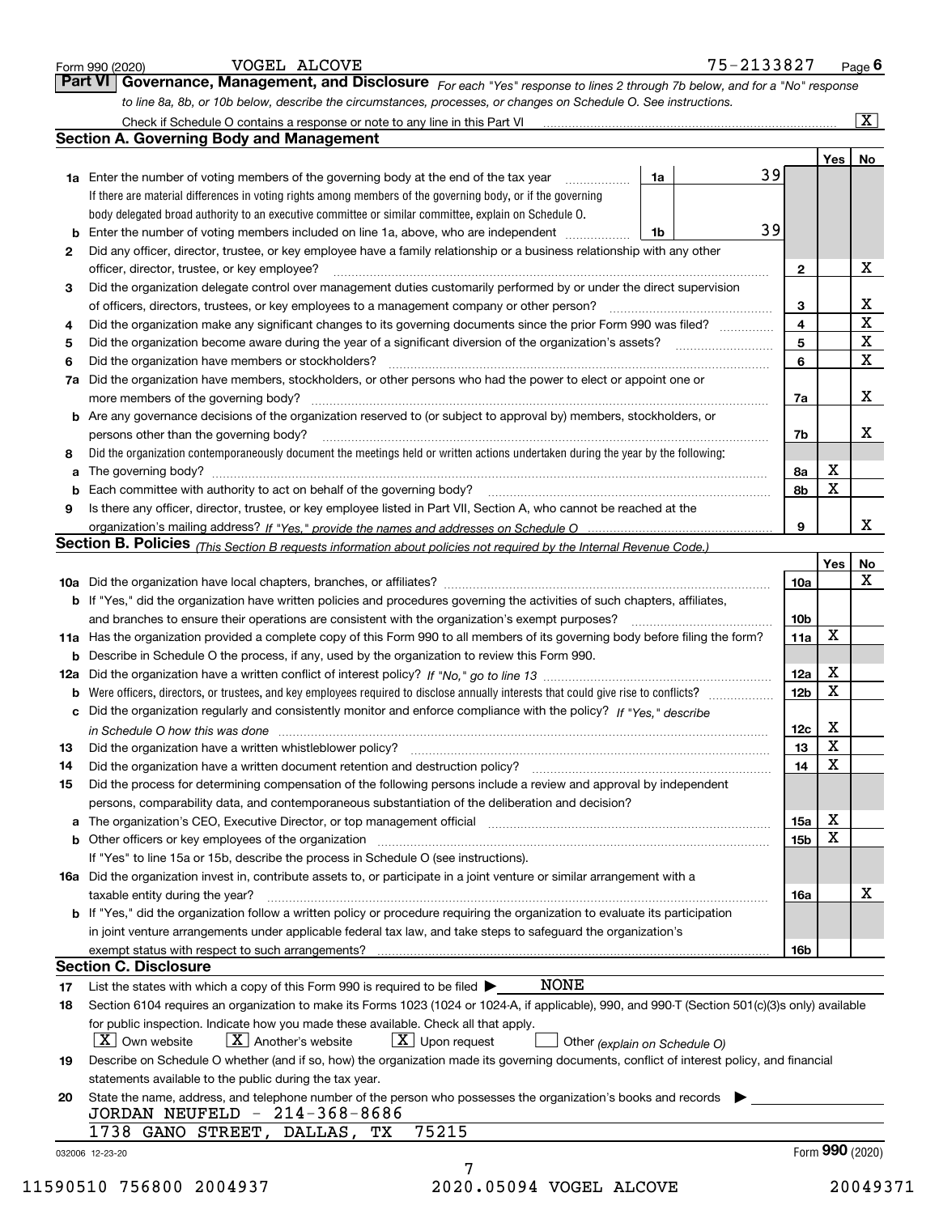Form 990 (2020) VOGEL ALCOVE 75-2133827 Page 6

## Part VI Governance, Management, and Disclosure

*For each "Yes" response to lines 2 through 7b below, and for a "No" response to line 8a, 8b, or 10b below, describe the circumstances, processes, or changes on Schedule O. See instructions.*

Check if Schedule O contains a response or note to any line in this Part VI ..... [X]

### Section A. Governing Body and Management

| | | | | Yes | No |
|---|---|---|---|---|---|
| **1a** | Enter the number of voting members of the governing body at the end of the tax year. If there are material differences in voting rights among members of the governing body, or if the governing body delegated broad authority to an executive committee or similar committee, explain on Schedule O. | 1a | 39 | | |
| **b** | Enter the number of voting members included on line 1a, above, who are independent | 1b | 39 | | |
| **2** | Did any officer, director, trustee, or key employee have a family relationship or a business relationship with any other officer, director, trustee, or key employee? | | 2 | | X |
| **3** | Did the organization delegate control over management duties customarily performed by or under the direct supervision of officers, directors, trustees, or key employees to a management company or other person? | | 3 | | X |
| **4** | Did the organization make any significant changes to its governing documents since the prior Form 990 was filed? | | 4 | | X |
| **5** | Did the organization become aware during the year of a significant diversion of the organization's assets? | | 5 | | X |
| **6** | Did the organization have members or stockholders? | | 6 | | X |
| **7a** | Did the organization have members, stockholders, or other persons who had the power to elect or appoint one or more members of the governing body? | | 7a | | X |
| **b** | Are any governance decisions of the organization reserved to (or subject to approval by) members, stockholders, or persons other than the governing body? | | 7b | | X |
| **8** | Did the organization contemporaneously document the meetings held or written actions undertaken during the year by the following: | | | | |
| **a** | The governing body? | | 8a | X | |
| **b** | Each committee with authority to act on behalf of the governing body? | | 8b | X | |
| **9** | Is there any officer, director, trustee, or key employee listed in Part VII, Section A, who cannot be reached at the organization's mailing address? *If "Yes," provide the names and addresses on Schedule O* | | 9 | | X |

### Section B. Policies *(This Section B requests information about policies not required by the Internal Revenue Code.)*

| | | | Yes | No |
|---|---|---|---|---|
| **10a** | Did the organization have local chapters, branches, or affiliates? | 10a | | X |
| **b** | If "Yes," did the organization have written policies and procedures governing the activities of such chapters, affiliates, and branches to ensure their operations are consistent with the organization's exempt purposes? | 10b | | |
| **11a** | Has the organization provided a complete copy of this Form 990 to all members of its governing body before filing the form? | 11a | X | |
| **b** | Describe in Schedule O the process, if any, used by the organization to review this Form 990. | | | |
| **12a** | Did the organization have a written conflict of interest policy? *If "No," go to line 13* | 12a | X | |
| **b** | Were officers, directors, or trustees, and key employees required to disclose annually interests that could give rise to conflicts? | 12b | X | |
| **c** | Did the organization regularly and consistently monitor and enforce compliance with the policy? *If "Yes," describe in Schedule O how this was done* | 12c | X | |
| **13** | Did the organization have a written whistleblower policy? | 13 | X | |
| **14** | Did the organization have a written document retention and destruction policy? | 14 | X | |
| **15** | Did the process for determining compensation of the following persons include a review and approval by independent persons, comparability data, and contemporaneous substantiation of the deliberation and decision? | | | |
| **a** | The organization's CEO, Executive Director, or top management official | 15a | X | |
| **b** | Other officers or key employees of the organization | 15b | X | |
| | If "Yes" to line 15a or 15b, describe the process in Schedule O (see instructions). | | | |
| **16a** | Did the organization invest in, contribute assets to, or participate in a joint venture or similar arrangement with a taxable entity during the year? | 16a | | X |
| **b** | If "Yes," did the organization follow a written policy or procedure requiring the organization to evaluate its participation in joint venture arrangements under applicable federal tax law, and take steps to safeguard the organization's exempt status with respect to such arrangements? | 16b | | |

### Section C. Disclosure

**17** List the states with which a copy of this Form 990 is required to be filed ▶ NONE

**18** Section 6104 requires an organization to make its Forms 1023 (1024 or 1024-A, if applicable), 990, and 990-T (Section 501(c)(3)s only) available for public inspection. Indicate how you made these available. Check all that apply.

[X] Own website [X] Another's website [X] Upon request [ ] Other *(explain on Schedule O)*

**19** Describe on Schedule O whether (and if so, how) the organization made its governing documents, conflict of interest policy, and financial statements available to the public during the tax year.

**20** State the name, address, and telephone number of the person who possesses the organization's books and records ▶

JORDAN NEUFELD - 214-368-8686
1738 GANO STREET, DALLAS, TX 75215

032006 12-23-20 Form **990** (2020)

11590510 756800 2004937 2020.05094 VOGEL ALCOVE 20049371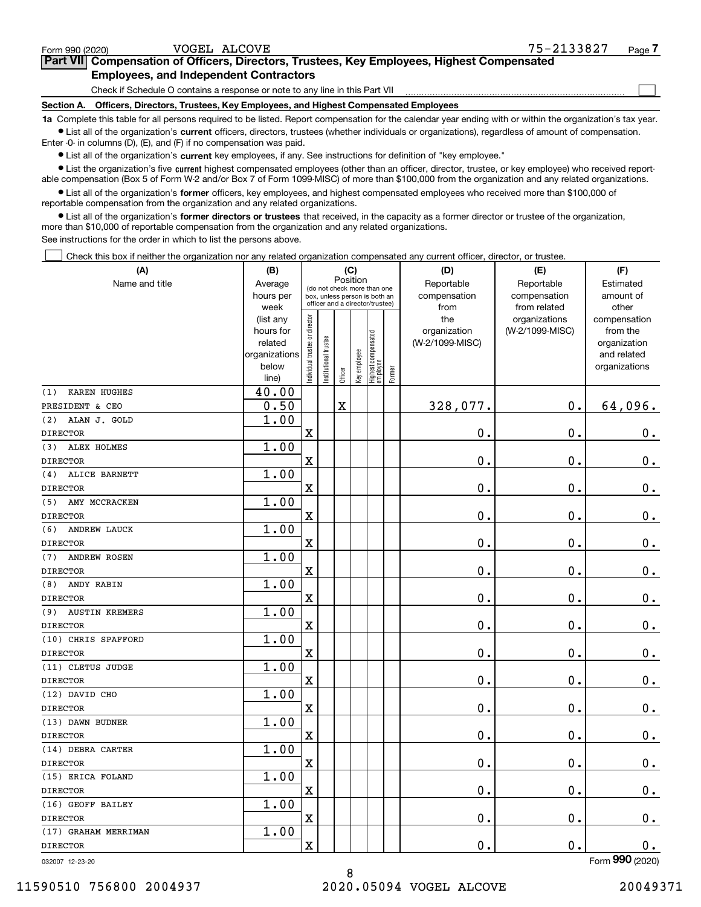Form 990 (2020) VOGEL ALCOVE 75-2133827 Page 7

## Part VII Compensation of Officers, Directors, Trustees, Key Employees, Highest Compensated Employees, and Independent Contractors

Check if Schedule O contains a response or note to any line in this Part VII ☐

### Section A. Officers, Directors, Trustees, Key Employees, and Highest Compensated Employees

**1a** Complete this table for all persons required to be listed. Report compensation for the calendar year ending with or within the organization's tax year.

- List all of the organization's **current** officers, directors, trustees (whether individuals or organizations), regardless of amount of compensation. Enter -0- in columns (D), (E), and (F) if no compensation was paid.
- List all of the organization's **current** key employees, if any. See instructions for definition of "key employee."
- List the organization's five **current** highest compensated employees (other than an officer, director, trustee, or key employee) who received reportable compensation (Box 5 of Form W-2 and/or Box 7 of Form 1099-MISC) of more than $100,000 from the organization and any related organizations.
- List all of the organization's **former** officers, key employees, and highest compensated employees who received more than $100,000 of reportable compensation from the organization and any related organizations.
- List all of the organization's **former directors or trustees** that received, in the capacity as a former director or trustee of the organization, more than $10,000 of reportable compensation from the organization and any related organizations.

See instructions for the order in which to list the persons above.

☐ Check this box if neither the organization nor any related organization compensated any current officer, director, or trustee.

| (A) Name and title | (B) Average hours per week (list any hours for related organizations below line) | (C) Position: Individual trustee or director | Institutional trustee | Officer | Key employee | Highest compensated employee | Former | (D) Reportable compensation from the organization (W-2/1099-MISC) | (E) Reportable compensation from related organizations (W-2/1099-MISC) | (F) Estimated amount of other compensation from the organization and related organizations |
|---|---|---|---|---|---|---|---|---|---|---|
| (1) KAREN HUGHES<br>PRESIDENT & CEO | 40.00<br>0.50 | | | X | | | | 328,077. | 0. | 64,096. |
| (2) ALAN J. GOLD<br>DIRECTOR | 1.00 | X | | | | | | 0. | 0. | 0. |
| (3) ALEX HOLMES<br>DIRECTOR | 1.00 | X | | | | | | 0. | 0. | 0. |
| (4) ALICE BARNETT<br>DIRECTOR | 1.00 | X | | | | | | 0. | 0. | 0. |
| (5) AMY MCCRACKEN<br>DIRECTOR | 1.00 | X | | | | | | 0. | 0. | 0. |
| (6) ANDREW LAUCK<br>DIRECTOR | 1.00 | X | | | | | | 0. | 0. | 0. |
| (7) ANDREW ROSEN<br>DIRECTOR | 1.00 | X | | | | | | 0. | 0. | 0. |
| (8) ANDY RABIN<br>DIRECTOR | 1.00 | X | | | | | | 0. | 0. | 0. |
| (9) AUSTIN KREMERS<br>DIRECTOR | 1.00 | X | | | | | | 0. | 0. | 0. |
| (10) CHRIS SPAFFORD<br>DIRECTOR | 1.00 | X | | | | | | 0. | 0. | 0. |
| (11) CLETUS JUDGE<br>DIRECTOR | 1.00 | X | | | | | | 0. | 0. | 0. |
| (12) DAVID CHO<br>DIRECTOR | 1.00 | X | | | | | | 0. | 0. | 0. |
| (13) DAWN BUDNER<br>DIRECTOR | 1.00 | X | | | | | | 0. | 0. | 0. |
| (14) DEBRA CARTER<br>DIRECTOR | 1.00 | X | | | | | | 0. | 0. | 0. |
| (15) ERICA FOLAND<br>DIRECTOR | 1.00 | X | | | | | | 0. | 0. | 0. |
| (16) GEOFF BAILEY<br>DIRECTOR | 1.00 | X | | | | | | 0. | 0. | 0. |
| (17) GRAHAM MERRIMAN<br>DIRECTOR | 1.00 | X | | | | | | 0. | 0. | 0. |

032007 12-23-20 Form 990 (2020)

11590510 756800 2004937 2020.05094 VOGEL ALCOVE 20049371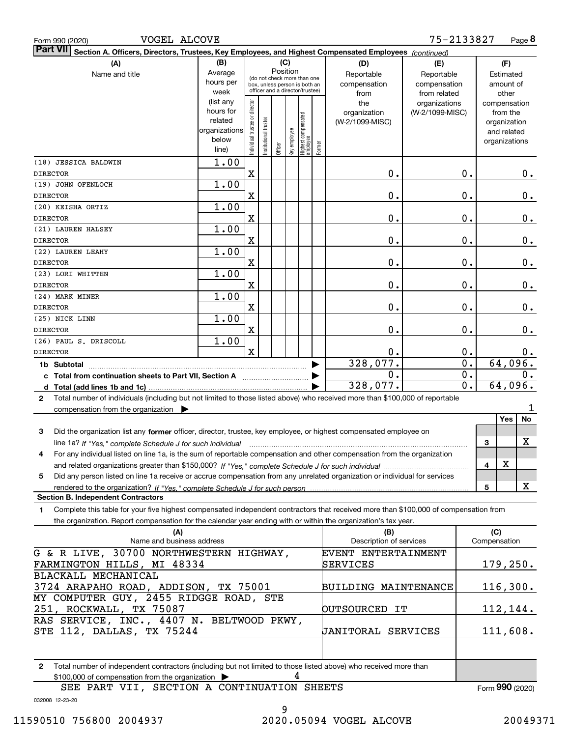Form 990 (2020) VOGEL ALCOVE 75-2133827

**Part VII Section A. Officers, Directors, Trustees, Key Employees, and Highest Compensated Employees** *(continued)*

| (A) Name and title | (B) Average hours per week (list any hours for related organizations below line) | (C) Position: Individual trustee or director | Institutional trustee | Officer | Key employee | Highest compensated employee | Former | (D) Reportable compensation from the organization (W-2/1099-MISC) | (E) Reportable compensation from related organizations (W-2/1099-MISC) | (F) Estimated amount of other compensation from the organization and related organizations |
|---|---|---|---|---|---|---|---|---|---|---|
| (18) JESSICA BALDWIN DIRECTOR | 1.00 | X | | | | | | 0. | 0. | 0. |
| (19) JOHN OFENLOCH DIRECTOR | 1.00 | X | | | | | | 0. | 0. | 0. |
| (20) KEISHA ORTIZ DIRECTOR | 1.00 | X | | | | | | 0. | 0. | 0. |
| (21) LAUREN HALSEY DIRECTOR | 1.00 | X | | | | | | 0. | 0. | 0. |
| (22) LAUREN LEAHY DIRECTOR | 1.00 | X | | | | | | 0. | 0. | 0. |
| (23) LORI WHITTEN DIRECTOR | 1.00 | X | | | | | | 0. | 0. | 0. |
| (24) MARK MINER DIRECTOR | 1.00 | X | | | | | | 0. | 0. | 0. |
| (25) NICK LINN DIRECTOR | 1.00 | X | | | | | | 0. | 0. | 0. |
| (26) PAUL S. DRISCOLL DIRECTOR | 1.00 | X | | | | | | 0. | 0. | 0. |
| **1b Subtotal** | | | | | | | | 328,077. | 0. | 64,096. |
| **c Total from continuation sheets to Part VII, Section A** | | | | | | | | 0. | 0. | 0. |
| **d Total (add lines 1b and 1c)** | | | | | | | | 328,077. | 0. | 64,096. |

2 Total number of individuals (including but not limited to those listed above) who received more than $100,000 of reportable compensation from the organization ▶ 1

| | | Yes | No |
|---|---|---|---|
| 3 Did the organization list any **former** officer, director, trustee, key employee, or highest compensated employee on line 1a? *If "Yes," complete Schedule J for such individual* | 3 | | X |
| 4 For any individual listed on line 1a, is the sum of reportable compensation and other compensation from the organization and related organizations greater than $150,000? *If "Yes," complete Schedule J for such individual* | 4 | X | |
| 5 Did any person listed on line 1a receive or accrue compensation from any unrelated organization or individual for services rendered to the organization? *If "Yes," complete Schedule J for such person* | 5 | | X |

**Section B. Independent Contractors**

1 Complete this table for your five highest compensated independent contractors that received more than $100,000 of compensation from the organization. Report compensation for the calendar year ending with or within the organization's tax year.

| (A) Name and business address | (B) Description of services | (C) Compensation |
|---|---|---|
| G & R LIVE, 30700 NORTHWESTERN HIGHWAY, FARMINGTON HILLS, MI 48334 | EVENT ENTERTAINMENT SERVICES | 179,250. |
| BLACKALL MECHANICAL 3724 ARAPAHO ROAD, ADDISON, TX 75001 | BUILDING MAINTENANCE | 116,300. |
| MY COMPUTER GUY, 2455 RIDGGE ROAD, STE 251, ROCKWALL, TX 75087 | OUTSOURCED IT | 112,144. |
| RAS SERVICE, INC., 4407 N. BELTWOOD PKWY, STE 112, DALLAS, TX 75244 | JANITORAL SERVICES | 111,608. |
| | | |

2 Total number of independent contractors (including but not limited to those listed above) who received more than $100,000 of compensation from the organization ▶ 4

SEE PART VII, SECTION A CONTINUATION SHEETS

Form **990** (2020)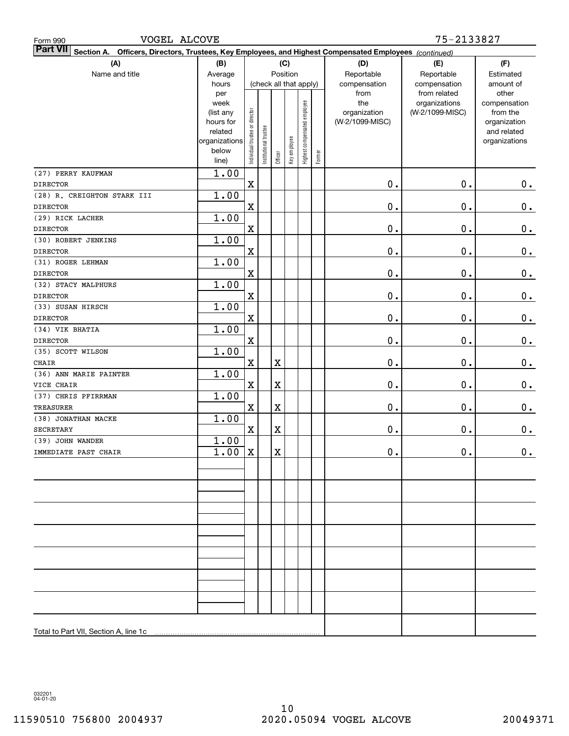Form 990 VOGEL ALCOVE 75-2133827

**Part VII Section A. Officers, Directors, Trustees, Key Employees, and Highest Compensated Employees** *(continued)*

| (A) Name and title | (B) Average hours per week (list any hours for related organizations below line) | (C) Position (check all that apply): Individual trustee or director | Institutional trustee | Officer | Key employee | Highest compensated employee | Former | (D) Reportable compensation from the organization (W-2/1099-MISC) | (E) Reportable compensation from related organizations (W-2/1099-MISC) | (F) Estimated amount of other compensation from the organization and related organizations |
|---|---|---|---|---|---|---|---|---|---|---|
| (27) PERRY KAUFMAN<br>DIRECTOR | 1.00 | X | | | | | | 0. | 0. | 0. |
| (28) R. CREIGHTON STARK III<br>DIRECTOR | 1.00 | X | | | | | | 0. | 0. | 0. |
| (29) RICK LACHER<br>DIRECTOR | 1.00 | X | | | | | | 0. | 0. | 0. |
| (30) ROBERT JENKINS<br>DIRECTOR | 1.00 | X | | | | | | 0. | 0. | 0. |
| (31) ROGER LEHMAN<br>DIRECTOR | 1.00 | X | | | | | | 0. | 0. | 0. |
| (32) STACY MALPHURS<br>DIRECTOR | 1.00 | X | | | | | | 0. | 0. | 0. |
| (33) SUSAN HIRSCH<br>DIRECTOR | 1.00 | X | | | | | | 0. | 0. | 0. |
| (34) VIK BHATIA<br>DIRECTOR | 1.00 | X | | | | | | 0. | 0. | 0. |
| (35) SCOTT WILSON<br>CHAIR | 1.00 | X | | X | | | | 0. | 0. | 0. |
| (36) ANN MARIE PAINTER<br>VICE CHAIR | 1.00 | X | | X | | | | 0. | 0. | 0. |
| (37) CHRIS PFIRRMAN<br>TREASURER | 1.00 | X | | X | | | | 0. | 0. | 0. |
| (38) JONATHAN MACKE<br>SECRETARY | 1.00 | X | | X | | | | 0. | 0. | 0. |
| (39) JOHN WANDER<br>IMMEDIATE PAST CHAIR | 1.00<br>1.00 | X | | X | | | | 0. | 0. | 0. |
| | | | | | | | | | | |
| | | | | | | | | | | |
| | | | | | | | | | | |
| | | | | | | | | | | |
| | | | | | | | | | | |
| | | | | | | | | | | |
| | | | | | | | | | | |
| Total to Part VII, Section A, line 1c | | | | | | | | | | |

032201 04-01-20

11590510 756800 2004937 2020.05094 VOGEL ALCOVE 20049371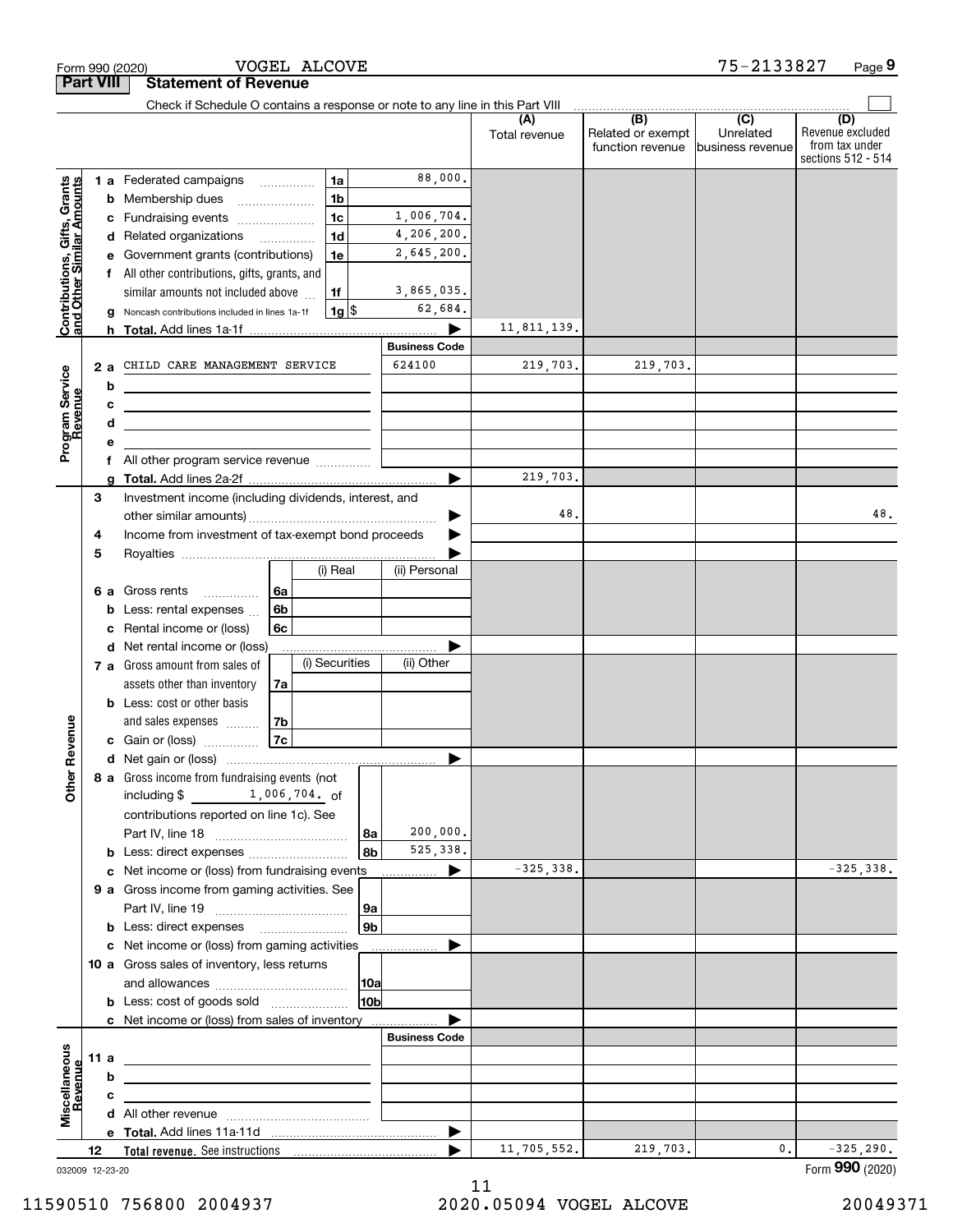Form 990 (2020) VOGEL ALCOVE 75-2133827 Page 9

**Part VIII Statement of Revenue**

Check if Schedule O contains a response or note to any line in this Part VIII

| | | | (A) Total revenue | (B) Related or exempt function revenue | (C) Unrelated business revenue | (D) Revenue excluded from tax under sections 512 - 514 |
|---|---|---|---|---|---|---|
| **Contributions, Gifts, Grants and Other Similar Amounts** | | | | | | |
| 1 a Federated campaigns | 1a | 88,000. | | | | |
| b Membership dues | 1b | | | | | |
| c Fundraising events | 1c | 1,006,704. | | | | |
| d Related organizations | 1d | 4,206,200. | | | | |
| e Government grants (contributions) | 1e | 2,645,200. | | | | |
| f All other contributions, gifts, grants, and similar amounts not included above | 1f | 3,865,035. | | | | |
| g Noncash contributions included in lines 1a-1f | 1g $ | 62,684. | | | | |
| h **Total.** Add lines 1a-1f | | ▶ | 11,811,139. | | | |
| **Program Service Revenue** | | Business Code | | | | |
| 2 a CHILD CARE MANAGEMENT SERVICE | | 624100 | 219,703. | 219,703. | | |
| b | | | | | | |
| c | | | | | | |
| d | | | | | | |
| e | | | | | | |
| f All other program service revenue | | | | | | |
| g **Total.** Add lines 2a-2f | | ▶ | 219,703. | | | |
| **Other Revenue** | | | | | | |
| 3 Investment income (including dividends, interest, and other similar amounts) | | ▶ | 48. | | | 48. |
| 4 Income from investment of tax-exempt bond proceeds | | ▶ | | | | |
| 5 Royalties | | ▶ | | | | |
| | (i) Real | (ii) Personal | | | | |
| 6 a Gross rents (6a) | | | | | | |
| b Less: rental expenses (6b) | | | | | | |
| c Rental income or (loss) (6c) | | | | | | |
| d Net rental income or (loss) | | ▶ | | | | |
| | (i) Securities | (ii) Other | | | | |
| 7 a Gross amount from sales of assets other than inventory (7a) | | | | | | |
| b Less: cost or other basis and sales expenses (7b) | | | | | | |
| c Gain or (loss) (7c) | | | | | | |
| d Net gain or (loss) | | ▶ | | | | |
| 8 a Gross income from fundraising events (not including $ 1,006,704. of contributions reported on line 1c). See Part IV, line 18 | 8a | 200,000. | | | | |
| b Less: direct expenses | 8b | 525,338. | | | | |
| c Net income or (loss) from fundraising events | | ▶ | -325,338. | | | -325,338. |
| 9 a Gross income from gaming activities. See Part IV, line 19 | 9a | | | | | |
| b Less: direct expenses | 9b | | | | | |
| c Net income or (loss) from gaming activities | | ▶ | | | | |
| 10 a Gross sales of inventory, less returns and allowances | 10a | | | | | |
| b Less: cost of goods sold | 10b | | | | | |
| c Net income or (loss) from sales of inventory | | ▶ | | | | |
| **Miscellaneous Revenue** | | Business Code | | | | |
| 11 a | | | | | | |
| b | | | | | | |
| c | | | | | | |
| d All other revenue | | | | | | |
| e **Total.** Add lines 11a-11d | | ▶ | | | | |
| 12 **Total revenue.** See instructions | | ▶ | 11,705,552. | 219,703. | 0. | -325,290. |

032009 12-23-20 Form **990** (2020)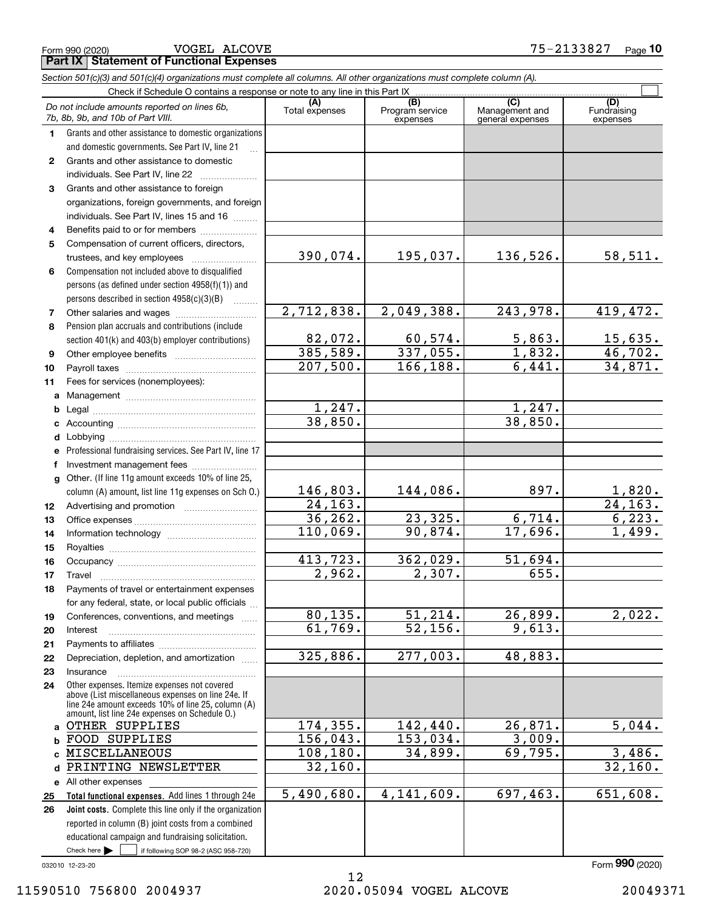Form 990 (2020) VOGEL ALCOVE 75-2133827

## Part IX Statement of Functional Expenses

*Section 501(c)(3) and 501(c)(4) organizations must complete all columns. All other organizations must complete column (A).*

Check if Schedule O contains a response or note to any line in this Part IX

| *Do not include amounts reported on lines 6b, 7b, 8b, 9b, and 10b of Part VIII.* | (A) Total expenses | (B) Program service expenses | (C) Management and general expenses | (D) Fundraising expenses |
|---|---|---|---|---|
| **1** Grants and other assistance to domestic organizations and domestic governments. See Part IV, line 21 | | | | |
| **2** Grants and other assistance to domestic individuals. See Part IV, line 22 | | | | |
| **3** Grants and other assistance to foreign organizations, foreign governments, and foreign individuals. See Part IV, lines 15 and 16 | | | | |
| **4** Benefits paid to or for members | | | | |
| **5** Compensation of current officers, directors, trustees, and key employees | 390,074. | 195,037. | 136,526. | 58,511. |
| **6** Compensation not included above to disqualified persons (as defined under section 4958(f)(1)) and persons described in section 4958(c)(3)(B) | | | | |
| **7** Other salaries and wages | 2,712,838. | 2,049,388. | 243,978. | 419,472. |
| **8** Pension plan accruals and contributions (include section 401(k) and 403(b) employer contributions) | 82,072. | 60,574. | 5,863. | 15,635. |
| **9** Other employee benefits | 385,589. | 337,055. | 1,832. | 46,702. |
| **10** Payroll taxes | 207,500. | 166,188. | 6,441. | 34,871. |
| **11** Fees for services (nonemployees): | | | | |
| **a** Management | | | | |
| **b** Legal | 1,247. | | 1,247. | |
| **c** Accounting | 38,850. | | 38,850. | |
| **d** Lobbying | | | | |
| **e** Professional fundraising services. See Part IV, line 17 | | | | |
| **f** Investment management fees | | | | |
| **g** Other. (If line 11g amount exceeds 10% of line 25, column (A) amount, list line 11g expenses on Sch O.) | 146,803. | 144,086. | 897. | 1,820. |
| **12** Advertising and promotion | 24,163. | | | 24,163. |
| **13** Office expenses | 36,262. | 23,325. | 6,714. | 6,223. |
| **14** Information technology | 110,069. | 90,874. | 17,696. | 1,499. |
| **15** Royalties | | | | |
| **16** Occupancy | 413,723. | 362,029. | 51,694. | |
| **17** Travel | 2,962. | 2,307. | 655. | |
| **18** Payments of travel or entertainment expenses for any federal, state, or local public officials | | | | |
| **19** Conferences, conventions, and meetings | 80,135. | 51,214. | 26,899. | 2,022. |
| **20** Interest | 61,769. | 52,156. | 9,613. | |
| **21** Payments to affiliates | | | | |
| **22** Depreciation, depletion, and amortization | 325,886. | 277,003. | 48,883. | |
| **23** Insurance | | | | |
| **24** Other expenses. Itemize expenses not covered above (List miscellaneous expenses on line 24e. If line 24e amount exceeds 10% of line 25, column (A) amount, list line 24e expenses on Schedule O.) | | | | |
| **a** OTHER SUPPLIES | 174,355. | 142,440. | 26,871. | 5,044. |
| **b** FOOD SUPPLIES | 156,043. | 153,034. | 3,009. | |
| **c** MISCELLANEOUS | 108,180. | 34,899. | 69,795. | 3,486. |
| **d** PRINTING NEWSLETTER | 32,160. | | | 32,160. |
| **e** All other expenses | | | | |
| **25** **Total functional expenses.** Add lines 1 through 24e | 5,490,680. | 4,141,609. | 697,463. | 651,608. |
| **26** **Joint costs.** Complete this line only if the organization reported in column (B) joint costs from a combined educational campaign and fundraising solicitation. Check here ☐ if following SOP 98-2 (ASC 958-720) | | | | |

032010 12-23-20

Form **990** (2020)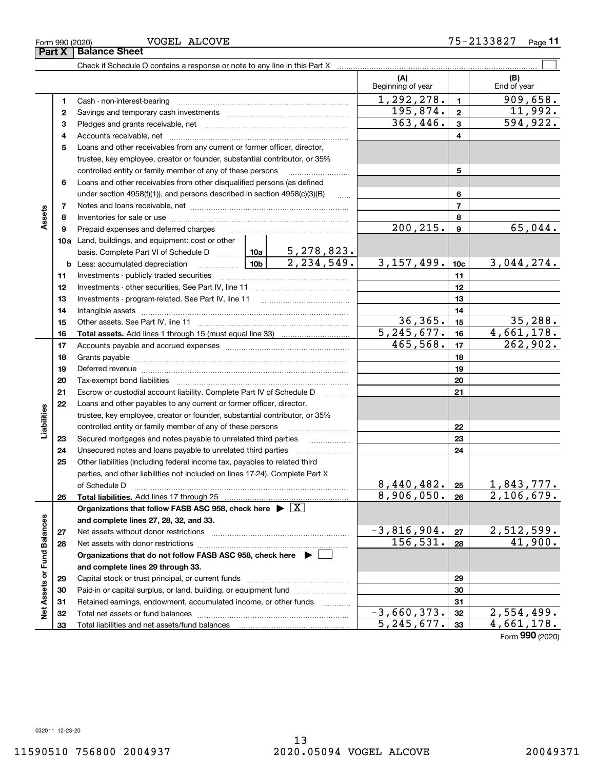Form 990 (2020) VOGEL ALCOVE 75-2133827

## Part X Balance Sheet

Check if Schedule O contains a response or note to any line in this Part X

| | | | | (A) Beginning of year | | (B) End of year |
|---|---|---|---|---|---|---|
| **Assets** | 1 | Cash - non-interest-bearing | | 1,292,278. | 1 | 909,658. |
| | 2 | Savings and temporary cash investments | | 195,874. | 2 | 11,992. |
| | 3 | Pledges and grants receivable, net | | 363,446. | 3 | 594,922. |
| | 4 | Accounts receivable, net | | | 4 | |
| | 5 | Loans and other receivables from any current or former officer, director, trustee, key employee, creator or founder, substantial contributor, or 35% controlled entity or family member of any of these persons | | | 5 | |
| | 6 | Loans and other receivables from other disqualified persons (as defined under section 4958(f)(1)), and persons described in section 4958(c)(3)(B) | | | 6 | |
| | 7 | Notes and loans receivable, net | | | 7 | |
| | 8 | Inventories for sale or use | | | 8 | |
| | 9 | Prepaid expenses and deferred charges | | 200,215. | 9 | 65,044. |
| | 10a | Land, buildings, and equipment: cost or other basis. Complete Part VI of Schedule D | 10a 5,278,823. | | | |
| | b | Less: accumulated depreciation | 10b 2,234,549. | 3,157,499. | 10c | 3,044,274. |
| | 11 | Investments - publicly traded securities | | | 11 | |
| | 12 | Investments - other securities. See Part IV, line 11 | | | 12 | |
| | 13 | Investments - program-related. See Part IV, line 11 | | | 13 | |
| | 14 | Intangible assets | | | 14 | |
| | 15 | Other assets. See Part IV, line 11 | | 36,365. | 15 | 35,288. |
| | 16 | **Total assets.** Add lines 1 through 15 (must equal line 33) | | 5,245,677. | 16 | 4,661,178. |
| **Liabilities** | 17 | Accounts payable and accrued expenses | | 465,568. | 17 | 262,902. |
| | 18 | Grants payable | | | 18 | |
| | 19 | Deferred revenue | | | 19 | |
| | 20 | Tax-exempt bond liabilities | | | 20 | |
| | 21 | Escrow or custodial account liability. Complete Part IV of Schedule D | | | 21 | |
| | 22 | Loans and other payables to any current or former officer, director, trustee, key employee, creator or founder, substantial contributor, or 35% controlled entity or family member of any of these persons | | | 22 | |
| | 23 | Secured mortgages and notes payable to unrelated third parties | | | 23 | |
| | 24 | Unsecured notes and loans payable to unrelated third parties | | | 24 | |
| | 25 | Other liabilities (including federal income tax, payables to related third parties, and other liabilities not included on lines 17-24). Complete Part X of Schedule D | | 8,440,482. | 25 | 1,843,777. |
| | 26 | **Total liabilities.** Add lines 17 through 25 | | 8,906,050. | 26 | 2,106,679. |
| **Net Assets or Fund Balances** | | **Organizations that follow FASB ASC 958, check here ▶ [X] and complete lines 27, 28, 32, and 33.** | | | | |
| | 27 | Net assets without donor restrictions | | -3,816,904. | 27 | 2,512,599. |
| | 28 | Net assets with donor restrictions | | 156,531. | 28 | 41,900. |
| | | **Organizations that do not follow FASB ASC 958, check here ▶ [ ] and complete lines 29 through 33.** | | | | |
| | 29 | Capital stock or trust principal, or current funds | | | 29 | |
| | 30 | Paid-in or capital surplus, or land, building, or equipment fund | | | 30 | |
| | 31 | Retained earnings, endowment, accumulated income, or other funds | | | 31 | |
| | 32 | Total net assets or fund balances | | -3,660,373. | 32 | 2,554,499. |
| | 33 | Total liabilities and net assets/fund balances | | 5,245,677. | 33 | 4,661,178. |

Form **990** (2020)

032011 12-23-20

11590510 756800 2004937 2020.05094 VOGEL ALCOVE 20049371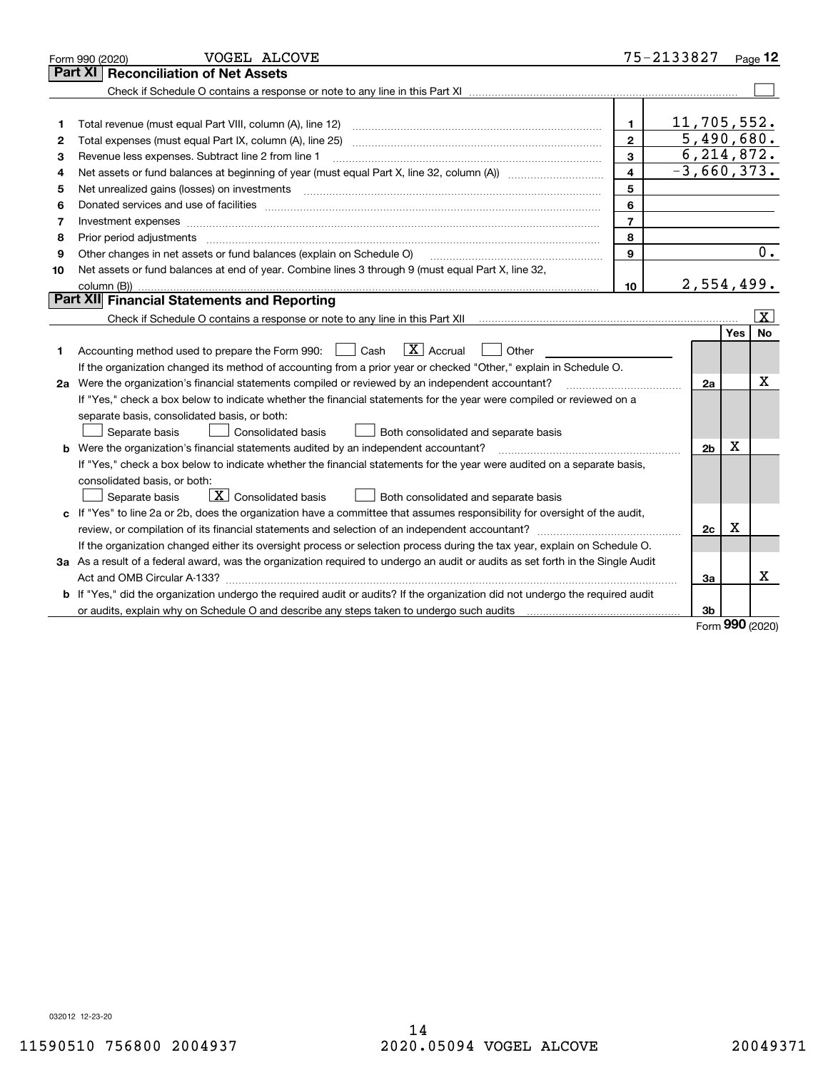Form 990 (2020) VOGEL ALCOVE 75-2133827 Page 12

## Part XI Reconciliation of Net Assets

Check if Schedule O contains a response or note to any line in this Part XI ☐

| | | | |
|---|---|---|---|
| 1 | Total revenue (must equal Part VIII, column (A), line 12) | 1 | 11,705,552. |
| 2 | Total expenses (must equal Part IX, column (A), line 25) | 2 | 5,490,680. |
| 3 | Revenue less expenses. Subtract line 2 from line 1 | 3 | 6,214,872. |
| 4 | Net assets or fund balances at beginning of year (must equal Part X, line 32, column (A)) | 4 | -3,660,373. |
| 5 | Net unrealized gains (losses) on investments | 5 | |
| 6 | Donated services and use of facilities | 6 | |
| 7 | Investment expenses | 7 | |
| 8 | Prior period adjustments | 8 | |
| 9 | Other changes in net assets or fund balances (explain on Schedule O) | 9 | 0. |
| 10 | Net assets or fund balances at end of year. Combine lines 3 through 9 (must equal Part X, line 32, column (B)) | 10 | 2,554,499. |

## Part XII Financial Statements and Reporting

Check if Schedule O contains a response or note to any line in this Part XII ☒

| | | | Yes | No |
|---|---|---|---|---|
| 1 | Accounting method used to prepare the Form 990: ☐ Cash ☒ Accrual ☐ Other<br>If the organization changed its method of accounting from a prior year or checked "Other," explain in Schedule O. | | | |
| 2a | Were the organization's financial statements compiled or reviewed by an independent accountant?<br>If "Yes," check a box below to indicate whether the financial statements for the year were compiled or reviewed on a separate basis, consolidated basis, or both:<br>☐ Separate basis ☐ Consolidated basis ☐ Both consolidated and separate basis | 2a | | X |
| b | Were the organization's financial statements audited by an independent accountant?<br>If "Yes," check a box below to indicate whether the financial statements for the year were audited on a separate basis, consolidated basis, or both:<br>☐ Separate basis ☒ Consolidated basis ☐ Both consolidated and separate basis | 2b | X | |
| c | If "Yes" to line 2a or 2b, does the organization have a committee that assumes responsibility for oversight of the audit, review, or compilation of its financial statements and selection of an independent accountant?<br>If the organization changed either its oversight process or selection process during the tax year, explain on Schedule O. | 2c | X | |
| 3a | As a result of a federal award, was the organization required to undergo an audit or audits as set forth in the Single Audit Act and OMB Circular A-133? | 3a | | X |
| b | If "Yes," did the organization undergo the required audit or audits? If the organization did not undergo the required audit or audits, explain why on Schedule O and describe any steps taken to undergo such audits | 3b | | |

Form 990 (2020)

032012 12-23-20

11590510 756800 2004937 2020.05094 VOGEL ALCOVE 20049371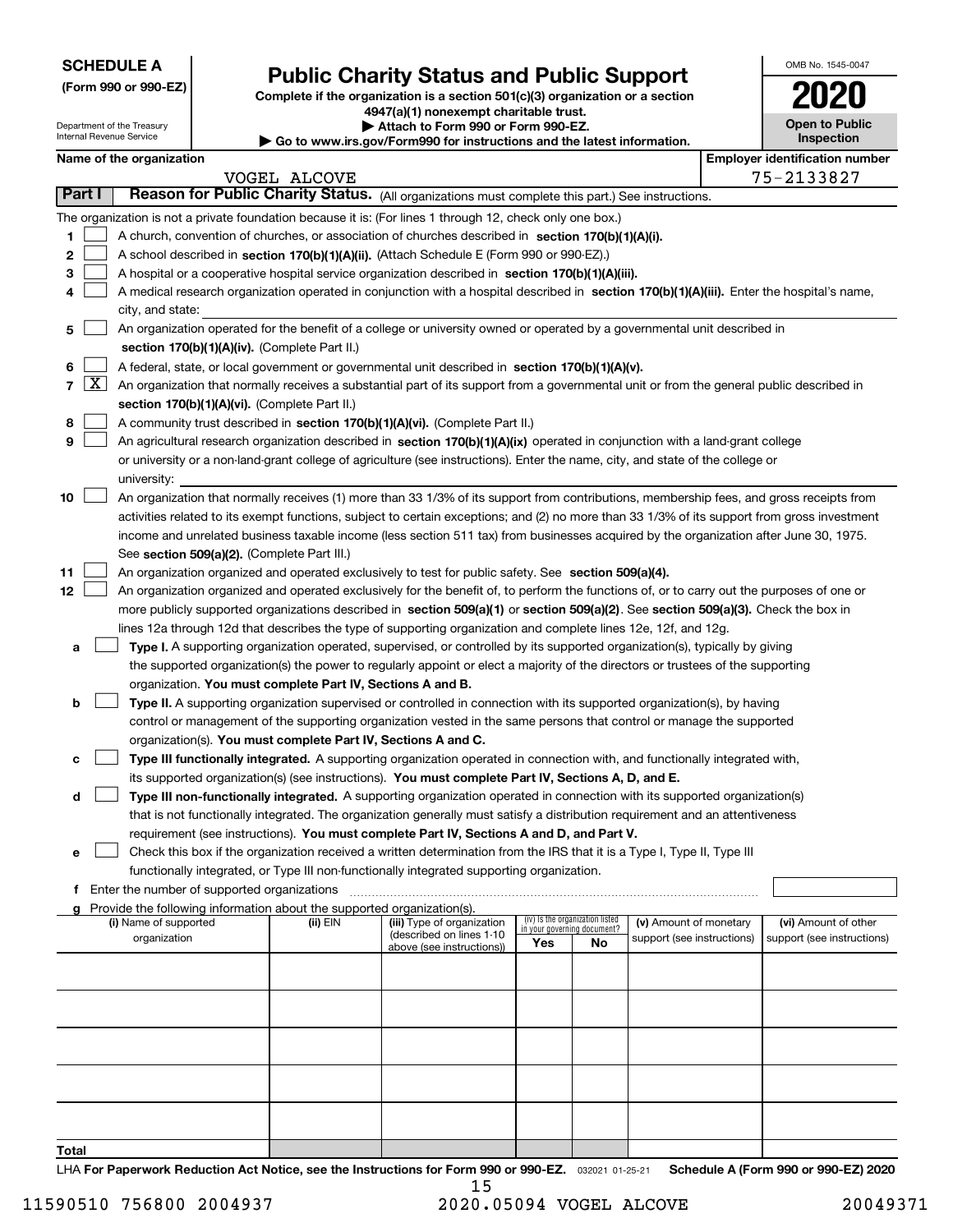**SCHEDULE A**
**(Form 990 or 990-EZ)**

Department of the Treasury
Internal Revenue Service

# Public Charity Status and Public Support

**Complete if the organization is a section 501(c)(3) organization or a section 4947(a)(1) nonexempt charitable trust.**
**▶ Attach to Form 990 or Form 990-EZ.**
**▶ Go to www.irs.gov/Form990 for instructions and the latest information.**

OMB No. 1545-0047

**2020**

**Open to Public Inspection**

**Name of the organization:** VOGEL ALCOVE

**Employer identification number:** 75-2133827

## Part I — Reason for Public Charity Status. (All organizations must complete this part.) See instructions.

The organization is not a private foundation because it is: (For lines 1 through 12, check only one box.)

1. ☐ A church, convention of churches, or association of churches described in **section 170(b)(1)(A)(i).**
2. ☐ A school described in **section 170(b)(1)(A)(ii).** (Attach Schedule E (Form 990 or 990-EZ).)
3. ☐ A hospital or a cooperative hospital service organization described in **section 170(b)(1)(A)(iii).**
4. ☐ A medical research organization operated in conjunction with a hospital described in **section 170(b)(1)(A)(iii).** Enter the hospital's name, city, and state:
5. ☐ An organization operated for the benefit of a college or university owned or operated by a governmental unit described in **section 170(b)(1)(A)(iv).** (Complete Part II.)
6. ☐ A federal, state, or local government or governmental unit described in **section 170(b)(1)(A)(v).**
7. ☒ An organization that normally receives a substantial part of its support from a governmental unit or from the general public described in **section 170(b)(1)(A)(vi).** (Complete Part II.)
8. ☐ A community trust described in **section 170(b)(1)(A)(vi).** (Complete Part II.)
9. ☐ An agricultural research organization described in **section 170(b)(1)(A)(ix)** operated in conjunction with a land-grant college or university or a non-land-grant college of agriculture (see instructions). Enter the name, city, and state of the college or university:
10. ☐ An organization that normally receives (1) more than 33 1/3% of its support from contributions, membership fees, and gross receipts from activities related to its exempt functions, subject to certain exceptions; and (2) no more than 33 1/3% of its support from gross investment income and unrelated business taxable income (less section 511 tax) from businesses acquired by the organization after June 30, 1975. See **section 509(a)(2).** (Complete Part III.)
11. ☐ An organization organized and operated exclusively to test for public safety. See **section 509(a)(4).**
12. ☐ An organization organized and operated exclusively for the benefit of, to perform the functions of, or to carry out the purposes of one or more publicly supported organizations described in **section 509(a)(1)** or **section 509(a)(2)**. See **section 509(a)(3).** Check the box in lines 12a through 12d that describes the type of supporting organization and complete lines 12e, 12f, and 12g.
   - **a** ☐ **Type I.** A supporting organization operated, supervised, or controlled by its supported organization(s), typically by giving the supported organization(s) the power to regularly appoint or elect a majority of the directors or trustees of the supporting organization. **You must complete Part IV, Sections A and B.**
   - **b** ☐ **Type II.** A supporting organization supervised or controlled in connection with its supported organization(s), by having control or management of the supporting organization vested in the same persons that control or manage the supported organization(s). **You must complete Part IV, Sections A and C.**
   - **c** ☐ **Type III functionally integrated.** A supporting organization operated in connection with, and functionally integrated with, its supported organization(s) (see instructions). **You must complete Part IV, Sections A, D, and E.**
   - **d** ☐ **Type III non-functionally integrated.** A supporting organization operated in connection with its supported organization(s) that is not functionally integrated. The organization generally must satisfy a distribution requirement and an attentiveness requirement (see instructions). **You must complete Part IV, Sections A and D, and Part V.**
   - **e** ☐ Check this box if the organization received a written determination from the IRS that it is a Type I, Type II, Type III functionally integrated, or Type III non-functionally integrated supporting organization.
   - **f** Enter the number of supported organizations
   - **g** Provide the following information about the supported organization(s).

| (i) Name of supported organization | (ii) EIN | (iii) Type of organization (described on lines 1-10 above (see instructions)) | (iv) Is the organization listed in your governing document? Yes | No | (v) Amount of monetary support (see instructions) | (vi) Amount of other support (see instructions) |
|---|---|---|---|---|---|---|
| | | | | | | |
| | | | | | | |
| | | | | | | |
| | | | | | | |
| | | | | | | |
| **Total** | | | | | | |

LHA **For Paperwork Reduction Act Notice, see the Instructions for Form 990 or 990-EZ.** 032021 01-25-21 **Schedule A (Form 990 or 990-EZ) 2020**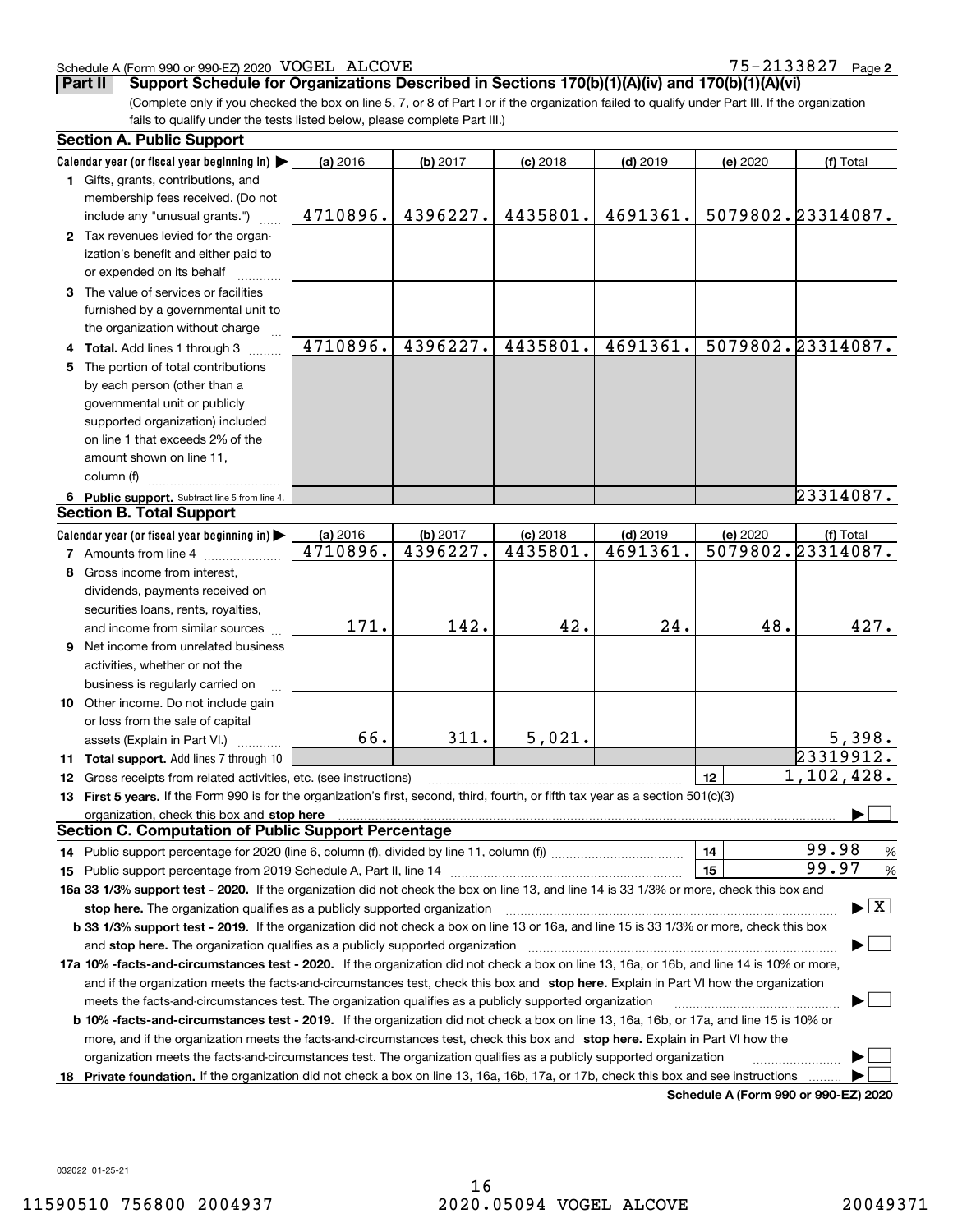Schedule A (Form 990 or 990-EZ) 2020 VOGEL ALCOVE 75-2133827 Page 2

**Part II Support Schedule for Organizations Described in Sections 170(b)(1)(A)(iv) and 170(b)(1)(A)(vi)**

(Complete only if you checked the box on line 5, 7, or 8 of Part I or if the organization failed to qualify under Part III. If the organization fails to qualify under the tests listed below, please complete Part III.)

## Section A. Public Support

| Calendar year (or fiscal year beginning in) ▶ | (a) 2016 | (b) 2017 | (c) 2018 | (d) 2019 | (e) 2020 | (f) Total |
|---|---|---|---|---|---|---|
| **1** Gifts, grants, contributions, and membership fees received. (Do not include any "unusual grants.") | 4710896. | 4396227. | 4435801. | 4691361. | 5079802. | 23314087. |
| **2** Tax revenues levied for the organization's benefit and either paid to or expended on its behalf | | | | | | |
| **3** The value of services or facilities furnished by a governmental unit to the organization without charge | | | | | | |
| **4 Total.** Add lines 1 through 3 | 4710896. | 4396227. | 4435801. | 4691361. | 5079802. | 23314087. |
| **5** The portion of total contributions by each person (other than a governmental unit or publicly supported organization) included on line 1 that exceeds 2% of the amount shown on line 11, column (f) | | | | | | |
| **6 Public support.** Subtract line 5 from line 4. | | | | | | 23314087. |

## Section B. Total Support

| Calendar year (or fiscal year beginning in) ▶ | (a) 2016 | (b) 2017 | (c) 2018 | (d) 2019 | (e) 2020 | (f) Total |
|---|---|---|---|---|---|---|
| **7** Amounts from line 4 | 4710896. | 4396227. | 4435801. | 4691361. | 5079802. | 23314087. |
| **8** Gross income from interest, dividends, payments received on securities loans, rents, royalties, and income from similar sources | 171. | 142. | 42. | 24. | 48. | 427. |
| **9** Net income from unrelated business activities, whether or not the business is regularly carried on | | | | | | |
| **10** Other income. Do not include gain or loss from the sale of capital assets (Explain in Part VI.) | 66. | 311. | 5,021. | | | 5,398. |
| **11 Total support.** Add lines 7 through 10 | | | | | | 23319912. |

**12** Gross receipts from related activities, etc. (see instructions) — **12** — 1,102,428.

**13 First 5 years.** If the Form 990 is for the organization's first, second, third, fourth, or fifth tax year as a section 501(c)(3) organization, check this box and **stop here** ▶ ☐

## Section C. Computation of Public Support Percentage

**14** Public support percentage for 2020 (line 6, column (f), divided by line 11, column (f)) — **14** — 99.98 %

**15** Public support percentage from 2019 Schedule A, Part II, line 14 — **15** — 99.97 %

**16a 33 1/3% support test - 2020.** If the organization did not check the box on line 13, and line 14 is 33 1/3% or more, check this box and **stop here.** The organization qualifies as a publicly supported organization ▶ ☒

**b 33 1/3% support test - 2019.** If the organization did not check a box on line 13 or 16a, and line 15 is 33 1/3% or more, check this box and **stop here.** The organization qualifies as a publicly supported organization ▶ ☐

**17a 10% -facts-and-circumstances test - 2020.** If the organization did not check a box on line 13, 16a, or 16b, and line 14 is 10% or more, and if the organization meets the facts-and-circumstances test, check this box and **stop here.** Explain in Part VI how the organization meets the facts-and-circumstances test. The organization qualifies as a publicly supported organization ▶ ☐

**b 10% -facts-and-circumstances test - 2019.** If the organization did not check a box on line 13, 16a, 16b, or 17a, and line 15 is 10% or more, and if the organization meets the facts-and-circumstances test, check this box and **stop here.** Explain in Part VI how the organization meets the facts-and-circumstances test. The organization qualifies as a publicly supported organization ▶ ☐

**18 Private foundation.** If the organization did not check a box on line 13, 16a, 16b, 17a, or 17b, check this box and see instructions ▶ ☐

**Schedule A (Form 990 or 990-EZ) 2020**

032022 01-25-21

11590510 756800 2004937 2020.05094 VOGEL ALCOVE 20049371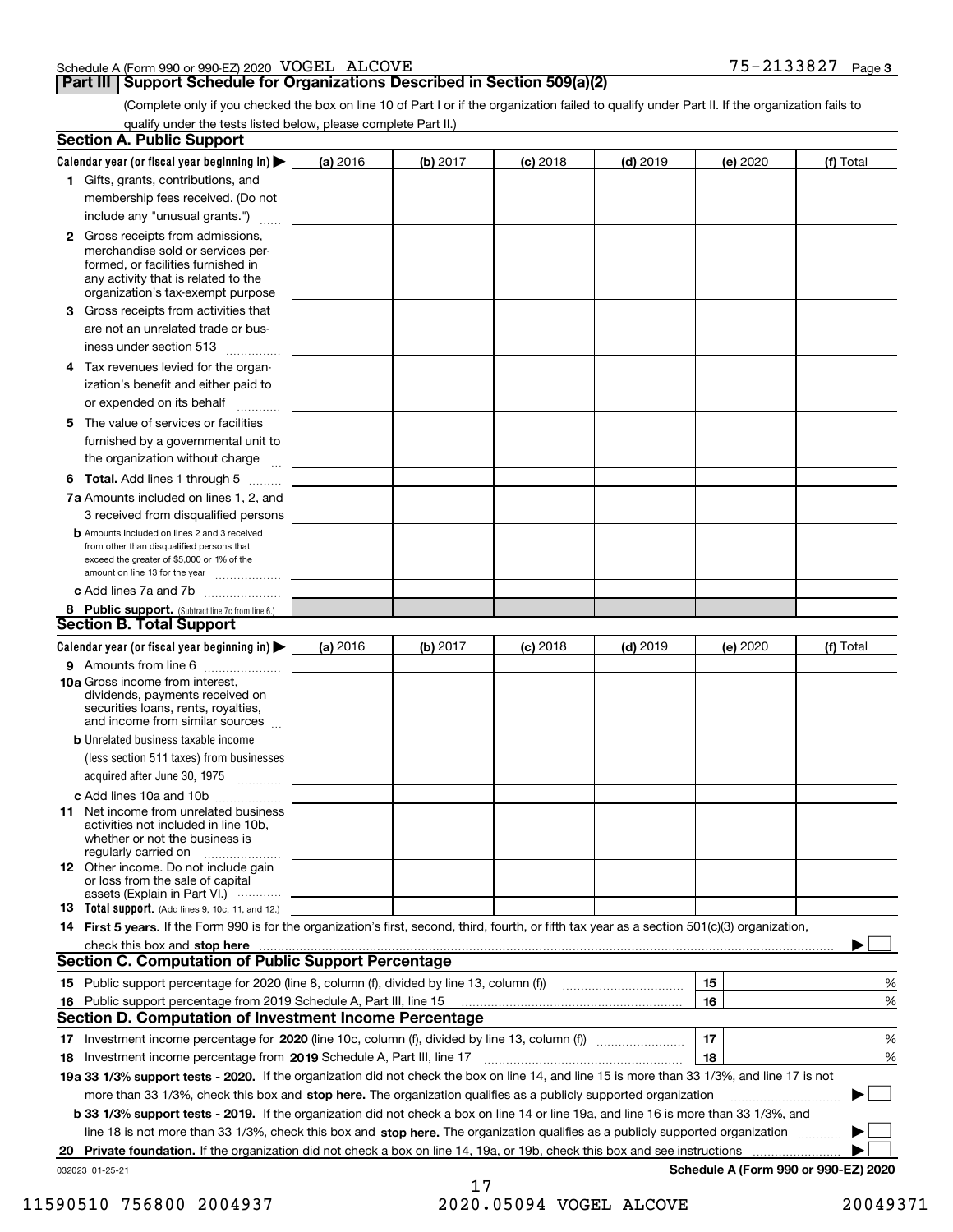Schedule A (Form 990 or 990-EZ) 2020 VOGEL ALCOVE 75-2133827 Page 3

## Part III Support Schedule for Organizations Described in Section 509(a)(2)

(Complete only if you checked the box on line 10 of Part I or if the organization failed to qualify under Part II. If the organization fails to qualify under the tests listed below, please complete Part II.)

### Section A. Public Support

| Calendar year (or fiscal year beginning in) ▶ | (a) 2016 | (b) 2017 | (c) 2018 | (d) 2019 | (e) 2020 | (f) Total |
|---|---|---|---|---|---|---|
| 1 Gifts, grants, contributions, and membership fees received. (Do not include any "unusual grants.") | | | | | | |
| 2 Gross receipts from admissions, merchandise sold or services performed, or facilities furnished in any activity that is related to the organization's tax-exempt purpose | | | | | | |
| 3 Gross receipts from activities that are not an unrelated trade or business under section 513 | | | | | | |
| 4 Tax revenues levied for the organization's benefit and either paid to or expended on its behalf | | | | | | |
| 5 The value of services or facilities furnished by a governmental unit to the organization without charge | | | | | | |
| 6 **Total.** Add lines 1 through 5 | | | | | | |
| 7a Amounts included on lines 1, 2, and 3 received from disqualified persons | | | | | | |
| b Amounts included on lines 2 and 3 received from other than disqualified persons that exceed the greater of $5,000 or 1% of the amount on line 13 for the year | | | | | | |
| c Add lines 7a and 7b | | | | | | |
| 8 **Public support.** (Subtract line 7c from line 6.) | | | | | | |

### Section B. Total Support

| Calendar year (or fiscal year beginning in) ▶ | (a) 2016 | (b) 2017 | (c) 2018 | (d) 2019 | (e) 2020 | (f) Total |
|---|---|---|---|---|---|---|
| 9 Amounts from line 6 | | | | | | |
| 10a Gross income from interest, dividends, payments received on securities loans, rents, royalties, and income from similar sources | | | | | | |
| b Unrelated business taxable income (less section 511 taxes) from businesses acquired after June 30, 1975 | | | | | | |
| c Add lines 10a and 10b | | | | | | |
| 11 Net income from unrelated business activities not included in line 10b, whether or not the business is regularly carried on | | | | | | |
| 12 Other income. Do not include gain or loss from the sale of capital assets (Explain in Part VI.) | | | | | | |
| 13 **Total support.** (Add lines 9, 10c, 11, and 12.) | | | | | | |

14 **First 5 years.** If the Form 990 is for the organization's first, second, third, fourth, or fifth tax year as a section 501(c)(3) organization, check this box and **stop here** ▶ ☐

### Section C. Computation of Public Support Percentage

| | | | |
|---|---|---|---|
| 15 | Public support percentage for 2020 (line 8, column (f), divided by line 13, column (f)) | 15 | % |
| 16 | Public support percentage from 2019 Schedule A, Part III, line 15 | 16 | % |

### Section D. Computation of Investment Income Percentage

| | | | |
|---|---|---|---|
| 17 | Investment income percentage for **2020** (line 10c, column (f), divided by line 13, column (f)) | 17 | % |
| 18 | Investment income percentage from **2019** Schedule A, Part III, line 17 | 18 | % |

19a **33 1/3% support tests - 2020.** If the organization did not check the box on line 14, and line 15 is more than 33 1/3%, and line 17 is not more than 33 1/3%, check this box and **stop here.** The organization qualifies as a publicly supported organization ▶ ☐

b **33 1/3% support tests - 2019.** If the organization did not check a box on line 14 or line 19a, and line 16 is more than 33 1/3%, and line 18 is not more than 33 1/3%, check this box and **stop here.** The organization qualifies as a publicly supported organization ▶ ☐

20 **Private foundation.** If the organization did not check a box on line 14, 19a, or 19b, check this box and see instructions ▶ ☐

032023 01-25-21 **Schedule A (Form 990 or 990-EZ) 2020**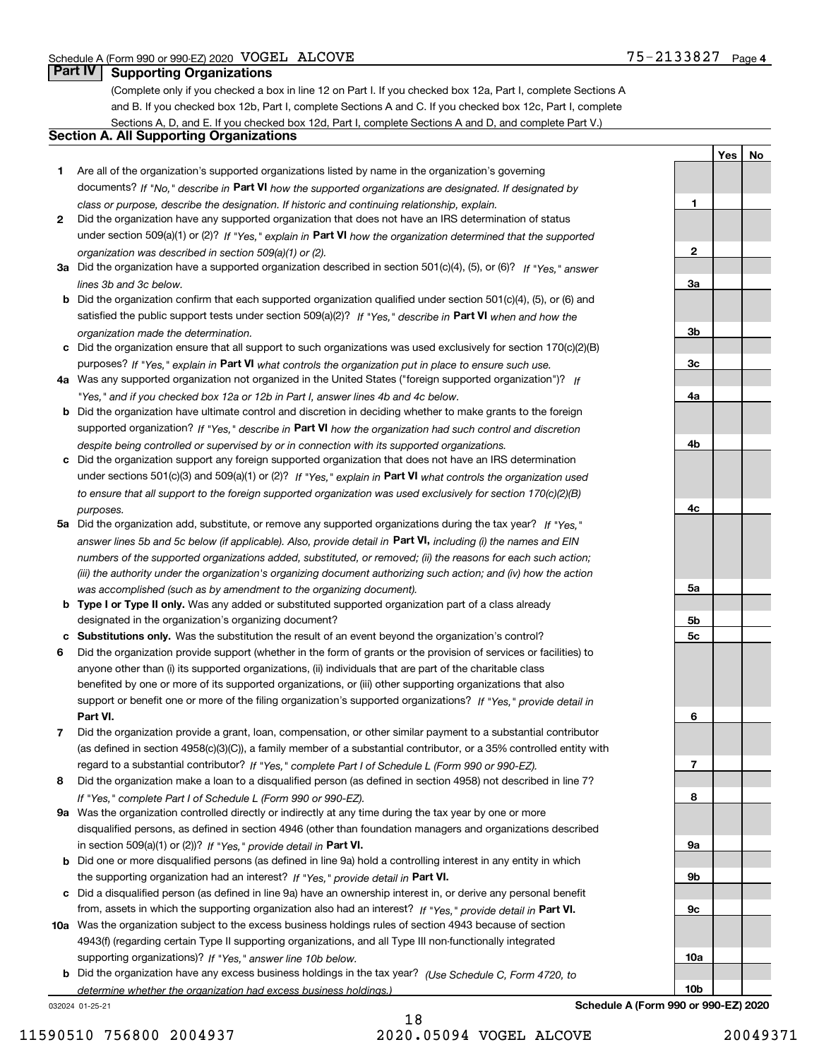Schedule A (Form 990 or 990-EZ) 2020 VOGEL ALCOVE 75-2133827 Page 4

## Part IV Supporting Organizations

(Complete only if you checked a box in line 12 on Part I. If you checked box 12a, Part I, complete Sections A and B. If you checked box 12b, Part I, complete Sections A and C. If you checked box 12c, Part I, complete Sections A, D, and E. If you checked box 12d, Part I, complete Sections A and D, and complete Part V.)

### Section A. All Supporting Organizations

| | | Line | Yes | No |
|---|---|---|---|---|
| **1** | Are all of the organization's supported organizations listed by name in the organization's governing documents? *If "No," describe in* **Part VI** *how the supported organizations are designated. If designated by class or purpose, describe the designation. If historic and continuing relationship, explain.* | 1 | | |
| **2** | Did the organization have any supported organization that does not have an IRS determination of status under section 509(a)(1) or (2)? *If "Yes," explain in* **Part VI** *how the organization determined that the supported organization was described in section 509(a)(1) or (2).* | 2 | | |
| **3a** | Did the organization have a supported organization described in section 501(c)(4), (5), or (6)? *If "Yes," answer lines 3b and 3c below.* | 3a | | |
| **b** | Did the organization confirm that each supported organization qualified under section 501(c)(4), (5), or (6) and satisfied the public support tests under section 509(a)(2)? *If "Yes," describe in* **Part VI** *when and how the organization made the determination.* | 3b | | |
| **c** | Did the organization ensure that all support to such organizations was used exclusively for section 170(c)(2)(B) purposes? *If "Yes," explain in* **Part VI** *what controls the organization put in place to ensure such use.* | 3c | | |
| **4a** | Was any supported organization not organized in the United States ("foreign supported organization")? *If "Yes," and if you checked box 12a or 12b in Part I, answer lines 4b and 4c below.* | 4a | | |
| **b** | Did the organization have ultimate control and discretion in deciding whether to make grants to the foreign supported organization? *If "Yes," describe in* **Part VI** *how the organization had such control and discretion despite being controlled or supervised by or in connection with its supported organizations.* | 4b | | |
| **c** | Did the organization support any foreign supported organization that does not have an IRS determination under sections 501(c)(3) and 509(a)(1) or (2)? *If "Yes," explain in* **Part VI** *what controls the organization used to ensure that all support to the foreign supported organization was used exclusively for section 170(c)(2)(B) purposes.* | 4c | | |
| **5a** | Did the organization add, substitute, or remove any supported organizations during the tax year? *If "Yes," answer lines 5b and 5c below (if applicable). Also, provide detail in* **Part VI,** *including (i) the names and EIN numbers of the supported organizations added, substituted, or removed; (ii) the reasons for each such action; (iii) the authority under the organization's organizing document authorizing such action; and (iv) how the action was accomplished (such as by amendment to the organizing document).* | 5a | | |
| **b** | **Type I or Type II only.** Was any added or substituted supported organization part of a class already designated in the organization's organizing document? | 5b | | |
| **c** | **Substitutions only.** Was the substitution the result of an event beyond the organization's control? | 5c | | |
| **6** | Did the organization provide support (whether in the form of grants or the provision of services or facilities) to anyone other than (i) its supported organizations, (ii) individuals that are part of the charitable class benefited by one or more of its supported organizations, or (iii) other supporting organizations that also support or benefit one or more of the filing organization's supported organizations? *If "Yes," provide detail in* **Part VI.** | 6 | | |
| **7** | Did the organization provide a grant, loan, compensation, or other similar payment to a substantial contributor (as defined in section 4958(c)(3)(C)), a family member of a substantial contributor, or a 35% controlled entity with regard to a substantial contributor? *If "Yes," complete Part I of Schedule L (Form 990 or 990-EZ).* | 7 | | |
| **8** | Did the organization make a loan to a disqualified person (as defined in section 4958) not described in line 7? *If "Yes," complete Part I of Schedule L (Form 990 or 990-EZ).* | 8 | | |
| **9a** | Was the organization controlled directly or indirectly at any time during the tax year by one or more disqualified persons, as defined in section 4946 (other than foundation managers and organizations described in section 509(a)(1) or (2))? *If "Yes," provide detail in* **Part VI.** | 9a | | |
| **b** | Did one or more disqualified persons (as defined in line 9a) hold a controlling interest in any entity in which the supporting organization had an interest? *If "Yes," provide detail in* **Part VI.** | 9b | | |
| **c** | Did a disqualified person (as defined in line 9a) have an ownership interest in, or derive any personal benefit from, assets in which the supporting organization also had an interest? *If "Yes," provide detail in* **Part VI.** | 9c | | |
| **10a** | Was the organization subject to the excess business holdings rules of section 4943 because of section 4943(f) (regarding certain Type II supporting organizations, and all Type III non-functionally integrated supporting organizations)? *If "Yes," answer line 10b below.* | 10a | | |
| **b** | Did the organization have any excess business holdings in the tax year? *(Use Schedule C, Form 4720, to determine whether the organization had excess business holdings.)* | 10b | | |

032024 01-25-21 **Schedule A (Form 990 or 990-EZ) 2020**

11590510 756800 2004937 2020.05094 VOGEL ALCOVE 20049371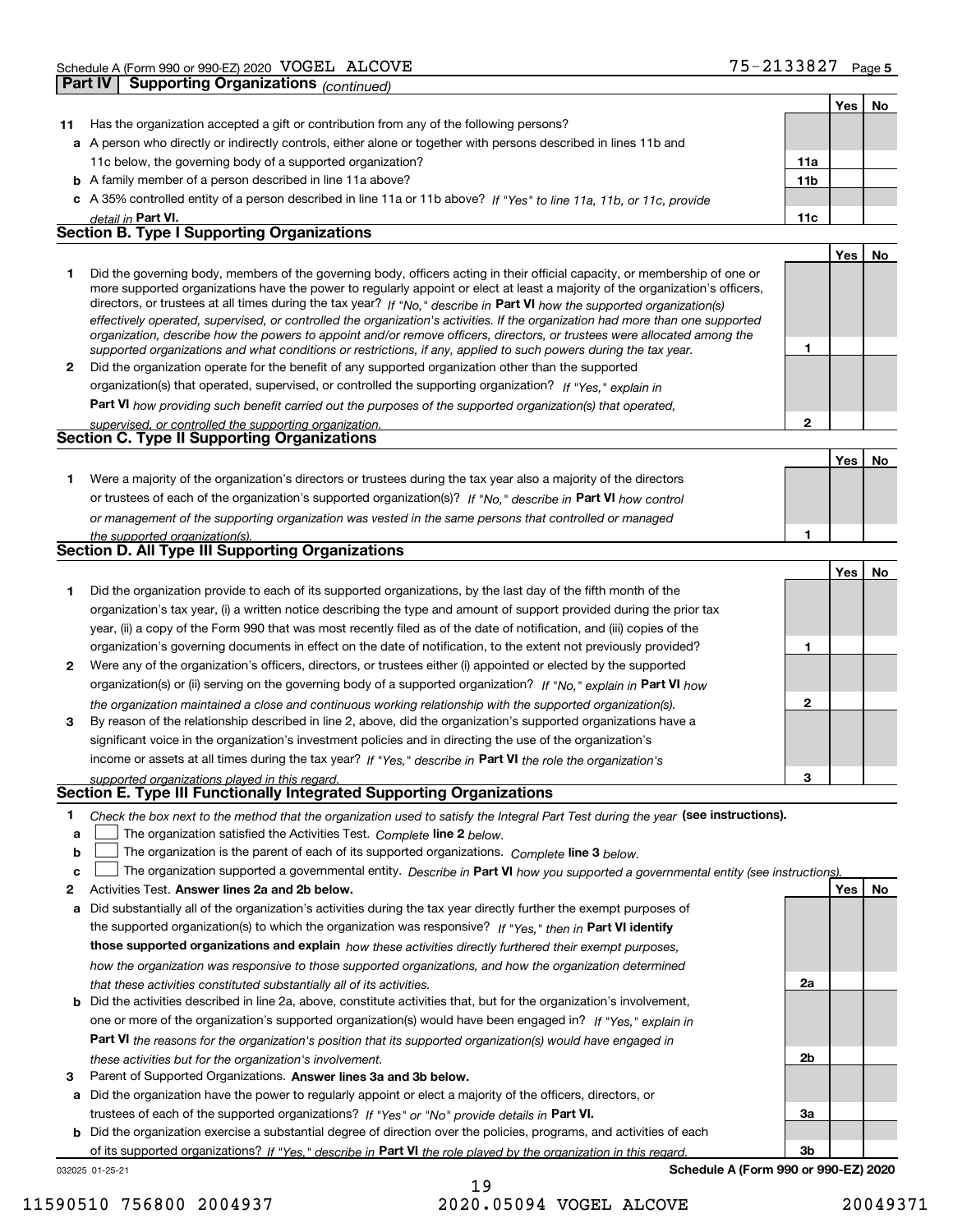Schedule A (Form 990 or 990-EZ) 2020 VOGEL ALCOVE 75-2133827 Page 5

**Part IV | Supporting Organizations** *(continued)*

| | | | Yes | No |
|---|---|---|---|---|
| **11** | Has the organization accepted a gift or contribution from any of the following persons? | | | |
| **a** | A person who directly or indirectly controls, either alone or together with persons described in lines 11b and 11c below, the governing body of a supported organization? | **11a** | | |
| **b** | A family member of a person described in line 11a above? | **11b** | | |
| **c** | A 35% controlled entity of a person described in line 11a or 11b above? *If "Yes" to line 11a, 11b, or 11c, provide detail in* **Part VI.** | **11c** | | |

## Section B. Type I Supporting Organizations

| | | | Yes | No |
|---|---|---|---|---|
| **1** | Did the governing body, members of the governing body, officers acting in their official capacity, or membership of one or more supported organizations have the power to regularly appoint or elect at least a majority of the organization's officers, directors, or trustees at all times during the tax year? *If "No," describe in* **Part VI** *how the supported organization(s) effectively operated, supervised, or controlled the organization's activities. If the organization had more than one supported organization, describe how the powers to appoint and/or remove officers, directors, or trustees were allocated among the supported organizations and what conditions or restrictions, if any, applied to such powers during the tax year.* | **1** | | |
| **2** | Did the organization operate for the benefit of any supported organization other than the supported organization(s) that operated, supervised, or controlled the supporting organization? *If "Yes," explain in* **Part VI** *how providing such benefit carried out the purposes of the supported organization(s) that operated, supervised, or controlled the supporting organization.* | **2** | | |

## Section C. Type II Supporting Organizations

| | | | Yes | No |
|---|---|---|---|---|
| **1** | Were a majority of the organization's directors or trustees during the tax year also a majority of the directors or trustees of each of the organization's supported organization(s)? *If "No," describe in* **Part VI** *how control or management of the supporting organization was vested in the same persons that controlled or managed the supported organization(s).* | **1** | | |

## Section D. All Type III Supporting Organizations

| | | | Yes | No |
|---|---|---|---|---|
| **1** | Did the organization provide to each of its supported organizations, by the last day of the fifth month of the organization's tax year, (i) a written notice describing the type and amount of support provided during the prior tax year, (ii) a copy of the Form 990 that was most recently filed as of the date of notification, and (iii) copies of the organization's governing documents in effect on the date of notification, to the extent not previously provided? | **1** | | |
| **2** | Were any of the organization's officers, directors, or trustees either (i) appointed or elected by the supported organization(s) or (ii) serving on the governing body of a supported organization? *If "No," explain in* **Part VI** *how the organization maintained a close and continuous working relationship with the supported organization(s).* | **2** | | |
| **3** | By reason of the relationship described in line 2, above, did the organization's supported organizations have a significant voice in the organization's investment policies and in directing the use of the organization's income or assets at all times during the tax year? *If "Yes," describe in* **Part VI** *the role the organization's supported organizations played in this regard.* | **3** | | |

## Section E. Type III Functionally Integrated Supporting Organizations

**1** *Check the box next to the method that the organization used to satisfy the Integral Part Test during the year* **(see instructions).**

- **a** ☐ The organization satisfied the Activities Test. *Complete* **line 2** *below.*
- **b** ☐ The organization is the parent of each of its supported organizations. *Complete* **line 3** *below.*
- **c** ☐ The organization supported a governmental entity. *Describe in* **Part VI** *how you supported a governmental entity (see instructions).*

| | | | Yes | No |
|---|---|---|---|---|
| **2** | Activities Test. **Answer lines 2a and 2b below.** | | | |
| **a** | Did substantially all of the organization's activities during the tax year directly further the exempt purposes of the supported organization(s) to which the organization was responsive? *If "Yes," then in* **Part VI identify those supported organizations and explain** *how these activities directly furthered their exempt purposes, how the organization was responsive to those supported organizations, and how the organization determined that these activities constituted substantially all of its activities.* | **2a** | | |
| **b** | Did the activities described in line 2a, above, constitute activities that, but for the organization's involvement, one or more of the organization's supported organization(s) would have been engaged in? *If "Yes," explain in* **Part VI** *the reasons for the organization's position that its supported organization(s) would have engaged in these activities but for the organization's involvement.* | **2b** | | |
| **3** | Parent of Supported Organizations. **Answer lines 3a and 3b below.** | | | |
| **a** | Did the organization have the power to regularly appoint or elect a majority of the officers, directors, or trustees of each of the supported organizations? *If "Yes" or "No" provide details in* **Part VI.** | **3a** | | |
| **b** | Did the organization exercise a substantial degree of direction over the policies, programs, and activities of each of its supported organizations? *If "Yes," describe in* **Part VI** *the role played by the organization in this regard.* | **3b** | | |

032025 01-25-21 **Schedule A (Form 990 or 990-EZ) 2020**

11590510 756800 2004937 2020.05094 VOGEL ALCOVE 20049371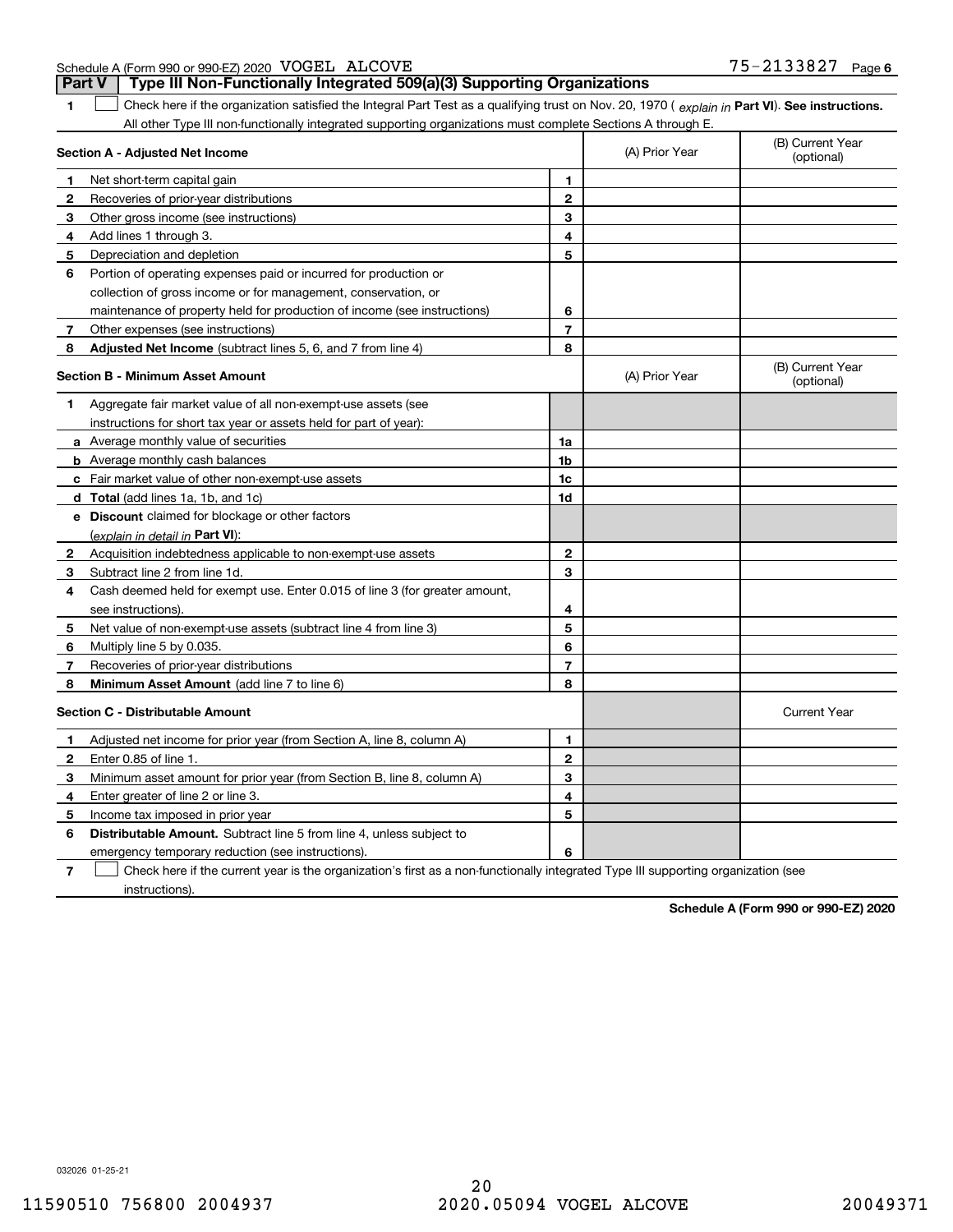Schedule A (Form 990 or 990-EZ) 2020 VOGEL ALCOVE 75-2133827 Page 6

## Part V Type III Non-Functionally Integrated 509(a)(3) Supporting Organizations

**1** ☐ Check here if the organization satisfied the Integral Part Test as a qualifying trust on Nov. 20, 1970 ( *explain in* **Part VI**). **See instructions.** All other Type III non-functionally integrated supporting organizations must complete Sections A through E.

| **Section A - Adjusted Net Income** | | | (A) Prior Year | (B) Current Year (optional) |
|---|---|---|---|---|
| **1** | Net short-term capital gain | **1** | | |
| **2** | Recoveries of prior-year distributions | **2** | | |
| **3** | Other gross income (see instructions) | **3** | | |
| **4** | Add lines 1 through 3. | **4** | | |
| **5** | Depreciation and depletion | **5** | | |
| **6** | Portion of operating expenses paid or incurred for production or collection of gross income or for management, conservation, or maintenance of property held for production of income (see instructions) | **6** | | |
| **7** | Other expenses (see instructions) | **7** | | |
| **8** | **Adjusted Net Income** (subtract lines 5, 6, and 7 from line 4) | **8** | | |

| **Section B - Minimum Asset Amount** | | | (A) Prior Year | (B) Current Year (optional) |
|---|---|---|---|---|
| **1** | Aggregate fair market value of all non-exempt-use assets (see instructions for short tax year or assets held for part of year): | | | |
| **a** | Average monthly value of securities | **1a** | | |
| **b** | Average monthly cash balances | **1b** | | |
| **c** | Fair market value of other non-exempt-use assets | **1c** | | |
| **d** | **Total** (add lines 1a, 1b, and 1c) | **1d** | | |
| **e** | **Discount** claimed for blockage or other factors (*explain in detail in* **Part VI**): | | | |
| **2** | Acquisition indebtedness applicable to non-exempt-use assets | **2** | | |
| **3** | Subtract line 2 from line 1d. | **3** | | |
| **4** | Cash deemed held for exempt use. Enter 0.015 of line 3 (for greater amount, see instructions). | **4** | | |
| **5** | Net value of non-exempt-use assets (subtract line 4 from line 3) | **5** | | |
| **6** | Multiply line 5 by 0.035. | **6** | | |
| **7** | Recoveries of prior-year distributions | **7** | | |
| **8** | **Minimum Asset Amount** (add line 7 to line 6) | **8** | | |

| **Section C - Distributable Amount** | | | | Current Year |
|---|---|---|---|---|
| **1** | Adjusted net income for prior year (from Section A, line 8, column A) | **1** | | |
| **2** | Enter 0.85 of line 1. | **2** | | |
| **3** | Minimum asset amount for prior year (from Section B, line 8, column A) | **3** | | |
| **4** | Enter greater of line 2 or line 3. | **4** | | |
| **5** | Income tax imposed in prior year | **5** | | |
| **6** | **Distributable Amount.** Subtract line 5 from line 4, unless subject to emergency temporary reduction (see instructions). | **6** | | |

**7** ☐ Check here if the current year is the organization's first as a non-functionally integrated Type III supporting organization (see instructions).

**Schedule A (Form 990 or 990-EZ) 2020**

032026 01-25-21

11590510 756800 2004937 2020.05094 VOGEL ALCOVE 20049371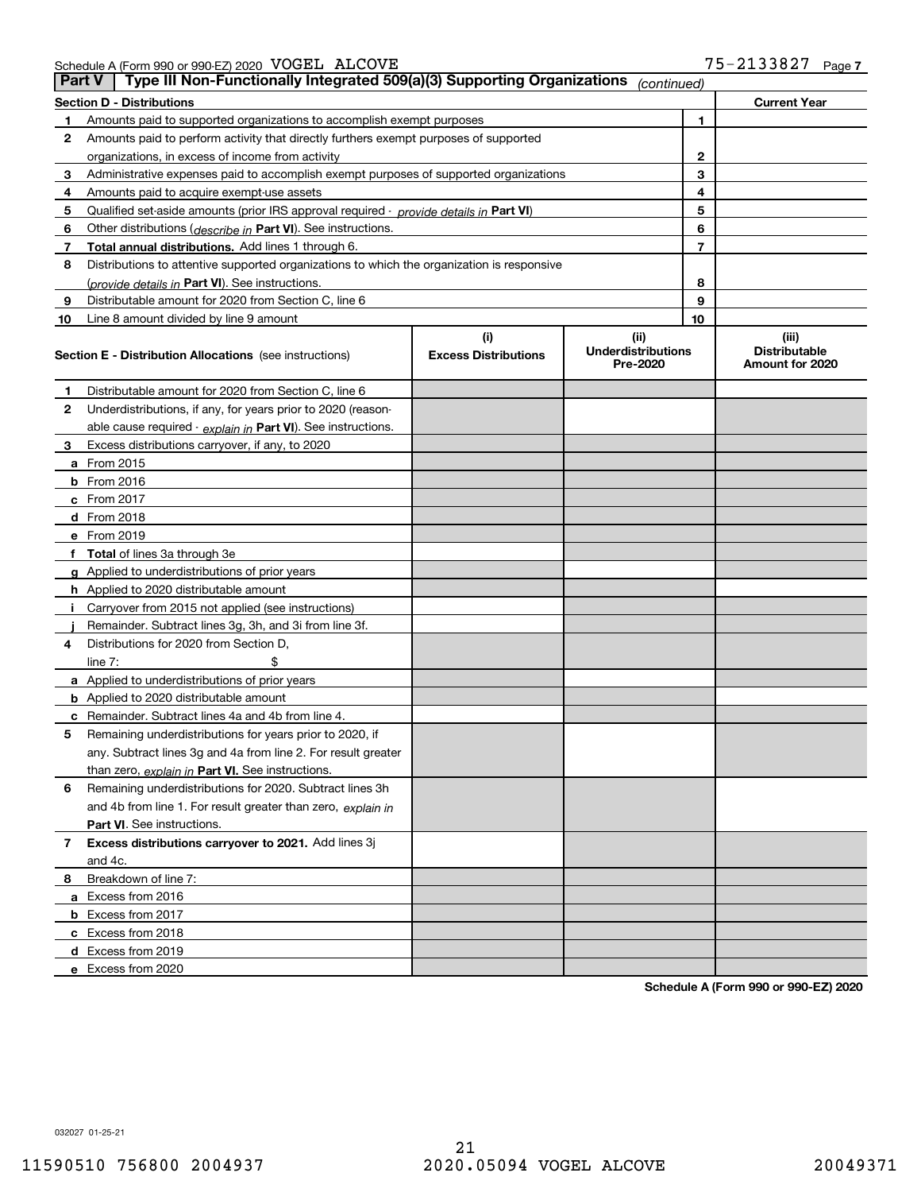Schedule A (Form 990 or 990-EZ) 2020 VOGEL ALCOVE 75-2133827 Page 7

## Part V Type III Non-Functionally Integrated 509(a)(3) Supporting Organizations *(continued)*

| Section D - Distributions | | | Current Year |
|---|---|---|---|
| 1 | Amounts paid to supported organizations to accomplish exempt purposes | 1 | |
| 2 | Amounts paid to perform activity that directly furthers exempt purposes of supported organizations, in excess of income from activity | 2 | |
| 3 | Administrative expenses paid to accomplish exempt purposes of supported organizations | 3 | |
| 4 | Amounts paid to acquire exempt-use assets | 4 | |
| 5 | Qualified set-aside amounts (prior IRS approval required - *provide details in* **Part VI**) | 5 | |
| 6 | Other distributions (*describe in* **Part VI**). See instructions. | 6 | |
| 7 | **Total annual distributions.** Add lines 1 through 6. | 7 | |
| 8 | Distributions to attentive supported organizations to which the organization is responsive (*provide details in* **Part VI**). See instructions. | 8 | |
| 9 | Distributable amount for 2020 from Section C, line 6 | 9 | |
| 10 | Line 8 amount divided by line 9 amount | 10 | |

| Section E - Distribution Allocations (see instructions) | (i) Excess Distributions | (ii) Underdistributions Pre-2020 | (iii) Distributable Amount for 2020 |
|---|---|---|---|
| 1 Distributable amount for 2020 from Section C, line 6 | | | |
| 2 Underdistributions, if any, for years prior to 2020 (reasonable cause required - *explain in* **Part VI**). See instructions. | | | |
| 3 Excess distributions carryover, if any, to 2020 | | | |
| a From 2015 | | | |
| b From 2016 | | | |
| c From 2017 | | | |
| d From 2018 | | | |
| e From 2019 | | | |
| f **Total** of lines 3a through 3e | | | |
| g Applied to underdistributions of prior years | | | |
| h Applied to 2020 distributable amount | | | |
| i Carryover from 2015 not applied (see instructions) | | | |
| j Remainder. Subtract lines 3g, 3h, and 3i from line 3f. | | | |
| 4 Distributions for 2020 from Section D, line 7: $ | | | |
| a Applied to underdistributions of prior years | | | |
| b Applied to 2020 distributable amount | | | |
| c Remainder. Subtract lines 4a and 4b from line 4. | | | |
| 5 Remaining underdistributions for years prior to 2020, if any. Subtract lines 3g and 4a from line 2. For result greater than zero, *explain in* **Part VI.** See instructions. | | | |
| 6 Remaining underdistributions for 2020. Subtract lines 3h and 4b from line 1. For result greater than zero, *explain in* **Part VI**. See instructions. | | | |
| 7 **Excess distributions carryover to 2021.** Add lines 3j and 4c. | | | |
| 8 Breakdown of line 7: | | | |
| a Excess from 2016 | | | |
| b Excess from 2017 | | | |
| c Excess from 2018 | | | |
| d Excess from 2019 | | | |
| e Excess from 2020 | | | |

**Schedule A (Form 990 or 990-EZ) 2020**

032027 01-25-21

11590510 756800 2004937 2020.05094 VOGEL ALCOVE 20049371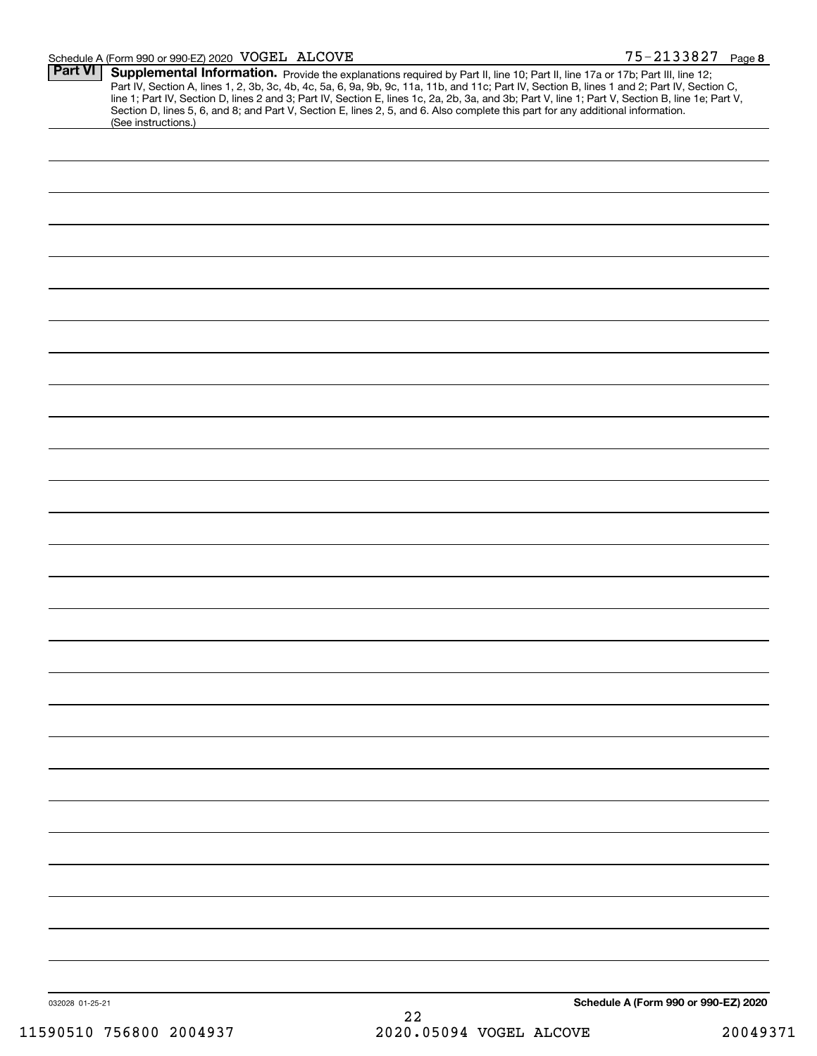## Part VI Supplemental Information.

Provide the explanations required by Part II, line 10; Part II, line 17a or 17b; Part III, line 12; Part IV, Section A, lines 1, 2, 3b, 3c, 4b, 4c, 5a, 6, 9a, 9b, 9c, 11a, 11b, and 11c; Part IV, Section B, lines 1 and 2; Part IV, Section C, line 1; Part IV, Section D, lines 2 and 3; Part IV, Section E, lines 1c, 2a, 2b, 3a, and 3b; Part V, line 1; Part V, Section B, line 1e; Part V, Section D, lines 5, 6, and 8; and Part V, Section E, lines 2, 5, and 6. Also complete this part for any additional information. (See instructions.)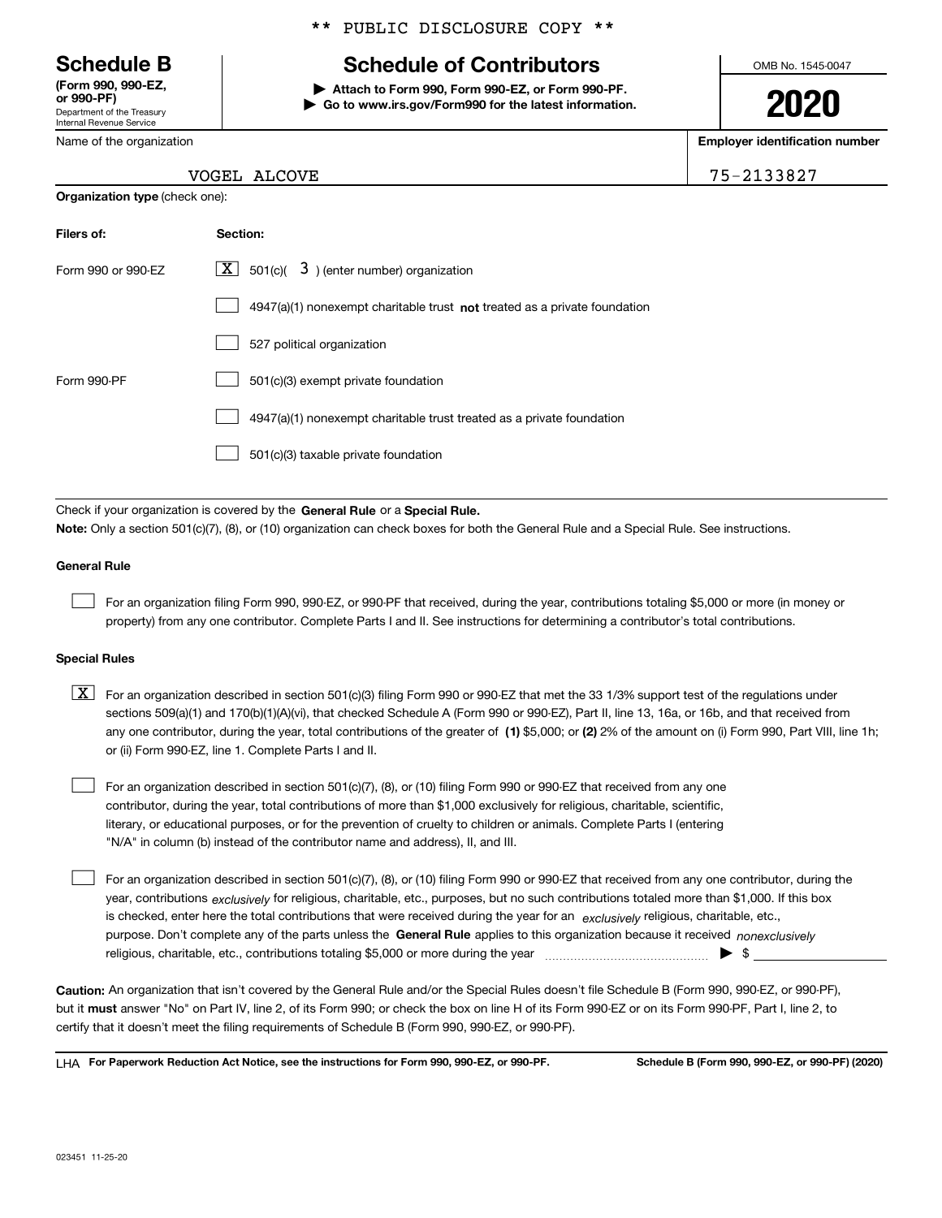** PUBLIC DISCLOSURE COPY **

# Schedule B
**(Form 990, 990-EZ, or 990-PF)**
Department of the Treasury
Internal Revenue Service

## Schedule of Contributors

▶ **Attach to Form 990, Form 990-EZ, or Form 990-PF.**
▶ **Go to www.irs.gov/Form990 for the latest information.**

OMB No. 1545-0047

**2020**

| Name of the organization | Employer identification number |
|---|---|
| VOGEL ALCOVE | 75-2133827 |

**Organization type** (check one):

| Filers of: | Section: |
|---|---|
| Form 990 or 990-EZ | [X] 501(c)( 3 ) (enter number) organization |
| | [ ] 4947(a)(1) nonexempt charitable trust **not** treated as a private foundation |
| | [ ] 527 political organization |
| Form 990-PF | [ ] 501(c)(3) exempt private foundation |
| | [ ] 4947(a)(1) nonexempt charitable trust treated as a private foundation |
| | [ ] 501(c)(3) taxable private foundation |

Check if your organization is covered by the **General Rule** or a **Special Rule.**

**Note:** Only a section 501(c)(7), (8), or (10) organization can check boxes for both the General Rule and a Special Rule. See instructions.

### General Rule

[ ] For an organization filing Form 990, 990-EZ, or 990-PF that received, during the year, contributions totaling $5,000 or more (in money or property) from any one contributor. Complete Parts I and II. See instructions for determining a contributor's total contributions.

### Special Rules

[X] For an organization described in section 501(c)(3) filing Form 990 or 990-EZ that met the 33 1/3% support test of the regulations under sections 509(a)(1) and 170(b)(1)(A)(vi), that checked Schedule A (Form 990 or 990-EZ), Part II, line 13, 16a, or 16b, and that received from any one contributor, during the year, total contributions of the greater of **(1)** $5,000; or **(2)** 2% of the amount on (i) Form 990, Part VIII, line 1h; or (ii) Form 990-EZ, line 1. Complete Parts I and II.

[ ] For an organization described in section 501(c)(7), (8), or (10) filing Form 990 or 990-EZ that received from any one contributor, during the year, total contributions of more than $1,000 exclusively for religious, charitable, scientific, literary, or educational purposes, or for the prevention of cruelty to children or animals. Complete Parts I (entering "N/A" in column (b) instead of the contributor name and address), II, and III.

[ ] For an organization described in section 501(c)(7), (8), or (10) filing Form 990 or 990-EZ that received from any one contributor, during the year, contributions *exclusively* for religious, charitable, etc., purposes, but no such contributions totaled more than $1,000. If this box is checked, enter here the total contributions that were received during the year for an *exclusively* religious, charitable, etc., purpose. Don't complete any of the parts unless the **General Rule** applies to this organization because it received *nonexclusively* religious, charitable, etc., contributions totaling $5,000 or more during the year ▶ $

**Caution:** An organization that isn't covered by the General Rule and/or the Special Rules doesn't file Schedule B (Form 990, 990-EZ, or 990-PF), but it **must** answer "No" on Part IV, line 2, of its Form 990; or check the box on line H of its Form 990-EZ or on its Form 990-PF, Part I, line 2, to certify that it doesn't meet the filing requirements of Schedule B (Form 990, 990-EZ, or 990-PF).

LHA **For Paperwork Reduction Act Notice, see the instructions for Form 990, 990-EZ, or 990-PF.** **Schedule B (Form 990, 990-EZ, or 990-PF) (2020)**

023451 11-25-20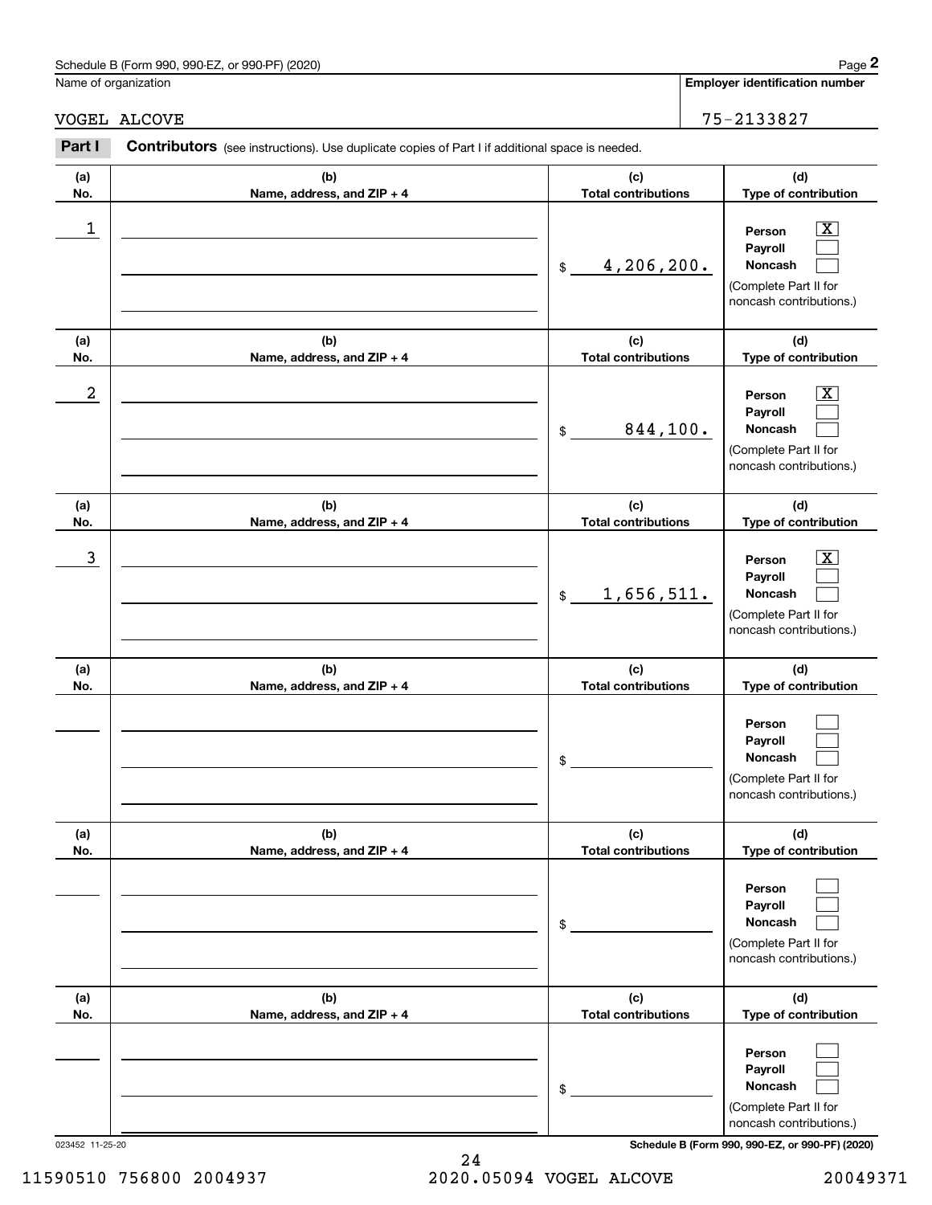Schedule B (Form 990, 990-EZ, or 990-PF) (2020)

Name of organization: VOGEL ALCOVE

Employer identification number: 75-2133827

**Part I** **Contributors** (see instructions). Use duplicate copies of Part I if additional space is needed.

| (a) No. | (b) Name, address, and ZIP + 4 | (c) Total contributions | (d) Type of contribution |
|---|---|---|---|
| 1 | | $ 4,206,200. | Person [X] Payroll [ ] Noncash [ ] (Complete Part II for noncash contributions.) |
| 2 | | $ 844,100. | Person [X] Payroll [ ] Noncash [ ] (Complete Part II for noncash contributions.) |
| 3 | | $ 1,656,511. | Person [X] Payroll [ ] Noncash [ ] (Complete Part II for noncash contributions.) |
| | | $ | Person [ ] Payroll [ ] Noncash [ ] (Complete Part II for noncash contributions.) |
| | | $ | Person [ ] Payroll [ ] Noncash [ ] (Complete Part II for noncash contributions.) |
| | | $ | Person [ ] Payroll [ ] Noncash [ ] (Complete Part II for noncash contributions.) |

023452 11-25-20

Schedule B (Form 990, 990-EZ, or 990-PF) (2020)

11590510 756800 2004937 2020.05094 VOGEL ALCOVE 20049371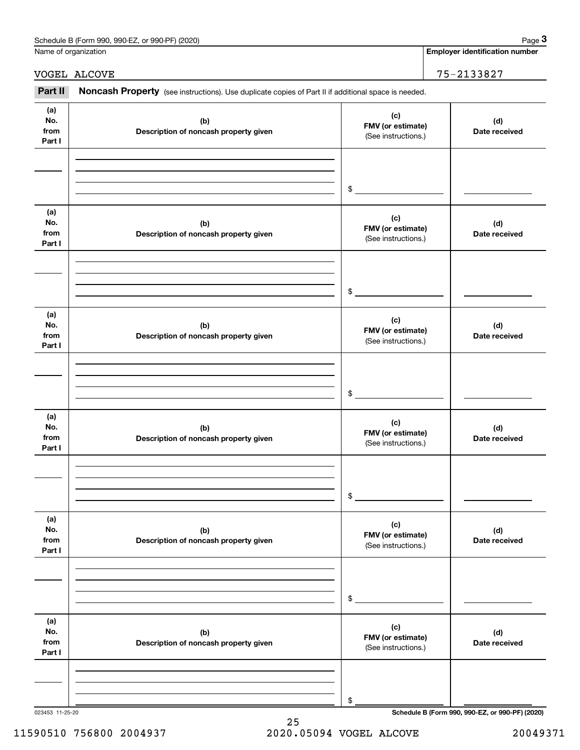Name of organization

VOGEL ALCOVE

**Employer identification number**

75-2133827

**Part II** **Noncash Property** (see instructions). Use duplicate copies of Part II if additional space is needed.

| (a) No. from Part I | (b) Description of noncash property given | (c) FMV (or estimate) (See instructions.) | (d) Date received |
|---|---|---|---|
| | | $ | |

| (a) No. from Part I | (b) Description of noncash property given | (c) FMV (or estimate) (See instructions.) | (d) Date received |
|---|---|---|---|
| | | $ | |

| (a) No. from Part I | (b) Description of noncash property given | (c) FMV (or estimate) (See instructions.) | (d) Date received |
|---|---|---|---|
| | | $ | |

| (a) No. from Part I | (b) Description of noncash property given | (c) FMV (or estimate) (See instructions.) | (d) Date received |
|---|---|---|---|
| | | $ | |

| (a) No. from Part I | (b) Description of noncash property given | (c) FMV (or estimate) (See instructions.) | (d) Date received |
|---|---|---|---|
| | | $ | |

| (a) No. from Part I | (b) Description of noncash property given | (c) FMV (or estimate) (See instructions.) | (d) Date received |
|---|---|---|---|
| | | $ | |

023453 11-25-20

**Schedule B (Form 990, 990-EZ, or 990-PF) (2020)**

11590510 756800 2004937 2020.05094 VOGEL ALCOVE 20049371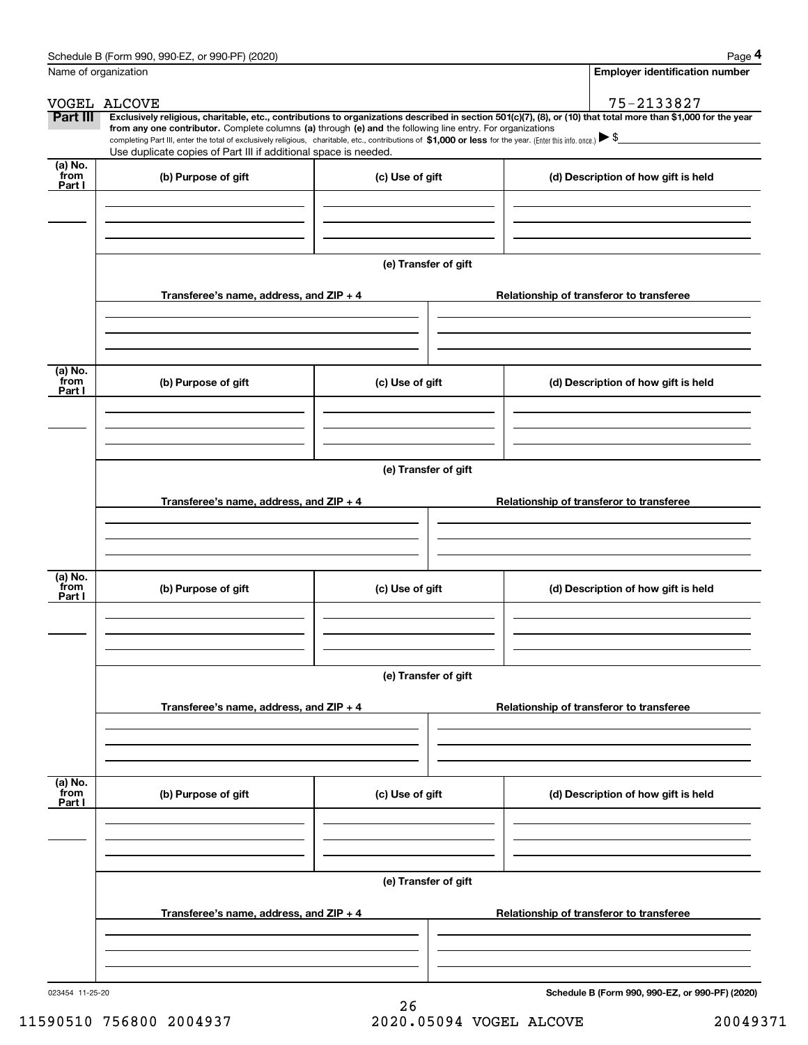Schedule B (Form 990, 990-EZ, or 990-PF) (2020)

Name of organization: VOGEL ALCOVE

Employer identification number: 75-2133827

**Part III** **Exclusively religious, charitable, etc., contributions to organizations described in section 501(c)(7), (8), or (10) that total more than $1,000 for the year from any one contributor.** Complete columns **(a)** through **(e) and** the following line entry. For organizations completing Part III, enter the total of exclusively religious, charitable, etc., contributions of **$1,000 or less** for the year. (Enter this info. once.) ▶ $

Use duplicate copies of Part III if additional space is needed.

| (a) No. from Part I | (b) Purpose of gift | (c) Use of gift | (d) Description of how gift is held |
|---|---|---|---|
| | | | |

**(e) Transfer of gift**

| Transferee's name, address, and ZIP + 4 | Relationship of transferor to transferee |
|---|---|
| | |

| (a) No. from Part I | (b) Purpose of gift | (c) Use of gift | (d) Description of how gift is held |
|---|---|---|---|
| | | | |

**(e) Transfer of gift**

| Transferee's name, address, and ZIP + 4 | Relationship of transferor to transferee |
|---|---|
| | |

| (a) No. from Part I | (b) Purpose of gift | (c) Use of gift | (d) Description of how gift is held |
|---|---|---|---|
| | | | |

**(e) Transfer of gift**

| Transferee's name, address, and ZIP + 4 | Relationship of transferor to transferee |
|---|---|
| | |

| (a) No. from Part I | (b) Purpose of gift | (c) Use of gift | (d) Description of how gift is held |
|---|---|---|---|
| | | | |

**(e) Transfer of gift**

| Transferee's name, address, and ZIP + 4 | Relationship of transferor to transferee |
|---|---|
| | |

023454 11-25-20

**Schedule B (Form 990, 990-EZ, or 990-PF) (2020)**

11590510 756800 2004937 2020.05094 VOGEL ALCOVE 20049371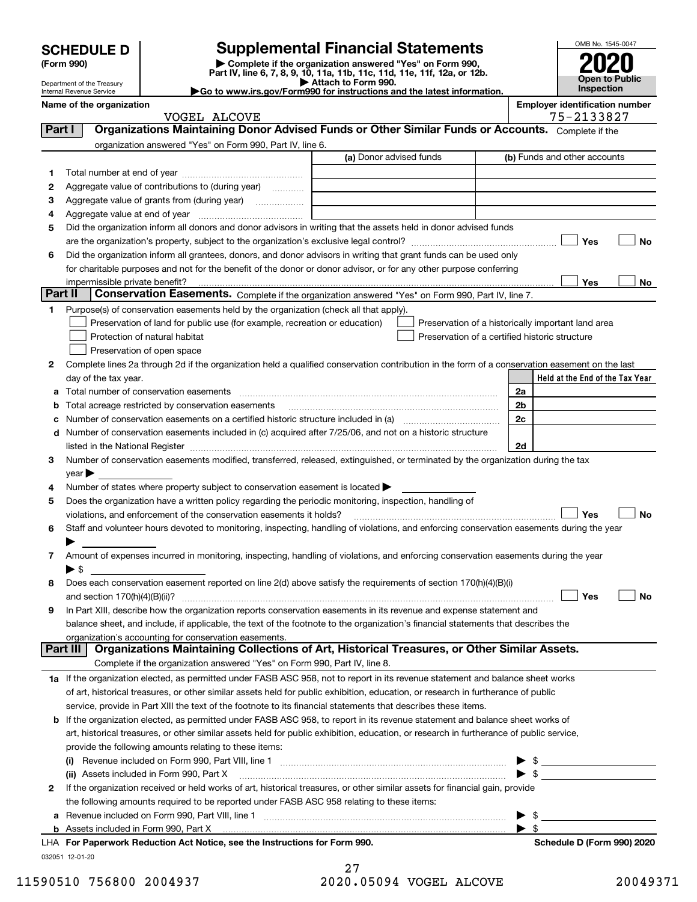# SCHEDULE D (Form 990)

Department of the Treasury
Internal Revenue Service

# Supplemental Financial Statements

▶ Complete if the organization answered "Yes" on Form 990, Part IV, line 6, 7, 8, 9, 10, 11a, 11b, 11c, 11d, 11e, 11f, 12a, or 12b.
▶ Attach to Form 990.
▶Go to www.irs.gov/Form990 for instructions and the latest information.

OMB No. 1545-0047

**2020**

**Open to Public Inspection**

**Name of the organization:** VOGEL ALCOVE

**Employer identification number:** 75-2133827

## Part I — Organizations Maintaining Donor Advised Funds or Other Similar Funds or Accounts.

Complete if the organization answered "Yes" on Form 990, Part IV, line 6.

| | | (a) Donor advised funds | (b) Funds and other accounts |
|---|---|---|---|
| 1 | Total number at end of year | | |
| 2 | Aggregate value of contributions to (during year) | | |
| 3 | Aggregate value of grants from (during year) | | |
| 4 | Aggregate value at end of year | | |

5 Did the organization inform all donors and donor advisors in writing that the assets held in donor advised funds are the organization's property, subject to the organization's exclusive legal control? ☐ Yes ☐ No

6 Did the organization inform all grantees, donors, and donor advisors in writing that grant funds can be used only for charitable purposes and not for the benefit of the donor or donor advisor, or for any other purpose conferring impermissible private benefit? ☐ Yes ☐ No

## Part II — Conservation Easements.

Complete if the organization answered "Yes" on Form 990, Part IV, line 7.

1 Purpose(s) of conservation easements held by the organization (check all that apply).

- ☐ Preservation of land for public use (for example, recreation or education)
- ☐ Protection of natural habitat
- ☐ Preservation of open space
- ☐ Preservation of a historically important land area
- ☐ Preservation of a certified historic structure

2 Complete lines 2a through 2d if the organization held a qualified conservation contribution in the form of a conservation easement on the last day of the tax year.

| | | | Held at the End of the Tax Year |
|---|---|---|---|
| a | Total number of conservation easements | 2a | |
| b | Total acreage restricted by conservation easements | 2b | |
| c | Number of conservation easements on a certified historic structure included in (a) | 2c | |
| d | Number of conservation easements included in (c) acquired after 7/25/06, and not on a historic structure listed in the National Register | 2d | |

3 Number of conservation easements modified, transferred, released, extinguished, or terminated by the organization during the tax year ▶

4 Number of states where property subject to conservation easement is located ▶

5 Does the organization have a written policy regarding the periodic monitoring, inspection, handling of violations, and enforcement of the conservation easements it holds? ☐ Yes ☐ No

6 Staff and volunteer hours devoted to monitoring, inspecting, handling of violations, and enforcing conservation easements during the year ▶

7 Amount of expenses incurred in monitoring, inspecting, handling of violations, and enforcing conservation easements during the year ▶ $

8 Does each conservation easement reported on line 2(d) above satisfy the requirements of section 170(h)(4)(B)(i) and section 170(h)(4)(B)(ii)? ☐ Yes ☐ No

9 In Part XIII, describe how the organization reports conservation easements in its revenue and expense statement and balance sheet, and include, if applicable, the text of the footnote to the organization's financial statements that describes the organization's accounting for conservation easements.

## Part III — Organizations Maintaining Collections of Art, Historical Treasures, or Other Similar Assets.

Complete if the organization answered "Yes" on Form 990, Part IV, line 8.

1a If the organization elected, as permitted under FASB ASC 958, not to report in its revenue statement and balance sheet works of art, historical treasures, or other similar assets held for public exhibition, education, or research in furtherance of public service, provide in Part XIII the text of the footnote to its financial statements that describes these items.

b If the organization elected, as permitted under FASB ASC 958, to report in its revenue statement and balance sheet works of art, historical treasures, or other similar assets held for public exhibition, education, or research in furtherance of public service, provide the following amounts relating to these items:

(i) Revenue included on Form 990, Part VIII, line 1 ▶ $

(ii) Assets included in Form 990, Part X ▶ $

2 If the organization received or held works of art, historical treasures, or other similar assets for financial gain, provide the following amounts required to be reported under FASB ASC 958 relating to these items:

a Revenue included on Form 990, Part VIII, line 1 ▶ $

b Assets included in Form 990, Part X ▶ $

LHA **For Paperwork Reduction Act Notice, see the Instructions for Form 990.** **Schedule D (Form 990) 2020**

032051 12-01-20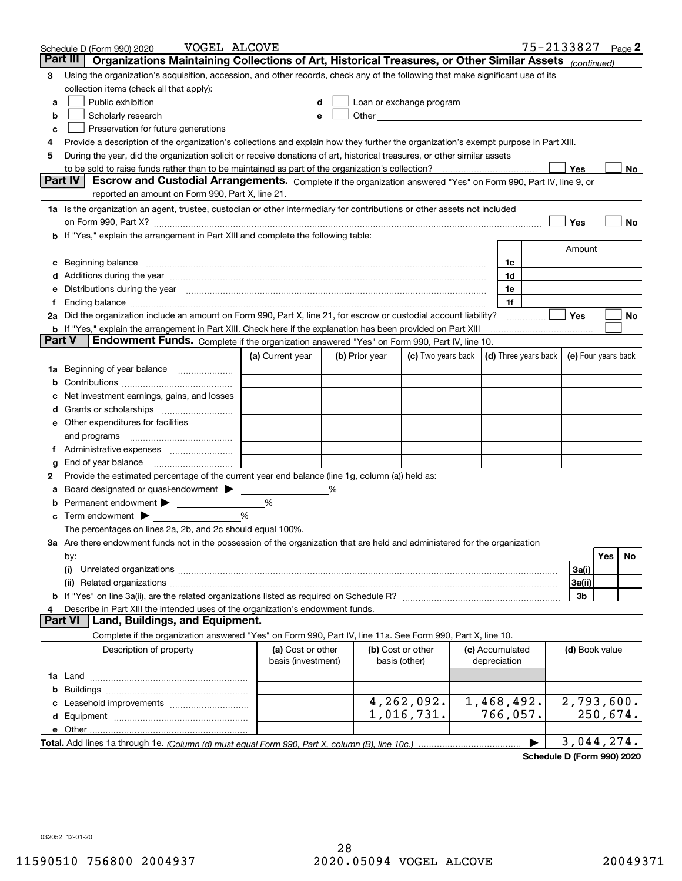Schedule D (Form 990) 2020 VOGEL ALCOVE 75-2133827 Page 2

**Part III** **Organizations Maintaining Collections of Art, Historical Treasures, or Other Similar Assets** *(continued)*

3 Using the organization's acquisition, accession, and other records, check any of the following that make significant use of its collection items (check all that apply):

a ☐ Public exhibition
b ☐ Scholarly research
c ☐ Preservation for future generations
d ☐ Loan or exchange program
e ☐ Other

4 Provide a description of the organization's collections and explain how they further the organization's exempt purpose in Part XIII.

5 During the year, did the organization solicit or receive donations of art, historical treasures, or other similar assets to be sold to raise funds rather than to be maintained as part of the organization's collection? ☐ Yes ☐ No

**Part IV** **Escrow and Custodial Arrangements.** Complete if the organization answered "Yes" on Form 990, Part IV, line 9, or reported an amount on Form 990, Part X, line 21.

1a Is the organization an agent, trustee, custodian or other intermediary for contributions or other assets not included on Form 990, Part X? ☐ Yes ☐ No

b If "Yes," explain the arrangement in Part XIII and complete the following table:

| | | Amount |
|---|---|---|
| c Beginning balance | 1c | |
| d Additions during the year | 1d | |
| e Distributions during the year | 1e | |
| f Ending balance | 1f | |

2a Did the organization include an amount on Form 990, Part X, line 21, for escrow or custodial account liability? ☐ Yes ☐ No

b If "Yes," explain the arrangement in Part XIII. Check here if the explanation has been provided on Part XIII ☐

**Part V** **Endowment Funds.** Complete if the organization answered "Yes" on Form 990, Part IV, line 10.

| | (a) Current year | (b) Prior year | (c) Two years back | (d) Three years back | (e) Four years back |
|---|---|---|---|---|---|
| 1a Beginning of year balance | | | | | |
| b Contributions | | | | | |
| c Net investment earnings, gains, and losses | | | | | |
| d Grants or scholarships | | | | | |
| e Other expenditures for facilities and programs | | | | | |
| f Administrative expenses | | | | | |
| g End of year balance | | | | | |

2 Provide the estimated percentage of the current year end balance (line 1g, column (a)) held as:

a Board designated or quasi-endowment ▶ ______ %
b Permanent endowment ▶ ______ %
c Term endowment ▶ ______ %

The percentages on lines 2a, 2b, and 2c should equal 100%.

3a Are there endowment funds not in the possession of the organization that are held and administered for the organization by:

| | | Yes | No |
|---|---|---|---|
| (i) Unrelated organizations | 3a(i) | | |
| (ii) Related organizations | 3a(ii) | | |
| b If "Yes" on line 3a(ii), are the related organizations listed as required on Schedule R? | 3b | | |

4 Describe in Part XIII the intended uses of the organization's endowment funds.

**Part VI** **Land, Buildings, and Equipment.**

Complete if the organization answered "Yes" on Form 990, Part IV, line 11a. See Form 990, Part X, line 10.

| Description of property | (a) Cost or other basis (investment) | (b) Cost or other basis (other) | (c) Accumulated depreciation | (d) Book value |
|---|---|---|---|---|
| 1a Land | | | | |
| b Buildings | | | | |
| c Leasehold improvements | | 4,262,092. | 1,468,492. | 2,793,600. |
| d Equipment | | 1,016,731. | 766,057. | 250,674. |
| e Other | | | | |
| **Total.** Add lines 1a through 1e. *(Column (d) must equal Form 990, Part X, column (B), line 10c.)* ▶ | | | | 3,044,274. |

**Schedule D (Form 990) 2020**

032052 12-01-20

11590510 756800 2004937 2020.05094 VOGEL ALCOVE 20049371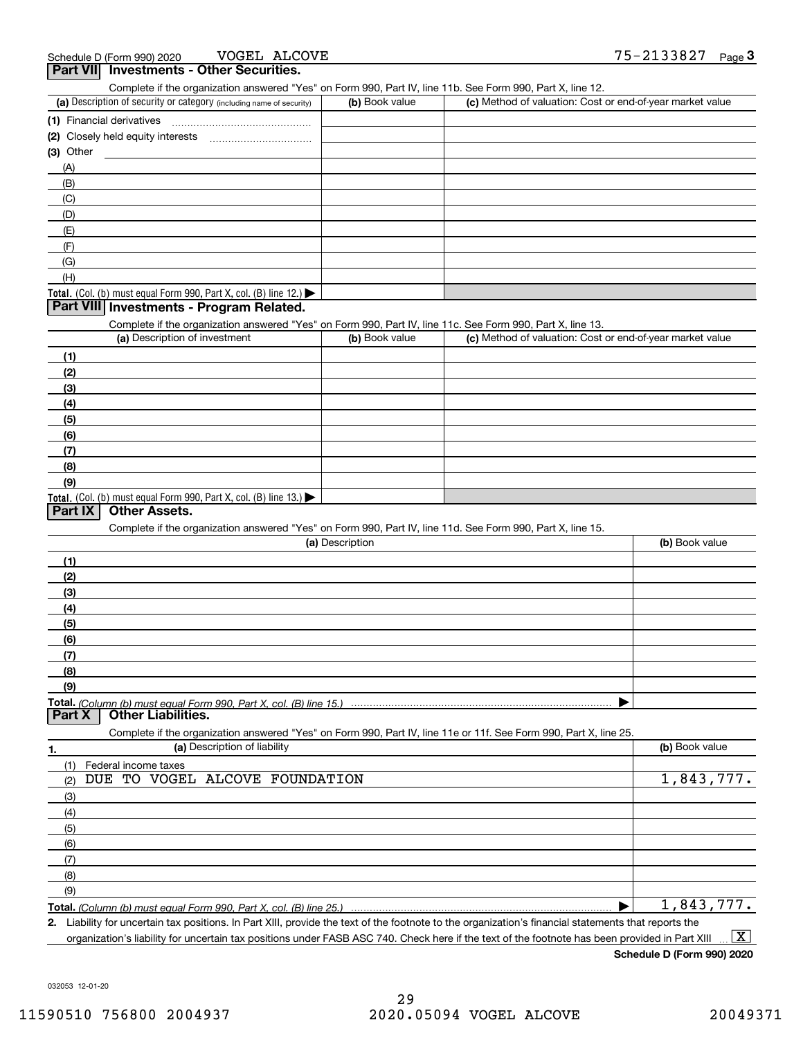Schedule D (Form 990) 2020 VOGEL ALCOVE 75-2133827 Page 3

## Part VII Investments - Other Securities.

Complete if the organization answered "Yes" on Form 990, Part IV, line 11b. See Form 990, Part X, line 12.

| (a) Description of security or category (including name of security) | (b) Book value | (c) Method of valuation: Cost or end-of-year market value |
|---|---|---|
| (1) Financial derivatives | | |
| (2) Closely held equity interests | | |
| (3) Other | | |
| (A) | | |
| (B) | | |
| (C) | | |
| (D) | | |
| (E) | | |
| (F) | | |
| (G) | | |
| (H) | | |
| **Total.** (Col. (b) must equal Form 990, Part X, col. (B) line 12.) ▶ | | |

## Part VIII Investments - Program Related.

Complete if the organization answered "Yes" on Form 990, Part IV, line 11c. See Form 990, Part X, line 13.

| (a) Description of investment | (b) Book value | (c) Method of valuation: Cost or end-of-year market value |
|---|---|---|
| (1) | | |
| (2) | | |
| (3) | | |
| (4) | | |
| (5) | | |
| (6) | | |
| (7) | | |
| (8) | | |
| (9) | | |
| **Total.** (Col. (b) must equal Form 990, Part X, col. (B) line 13.) ▶ | | |

## Part IX Other Assets.

Complete if the organization answered "Yes" on Form 990, Part IV, line 11d. See Form 990, Part X, line 15.

| (a) Description | (b) Book value |
|---|---|
| (1) | |
| (2) | |
| (3) | |
| (4) | |
| (5) | |
| (6) | |
| (7) | |
| (8) | |
| (9) | |
| **Total.** *(Column (b) must equal Form 990, Part X, col. (B) line 15.)* ▶ | |

## Part X Other Liabilities.

Complete if the organization answered "Yes" on Form 990, Part IV, line 11e or 11f. See Form 990, Part X, line 25.

| 1. (a) Description of liability | (b) Book value |
|---|---|
| (1) Federal income taxes | |
| (2) DUE TO VOGEL ALCOVE FOUNDATION | 1,843,777. |
| (3) | |
| (4) | |
| (5) | |
| (6) | |
| (7) | |
| (8) | |
| (9) | |
| **Total.** *(Column (b) must equal Form 990, Part X, col. (B) line 25.)* ▶ | 1,843,777. |

2. Liability for uncertain tax positions. In Part XIII, provide the text of the footnote to the organization's financial statements that reports the organization's liability for uncertain tax positions under FASB ASC 740. Check here if the text of the footnote has been provided in Part XIII ... [X]

Schedule D (Form 990) 2020

032053 12-01-20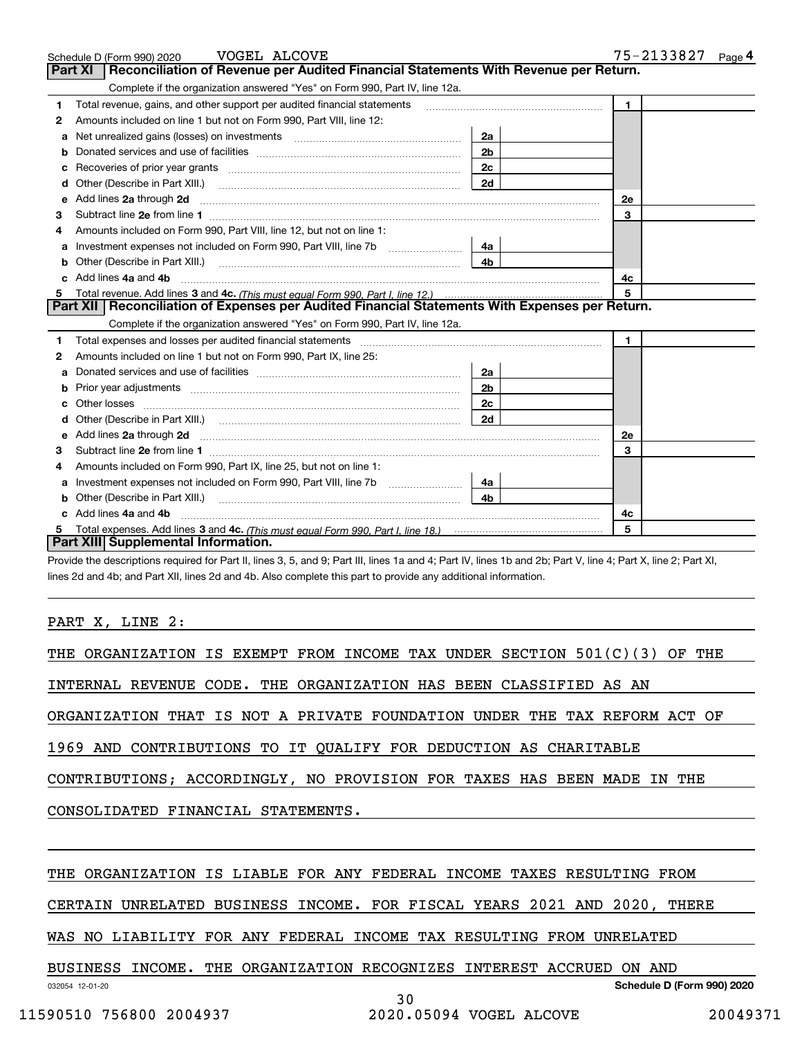Schedule D (Form 990) 2020 VOGEL ALCOVE 75-2133827 Page 4

## Part XI Reconciliation of Revenue per Audited Financial Statements With Revenue per Return.

Complete if the organization answered "Yes" on Form 990, Part IV, line 12a.

| | | | | | |
|---|---|---|---|---|---|
| 1 | Total revenue, gains, and other support per audited financial statements | | | 1 | |
| 2 | Amounts included on line 1 but not on Form 990, Part VIII, line 12: | | | | |
| a | Net unrealized gains (losses) on investments | 2a | | | |
| b | Donated services and use of facilities | 2b | | | |
| c | Recoveries of prior year grants | 2c | | | |
| d | Other (Describe in Part XIII.) | 2d | | | |
| e | Add lines 2a through 2d | | | 2e | |
| 3 | Subtract line 2e from line 1 | | | 3 | |
| 4 | Amounts included on Form 990, Part VIII, line 12, but not on line 1: | | | | |
| a | Investment expenses not included on Form 990, Part VIII, line 7b | 4a | | | |
| b | Other (Describe in Part XIII.) | 4b | | | |
| c | Add lines 4a and 4b | | | 4c | |
| 5 | Total revenue. Add lines 3 and 4c. *(This must equal Form 990, Part I, line 12.)* | | | 5 | |

## Part XII Reconciliation of Expenses per Audited Financial Statements With Expenses per Return.

Complete if the organization answered "Yes" on Form 990, Part IV, line 12a.

| | | | | | |
|---|---|---|---|---|---|
| 1 | Total expenses and losses per audited financial statements | | | 1 | |
| 2 | Amounts included on line 1 but not on Form 990, Part IX, line 25: | | | | |
| a | Donated services and use of facilities | 2a | | | |
| b | Prior year adjustments | 2b | | | |
| c | Other losses | 2c | | | |
| d | Other (Describe in Part XIII.) | 2d | | | |
| e | Add lines 2a through 2d | | | 2e | |
| 3 | Subtract line 2e from line 1 | | | 3 | |
| 4 | Amounts included on Form 990, Part IX, line 25, but not on line 1: | | | | |
| a | Investment expenses not included on Form 990, Part VIII, line 7b | 4a | | | |
| b | Other (Describe in Part XIII.) | 4b | | | |
| c | Add lines 4a and 4b | | | 4c | |
| 5 | Total expenses. Add lines 3 and 4c. *(This must equal Form 990, Part I, line 18.)* | | | 5 | |

## Part XIII Supplemental Information.

Provide the descriptions required for Part II, lines 3, 5, and 9; Part III, lines 1a and 4; Part IV, lines 1b and 2b; Part V, line 4; Part X, line 2; Part XI, lines 2d and 4b; and Part XII, lines 2d and 4b. Also complete this part to provide any additional information.

PART X, LINE 2:

THE ORGANIZATION IS EXEMPT FROM INCOME TAX UNDER SECTION 501(C)(3) OF THE INTERNAL REVENUE CODE. THE ORGANIZATION HAS BEEN CLASSIFIED AS AN ORGANIZATION THAT IS NOT A PRIVATE FOUNDATION UNDER THE TAX REFORM ACT OF 1969 AND CONTRIBUTIONS TO IT QUALIFY FOR DEDUCTION AS CHARITABLE CONTRIBUTIONS; ACCORDINGLY, NO PROVISION FOR TAXES HAS BEEN MADE IN THE CONSOLIDATED FINANCIAL STATEMENTS.

THE ORGANIZATION IS LIABLE FOR ANY FEDERAL INCOME TAXES RESULTING FROM CERTAIN UNRELATED BUSINESS INCOME. FOR FISCAL YEARS 2021 AND 2020, THERE WAS NO LIABILITY FOR ANY FEDERAL INCOME TAX RESULTING FROM UNRELATED BUSINESS INCOME. THE ORGANIZATION RECOGNIZES INTEREST ACCRUED ON AND

032054 12-01-20 **Schedule D (Form 990) 2020**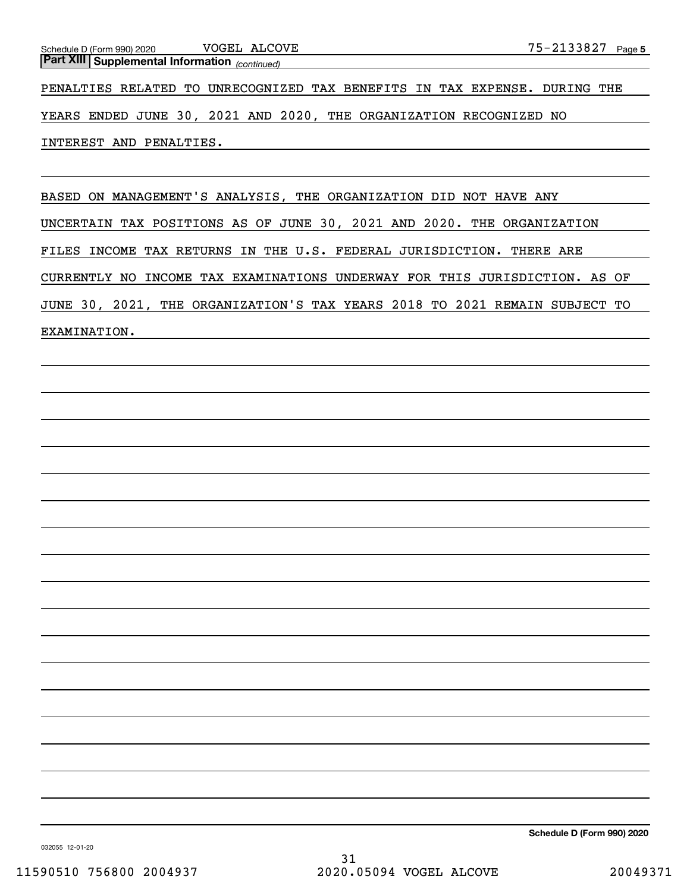**Part XIII | Supplemental Information** *(continued)*

PENALTIES RELATED TO UNRECOGNIZED TAX BENEFITS IN TAX EXPENSE. DURING THE YEARS ENDED JUNE 30, 2021 AND 2020, THE ORGANIZATION RECOGNIZED NO INTEREST AND PENALTIES.

BASED ON MANAGEMENT'S ANALYSIS, THE ORGANIZATION DID NOT HAVE ANY UNCERTAIN TAX POSITIONS AS OF JUNE 30, 2021 AND 2020. THE ORGANIZATION FILES INCOME TAX RETURNS IN THE U.S. FEDERAL JURISDICTION. THERE ARE CURRENTLY NO INCOME TAX EXAMINATIONS UNDERWAY FOR THIS JURISDICTION. AS OF JUNE 30, 2021, THE ORGANIZATION'S TAX YEARS 2018 TO 2021 REMAIN SUBJECT TO EXAMINATION.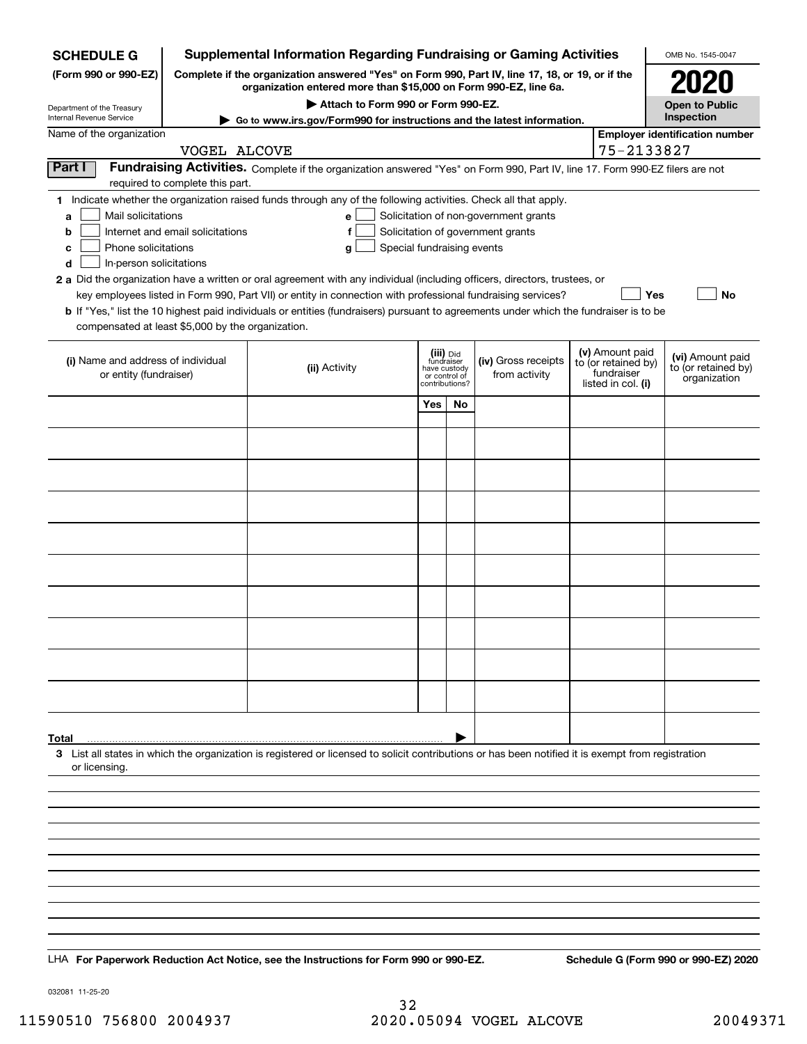**SCHEDULE G**
**(Form 990 or 990-EZ)**

Department of the Treasury
Internal Revenue Service

# Supplemental Information Regarding Fundraising or Gaming Activities

**Complete if the organization answered "Yes" on Form 990, Part IV, line 17, 18, or 19, or if the organization entered more than $15,000 on Form 990-EZ, line 6a.**

**▶ Attach to Form 990 or Form 990-EZ.**

**▶ Go to www.irs.gov/Form990 for instructions and the latest information.**

OMB No. 1545-0047

**2020**

**Open to Public Inspection**

Name of the organization: VOGEL ALCOVE

Employer identification number: 75-2133827

**Part I** **Fundraising Activities.** Complete if the organization answered "Yes" on Form 990, Part IV, line 17. Form 990-EZ filers are not required to complete this part.

**1** Indicate whether the organization raised funds through any of the following activities. Check all that apply.

- **a** ☐ Mail solicitations
- **b** ☐ Internet and email solicitations
- **c** ☐ Phone solicitations
- **d** ☐ In-person solicitations
- **e** ☐ Solicitation of non-government grants
- **f** ☐ Solicitation of government grants
- **g** ☐ Special fundraising events

**2 a** Did the organization have a written or oral agreement with any individual (including officers, directors, trustees, or key employees listed in Form 990, Part VII) or entity in connection with professional fundraising services? ☐ **Yes** ☐ **No**

**b** If "Yes," list the 10 highest paid individuals or entities (fundraisers) pursuant to agreements under which the fundraiser is to be compensated at least $5,000 by the organization.

| (i) Name and address of individual or entity (fundraiser) | (ii) Activity | (iii) Did fundraiser have custody or control of contributions? | | (iv) Gross receipts from activity | (v) Amount paid to (or retained by) fundraiser listed in col. (i) | (vi) Amount paid to (or retained by) organization |
|---|---|---|---|---|---|---|
| | | Yes | No | | | |
| | | | | | | |
| | | | | | | |
| | | | | | | |
| | | | | | | |
| | | | | | | |
| | | | | | | |
| | | | | | | |
| | | | | | | |
| | | | | | | |
| | | | | | | |
| **Total** ▶ | | | | | | |

**3** List all states in which the organization is registered or licensed to solicit contributions or has been notified it is exempt from registration or licensing.

LHA **For Paperwork Reduction Act Notice, see the Instructions for Form 990 or 990-EZ.** **Schedule G (Form 990 or 990-EZ) 2020**

032081 11-25-20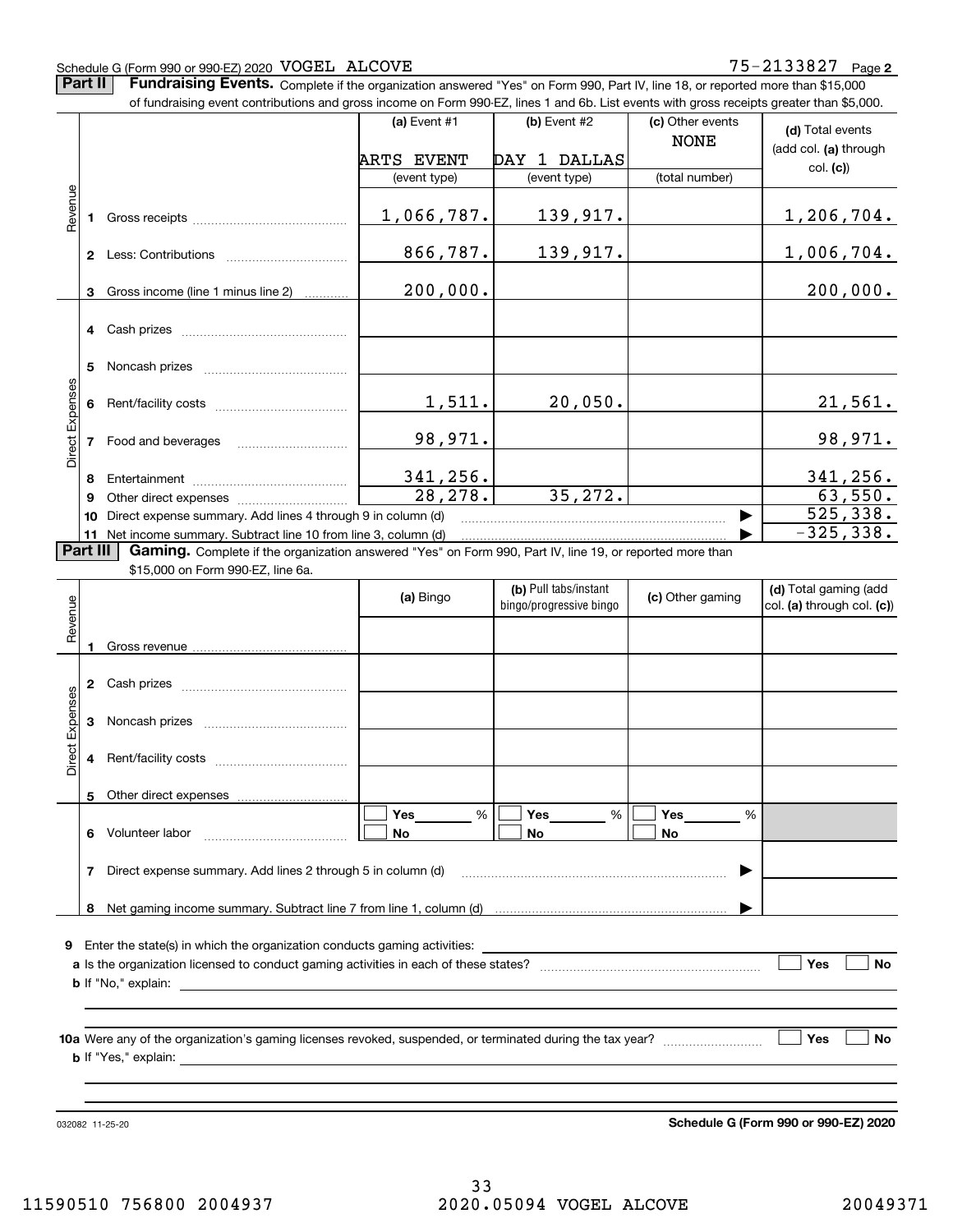Schedule G (Form 990 or 990-EZ) 2020 VOGEL ALCOVE 75-2133827 Page **2**

**Part II** **Fundraising Events.** Complete if the organization answered "Yes" on Form 990, Part IV, line 18, or reported more than $15,000 of fundraising event contributions and gross income on Form 990-EZ, lines 1 and 6b. List events with gross receipts greater than $5,000.

| | | (a) Event #1 | (b) Event #2 | (c) Other events | (d) Total events (add col. (a) through col. (c)) |
|---|---|---|---|---|---|
| | | ARTS EVENT | DAY 1 DALLAS | NONE | |
| | | (event type) | (event type) | (total number) | |
| Revenue | 1 Gross receipts | 1,066,787. | 139,917. | | 1,206,704. |
| | 2 Less: Contributions | 866,787. | 139,917. | | 1,006,704. |
| | 3 Gross income (line 1 minus line 2) | 200,000. | | | 200,000. |
| Direct Expenses | 4 Cash prizes | | | | |
| | 5 Noncash prizes | | | | |
| | 6 Rent/facility costs | 1,511. | 20,050. | | 21,561. |
| | 7 Food and beverages | 98,971. | | | 98,971. |
| | 8 Entertainment | 341,256. | | | 341,256. |
| | 9 Other direct expenses | 28,278. | 35,272. | | 63,550. |
| | 10 Direct expense summary. Add lines 4 through 9 in column (d) | | | | 525,338. |
| | 11 Net income summary. Subtract line 10 from line 3, column (d) | | | | -325,338. |

**Part III** **Gaming.** Complete if the organization answered "Yes" on Form 990, Part IV, line 19, or reported more than $15,000 on Form 990-EZ, line 6a.

| | | (a) Bingo | (b) Pull tabs/instant bingo/progressive bingo | (c) Other gaming | (d) Total gaming (add col. (a) through col. (c)) |
|---|---|---|---|---|---|
| Revenue | 1 Gross revenue | | | | |
| Direct Expenses | 2 Cash prizes | | | | |
| | 3 Noncash prizes | | | | |
| | 4 Rent/facility costs | | | | |
| | 5 Other direct expenses | | | | |
| | 6 Volunteer labor | ☐ Yes ___ % ☐ No | ☐ Yes ___ % ☐ No | ☐ Yes ___ % ☐ No | |
| | 7 Direct expense summary. Add lines 2 through 5 in column (d) | | | | |
| | 8 Net gaming income summary. Subtract line 7 from line 1, column (d) | | | | |

9 Enter the state(s) in which the organization conducts gaming activities:

a Is the organization licensed to conduct gaming activities in each of these states? ☐ Yes ☐ No

b If "No," explain:

10a Were any of the organization's gaming licenses revoked, suspended, or terminated during the tax year? ☐ Yes ☐ No

b If "Yes," explain:

032082 11-25-20

**Schedule G (Form 990 or 990-EZ) 2020**

11590510 756800 2004937 2020.05094 VOGEL ALCOVE 20049371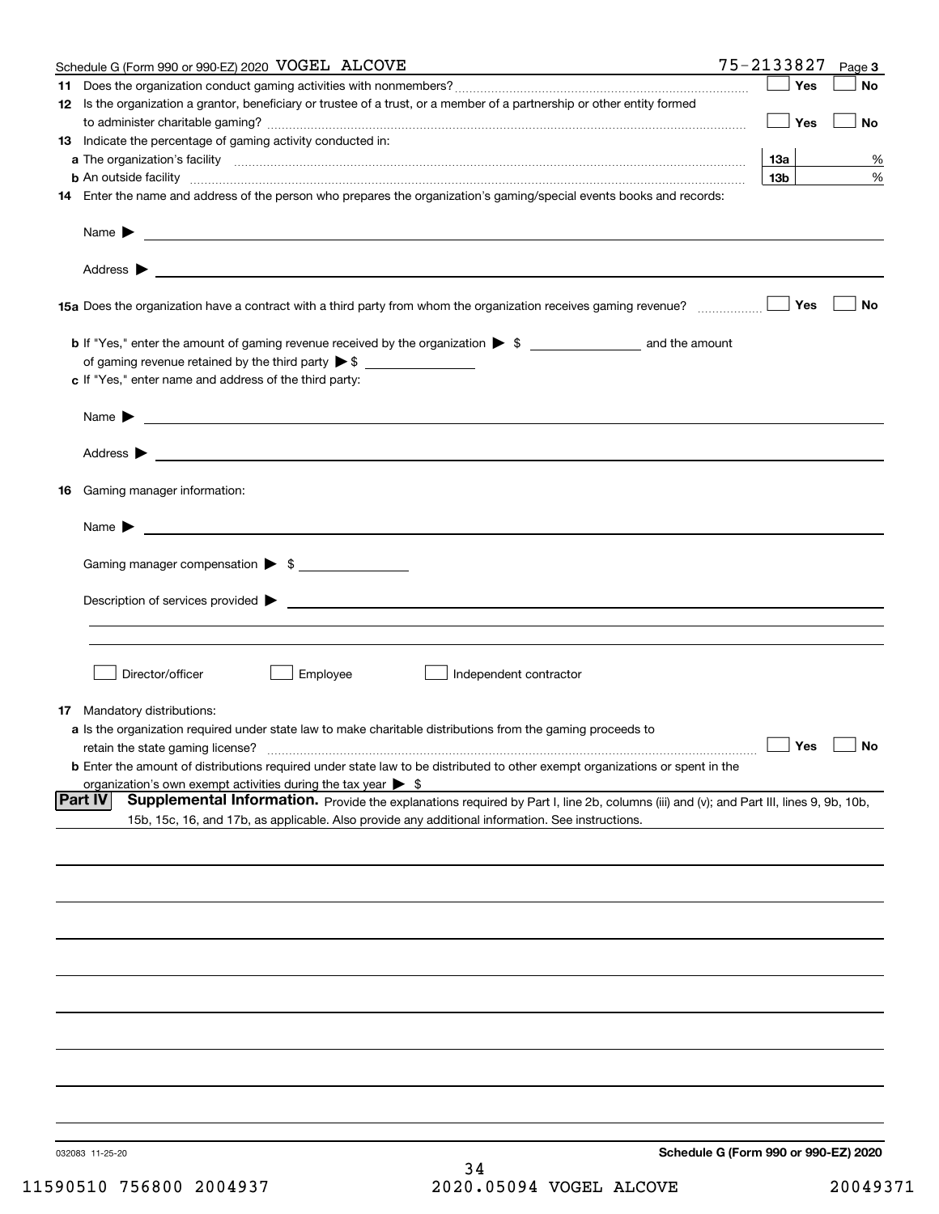Schedule G (Form 990 or 990-EZ) 2020 VOGEL ALCOVE 75-2133827 Page **3**

**11** Does the organization conduct gaming activities with nonmembers? ☐ Yes ☐ No

**12** Is the organization a grantor, beneficiary or trustee of a trust, or a member of a partnership or other entity formed to administer charitable gaming? ☐ Yes ☐ No

**13** Indicate the percentage of gaming activity conducted in:

**a** The organization's facility **13a** %

**b** An outside facility **13b** %

**14** Enter the name and address of the person who prepares the organization's gaming/special events books and records:

Name ▶

Address ▶

**15a** Does the organization have a contract with a third party from whom the organization receives gaming revenue? ☐ Yes ☐ No

**b** If "Yes," enter the amount of gaming revenue received by the organization ▶ $ ________ and the amount of gaming revenue retained by the third party ▶ $ ________

**c** If "Yes," enter name and address of the third party:

Name ▶

Address ▶

**16** Gaming manager information:

Name ▶

Gaming manager compensation ▶ $ ________

Description of services provided ▶

☐ Director/officer ☐ Employee ☐ Independent contractor

**17** Mandatory distributions:

**a** Is the organization required under state law to make charitable distributions from the gaming proceeds to retain the state gaming license? ☐ Yes ☐ No

**b** Enter the amount of distributions required under state law to be distributed to other exempt organizations or spent in the organization's own exempt activities during the tax year ▶ $

**Part IV** **Supplemental Information.** Provide the explanations required by Part I, line 2b, columns (iii) and (v); and Part III, lines 9, 9b, 10b, 15b, 15c, 16, and 17b, as applicable. Also provide any additional information. See instructions.

032083 11-25-20 **Schedule G (Form 990 or 990-EZ) 2020**

11590510 756800 2004937 2020.05094 VOGEL ALCOVE 20049371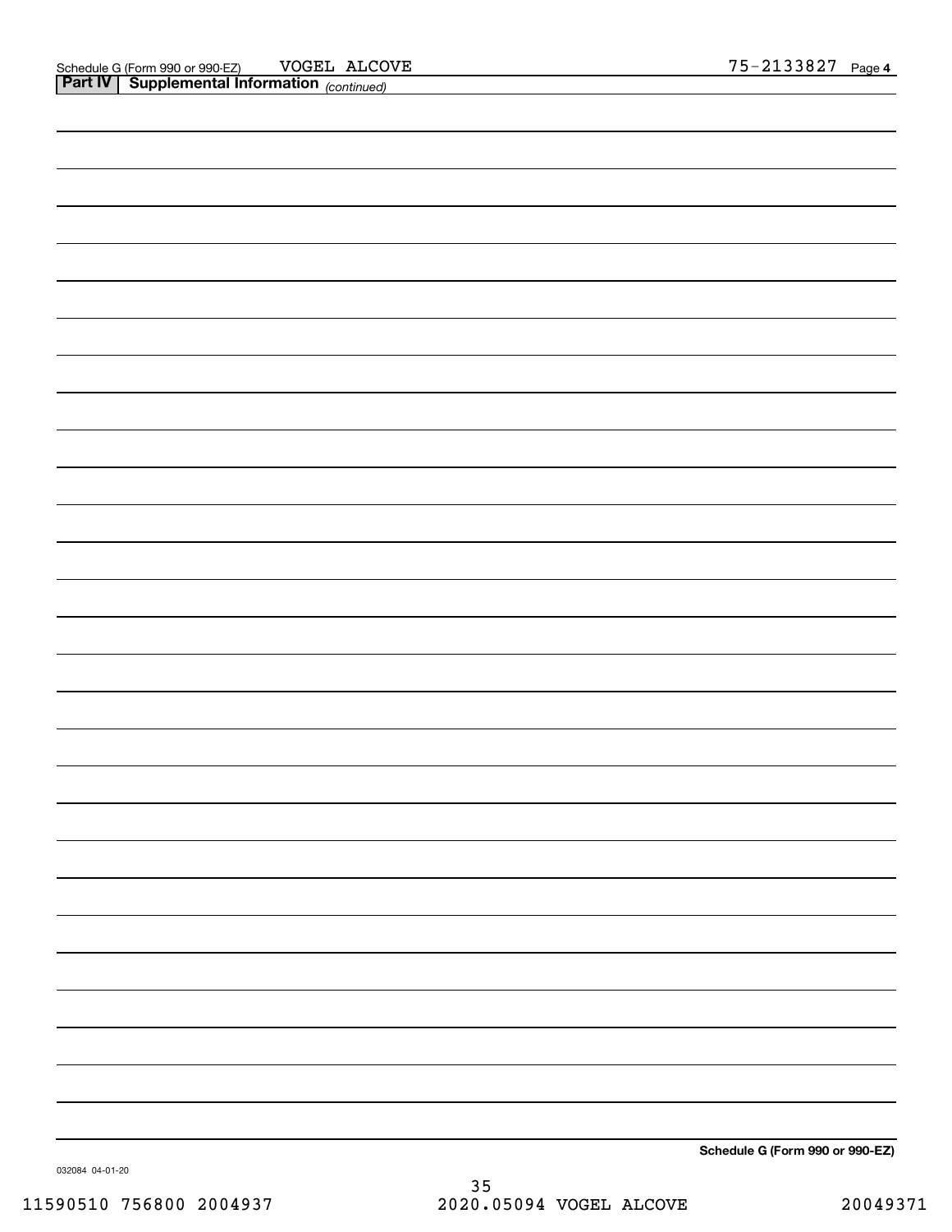Schedule G (Form 990 or 990-EZ) VOGEL ALCOVE 75-2133827 Page **4**

**Part IV | Supplemental Information** *(continued)*

**Schedule G (Form 990 or 990-EZ)**

032084 04-01-20

11590510 756800 2004937 2020.05094 VOGEL ALCOVE 20049371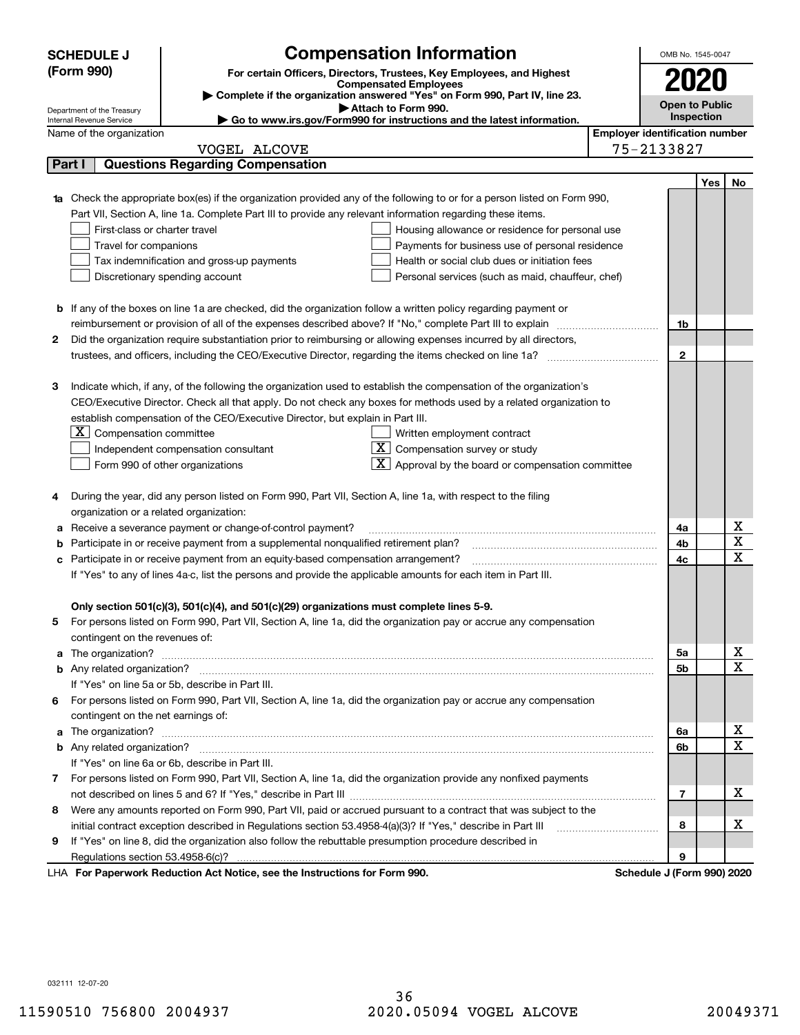**SCHEDULE J (Form 990)**

Department of the Treasury
Internal Revenue Service

# Compensation Information

**For certain Officers, Directors, Trustees, Key Employees, and Highest Compensated Employees**

▶ **Complete if the organization answered "Yes" on Form 990, Part IV, line 23.**

▶ **Attach to Form 990.**

▶ **Go to www.irs.gov/Form990 for instructions and the latest information.**

OMB No. 1545-0047

**2020**

**Open to Public Inspection**

Name of the organization: VOGEL ALCOVE

**Employer identification number:** 75-2133827

## Part I Questions Regarding Compensation

| | | | Yes | No |
|---|---|---|---|---|
| **1a** | Check the appropriate box(es) if the organization provided any of the following to or for a person listed on Form 990, Part VII, Section A, line 1a. Complete Part III to provide any relevant information regarding these items.<br>☐ First-class or charter travel ☐ Housing allowance or residence for personal use<br>☐ Travel for companions ☐ Payments for business use of personal residence<br>☐ Tax indemnification and gross-up payments ☐ Health or social club dues or initiation fees<br>☐ Discretionary spending account ☐ Personal services (such as maid, chauffeur, chef) | | | |
| **b** | If any of the boxes on line 1a are checked, did the organization follow a written policy regarding payment or reimbursement or provision of all of the expenses described above? If "No," complete Part III to explain | 1b | | |
| **2** | Did the organization require substantiation prior to reimbursing or allowing expenses incurred by all directors, trustees, and officers, including the CEO/Executive Director, regarding the items checked on line 1a? | 2 | | |
| **3** | Indicate which, if any, of the following the organization used to establish the compensation of the organization's CEO/Executive Director. Check all that apply. Do not check any boxes for methods used by a related organization to establish compensation of the CEO/Executive Director, but explain in Part III.<br>☒ Compensation committee ☐ Written employment contract<br>☐ Independent compensation consultant ☒ Compensation survey or study<br>☐ Form 990 of other organizations ☒ Approval by the board or compensation committee | | | |
| **4** | During the year, did any person listed on Form 990, Part VII, Section A, line 1a, with respect to the filing organization or a related organization: | | | |
| **a** | Receive a severance payment or change-of-control payment? | 4a | | X |
| **b** | Participate in or receive payment from a supplemental nonqualified retirement plan? | 4b | | X |
| **c** | Participate in or receive payment from an equity-based compensation arrangement? | 4c | | X |
| | If "Yes" to any of lines 4a-c, list the persons and provide the applicable amounts for each item in Part III. | | | |
| | **Only section 501(c)(3), 501(c)(4), and 501(c)(29) organizations must complete lines 5-9.** | | | |
| **5** | For persons listed on Form 990, Part VII, Section A, line 1a, did the organization pay or accrue any compensation contingent on the revenues of: | | | |
| **a** | The organization? | 5a | | X |
| **b** | Any related organization? | 5b | | X |
| | If "Yes" on line 5a or 5b, describe in Part III. | | | |
| **6** | For persons listed on Form 990, Part VII, Section A, line 1a, did the organization pay or accrue any compensation contingent on the net earnings of: | | | |
| **a** | The organization? | 6a | | X |
| **b** | Any related organization? | 6b | | X |
| | If "Yes" on line 6a or 6b, describe in Part III. | | | |
| **7** | For persons listed on Form 990, Part VII, Section A, line 1a, did the organization provide any nonfixed payments not described on lines 5 and 6? If "Yes," describe in Part III | 7 | | X |
| **8** | Were any amounts reported on Form 990, Part VII, paid or accrued pursuant to a contract that was subject to the initial contract exception described in Regulations section 53.4958-4(a)(3)? If "Yes," describe in Part III | 8 | | X |
| **9** | If "Yes" on line 8, did the organization also follow the rebuttable presumption procedure described in Regulations section 53.4958-6(c)? | 9 | | |

LHA **For Paperwork Reduction Act Notice, see the Instructions for Form 990.** **Schedule J (Form 990) 2020**

032111 12-07-20

11590510 756800 2004937 2020.05094 VOGEL ALCOVE 20049371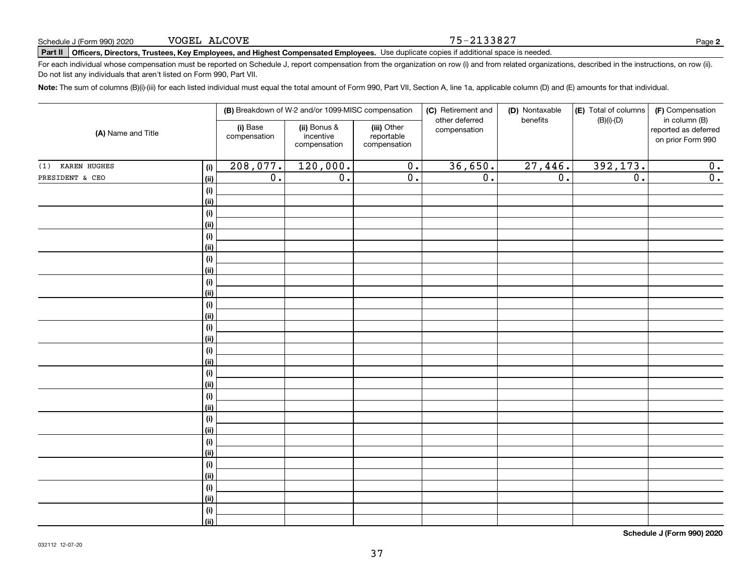Schedule J (Form 990) 2020 VOGEL ALCOVE 75-2133827

**Part II** **Officers, Directors, Trustees, Key Employees, and Highest Compensated Employees.** Use duplicate copies if additional space is needed.

For each individual whose compensation must be reported on Schedule J, report compensation from the organization on row (i) and from related organizations, described in the instructions, on row (ii). Do not list any individuals that aren't listed on Form 990, Part VII.

**Note:** The sum of columns (B)(i)-(iii) for each listed individual must equal the total amount of Form 990, Part VII, Section A, line 1a, applicable column (D) and (E) amounts for that individual.

| (A) Name and Title | | (B) Breakdown of W-2 and/or 1099-MISC compensation | | | (C) Retirement and other deferred compensation | (D) Nontaxable benefits | (E) Total of columns (B)(i)-(D) | (F) Compensation in column (B) reported as deferred on prior Form 990 |
|---|---|---|---|---|---|---|---|---|
| | | (i) Base compensation | (ii) Bonus & incentive compensation | (iii) Other reportable compensation | | | | |
| (1) KAREN HUGHES | (i) | 208,077. | 120,000. | 0. | 36,650. | 27,446. | 392,173. | 0. |
| PRESIDENT & CEO | (ii) | 0. | 0. | 0. | 0. | 0. | 0. | 0. |

**Schedule J (Form 990) 2020**

032112 12-07-20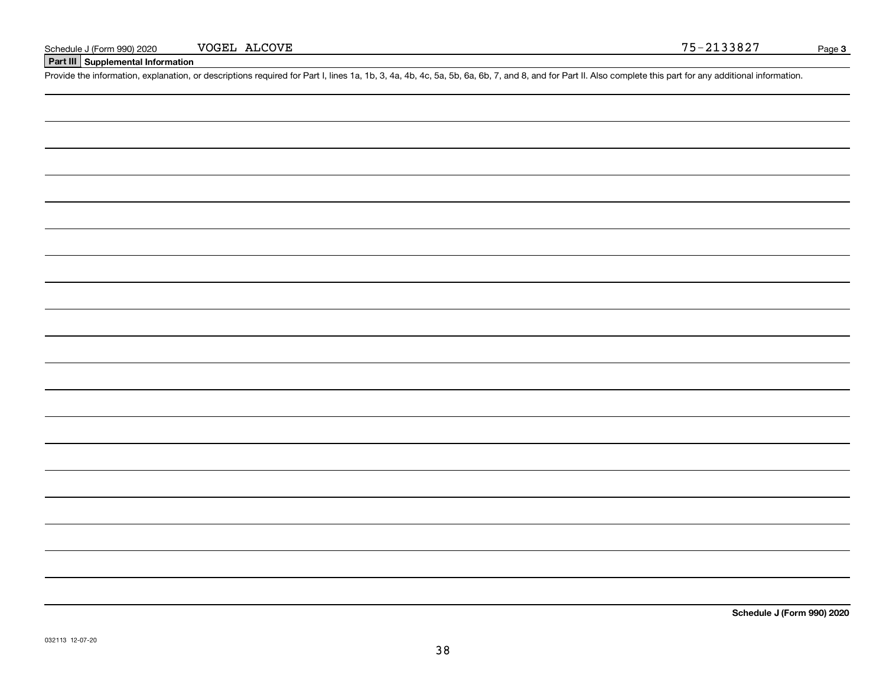Schedule J (Form 990) 2020 VOGEL ALCOVE 75-2133827

## Part III Supplemental Information

Provide the information, explanation, or descriptions required for Part I, lines 1a, 1b, 3, 4a, 4b, 4c, 5a, 5b, 6a, 6b, 7, and 8, and for Part II. Also complete this part for any additional information.

**Schedule J (Form 990) 2020**

032113 12-07-20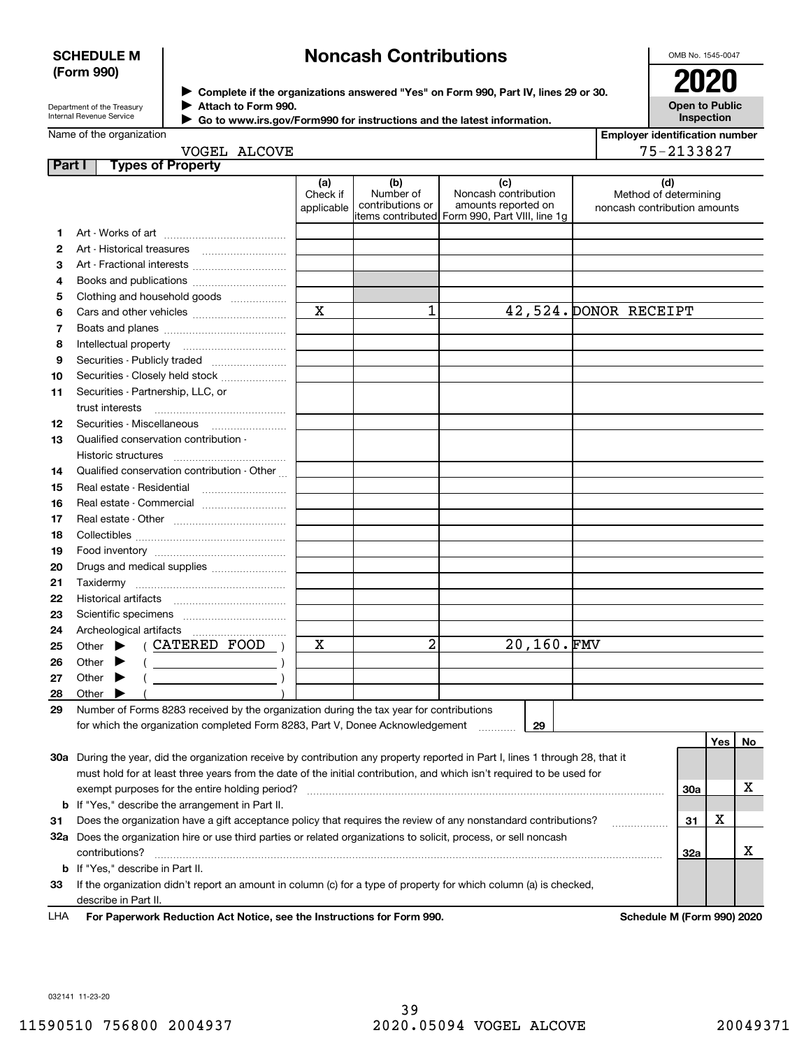**SCHEDULE M (Form 990)**

Department of the Treasury
Internal Revenue Service

# Noncash Contributions

▶ Complete if the organizations answered "Yes" on Form 990, Part IV, lines 29 or 30.
▶ Attach to Form 990.
▶ Go to www.irs.gov/Form990 for instructions and the latest information.

OMB No. 1545-0047

**2020**

**Open to Public Inspection**

Name of the organization: VOGEL ALCOVE

Employer identification number: 75-2133827

## Part I Types of Property

| | | (a) Check if applicable | (b) Number of contributions or items contributed | (c) Noncash contribution amounts reported on Form 990, Part VIII, line 1g | (d) Method of determining noncash contribution amounts |
|---|---|---|---|---|---|
| 1 | Art - Works of art | | | | |
| 2 | Art - Historical treasures | | | | |
| 3 | Art - Fractional interests | | | | |
| 4 | Books and publications | | | | |
| 5 | Clothing and household goods | | | | |
| 6 | Cars and other vehicles | X | 1 | 42,524. | DONOR RECEIPT |
| 7 | Boats and planes | | | | |
| 8 | Intellectual property | | | | |
| 9 | Securities - Publicly traded | | | | |
| 10 | Securities - Closely held stock | | | | |
| 11 | Securities - Partnership, LLC, or trust interests | | | | |
| 12 | Securities - Miscellaneous | | | | |
| 13 | Qualified conservation contribution - Historic structures | | | | |
| 14 | Qualified conservation contribution - Other | | | | |
| 15 | Real estate - Residential | | | | |
| 16 | Real estate - Commercial | | | | |
| 17 | Real estate - Other | | | | |
| 18 | Collectibles | | | | |
| 19 | Food inventory | | | | |
| 20 | Drugs and medical supplies | | | | |
| 21 | Taxidermy | | | | |
| 22 | Historical artifacts | | | | |
| 23 | Scientific specimens | | | | |
| 24 | Archeological artifacts | | | | |
| 25 | Other ▶ ( CATERED FOOD ) | X | 2 | 20,160. | FMV |
| 26 | Other ▶ ( ) | | | | |
| 27 | Other ▶ ( ) | | | | |
| 28 | Other ▶ ( ) | | | | |

29 Number of Forms 8283 received by the organization during the tax year for contributions for which the organization completed Form 8283, Part V, Donee Acknowledgement ........ **29**

| | | | Yes | No |
|---|---|---|---|---|
| 30a | During the year, did the organization receive by contribution any property reported in Part I, lines 1 through 28, that it must hold for at least three years from the date of the initial contribution, and which isn't required to be used for exempt purposes for the entire holding period? | 30a | | X |
| b | If "Yes," describe the arrangement in Part II. | | | |
| 31 | Does the organization have a gift acceptance policy that requires the review of any nonstandard contributions? | 31 | X | |
| 32a | Does the organization hire or use third parties or related organizations to solicit, process, or sell noncash contributions? | 32a | | X |
| b | If "Yes," describe in Part II. | | | |
| 33 | If the organization didn't report an amount in column (c) for a type of property for which column (a) is checked, describe in Part II. | | | |

LHA **For Paperwork Reduction Act Notice, see the Instructions for Form 990.** **Schedule M (Form 990) 2020**

032141 11-23-20

11590510 756800 2004937 2020.05094 VOGEL ALCOVE 20049371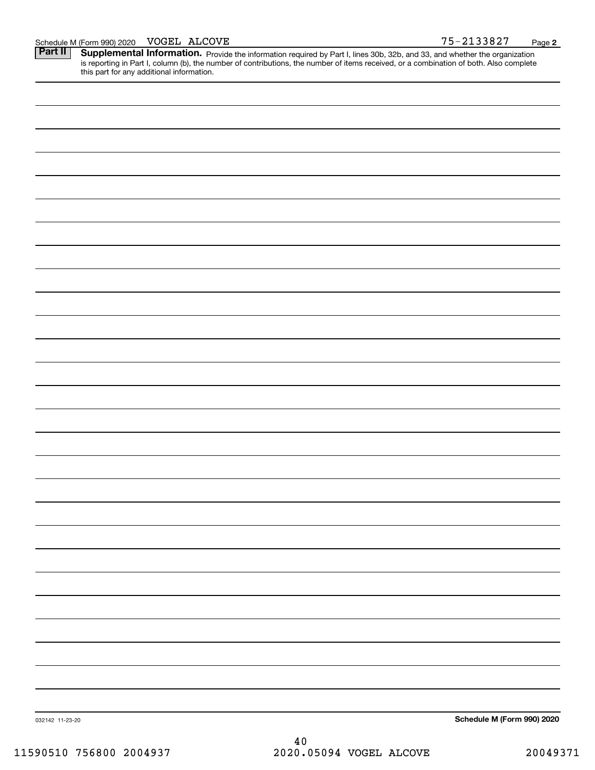Schedule M (Form 990) 2020 VOGEL ALCOVE 75-2133827

**Part II** **Supplemental Information.** Provide the information required by Part I, lines 30b, 32b, and 33, and whether the organization is reporting in Part I, column (b), the number of contributions, the number of items received, or a combination of both. Also complete this part for any additional information.

032142 11-23-20

**Schedule M (Form 990) 2020**

11590510 756800 2004937 2020.05094 VOGEL ALCOVE 20049371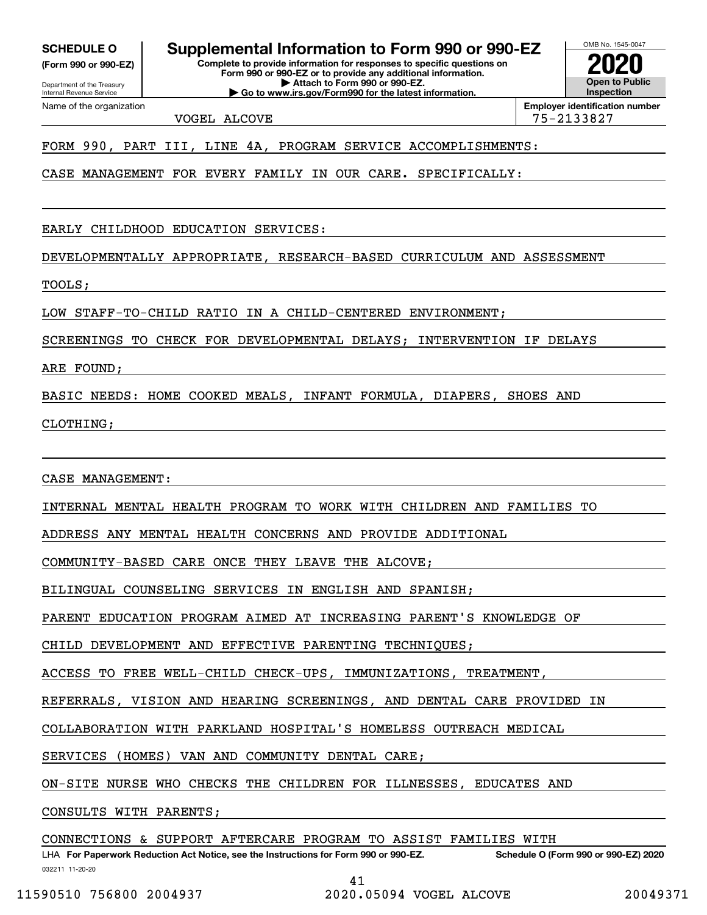**SCHEDULE O** (Form 990 or 990-EZ)

Department of the Treasury
Internal Revenue Service

# Supplemental Information to Form 990 or 990-EZ

**Complete to provide information for responses to specific questions on Form 990 or 990-EZ or to provide any additional information.**
**▶ Attach to Form 990 or 990-EZ.**
**▶ Go to www.irs.gov/Form990 for the latest information.**

OMB No. 1545-0047

**2020**

**Open to Public Inspection**

Name of the organization: VOGEL ALCOVE

**Employer identification number** 75-2133827

FORM 990, PART III, LINE 4A, PROGRAM SERVICE ACCOMPLISHMENTS:

CASE MANAGEMENT FOR EVERY FAMILY IN OUR CARE. SPECIFICALLY:

EARLY CHILDHOOD EDUCATION SERVICES:

DEVELOPMENTALLY APPROPRIATE, RESEARCH-BASED CURRICULUM AND ASSESSMENT TOOLS;

LOW STAFF-TO-CHILD RATIO IN A CHILD-CENTERED ENVIRONMENT;

SCREENINGS TO CHECK FOR DEVELOPMENTAL DELAYS; INTERVENTION IF DELAYS ARE FOUND;

BASIC NEEDS: HOME COOKED MEALS, INFANT FORMULA, DIAPERS, SHOES AND CLOTHING;

CASE MANAGEMENT:

INTERNAL MENTAL HEALTH PROGRAM TO WORK WITH CHILDREN AND FAMILIES TO ADDRESS ANY MENTAL HEALTH CONCERNS AND PROVIDE ADDITIONAL COMMUNITY-BASED CARE ONCE THEY LEAVE THE ALCOVE;

BILINGUAL COUNSELING SERVICES IN ENGLISH AND SPANISH;

PARENT EDUCATION PROGRAM AIMED AT INCREASING PARENT'S KNOWLEDGE OF CHILD DEVELOPMENT AND EFFECTIVE PARENTING TECHNIQUES;

ACCESS TO FREE WELL-CHILD CHECK-UPS, IMMUNIZATIONS, TREATMENT, REFERRALS, VISION AND HEARING SCREENINGS, AND DENTAL CARE PROVIDED IN COLLABORATION WITH PARKLAND HOSPITAL'S HOMELESS OUTREACH MEDICAL SERVICES (HOMES) VAN AND COMMUNITY DENTAL CARE;

ON-SITE NURSE WHO CHECKS THE CHILDREN FOR ILLNESSES, EDUCATES AND CONSULTS WITH PARENTS;

CONNECTIONS & SUPPORT AFTERCARE PROGRAM TO ASSIST FAMILIES WITH

LHA **For Paperwork Reduction Act Notice, see the Instructions for Form 990 or 990-EZ.** **Schedule O (Form 990 or 990-EZ) 2020**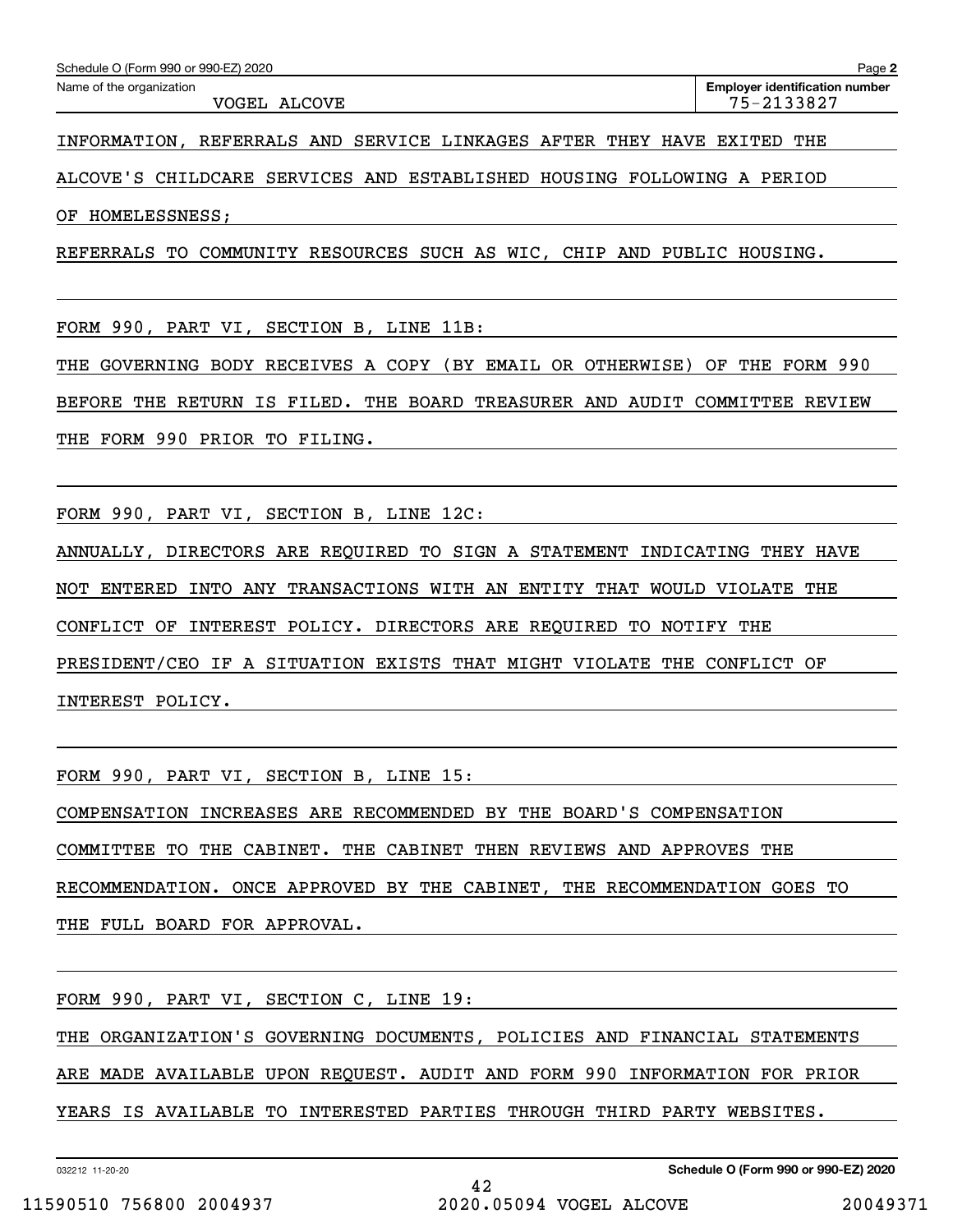Name of the organization: VOGEL ALCOVE

Employer identification number: 75-2133827

INFORMATION, REFERRALS AND SERVICE LINKAGES AFTER THEY HAVE EXITED THE ALCOVE'S CHILDCARE SERVICES AND ESTABLISHED HOUSING FOLLOWING A PERIOD OF HOMELESSNESS;

REFERRALS TO COMMUNITY RESOURCES SUCH AS WIC, CHIP AND PUBLIC HOUSING.

FORM 990, PART VI, SECTION B, LINE 11B:

THE GOVERNING BODY RECEIVES A COPY (BY EMAIL OR OTHERWISE) OF THE FORM 990 BEFORE THE RETURN IS FILED. THE BOARD TREASURER AND AUDIT COMMITTEE REVIEW THE FORM 990 PRIOR TO FILING.

FORM 990, PART VI, SECTION B, LINE 12C:

ANNUALLY, DIRECTORS ARE REQUIRED TO SIGN A STATEMENT INDICATING THEY HAVE NOT ENTERED INTO ANY TRANSACTIONS WITH AN ENTITY THAT WOULD VIOLATE THE CONFLICT OF INTEREST POLICY. DIRECTORS ARE REQUIRED TO NOTIFY THE PRESIDENT/CEO IF A SITUATION EXISTS THAT MIGHT VIOLATE THE CONFLICT OF INTEREST POLICY.

FORM 990, PART VI, SECTION B, LINE 15:

COMPENSATION INCREASES ARE RECOMMENDED BY THE BOARD'S COMPENSATION COMMITTEE TO THE CABINET. THE CABINET THEN REVIEWS AND APPROVES THE RECOMMENDATION. ONCE APPROVED BY THE CABINET, THE RECOMMENDATION GOES TO THE FULL BOARD FOR APPROVAL.

FORM 990, PART VI, SECTION C, LINE 19:

THE ORGANIZATION'S GOVERNING DOCUMENTS, POLICIES AND FINANCIAL STATEMENTS ARE MADE AVAILABLE UPON REQUEST. AUDIT AND FORM 990 INFORMATION FOR PRIOR YEARS IS AVAILABLE TO INTERESTED PARTIES THROUGH THIRD PARTY WEBSITES.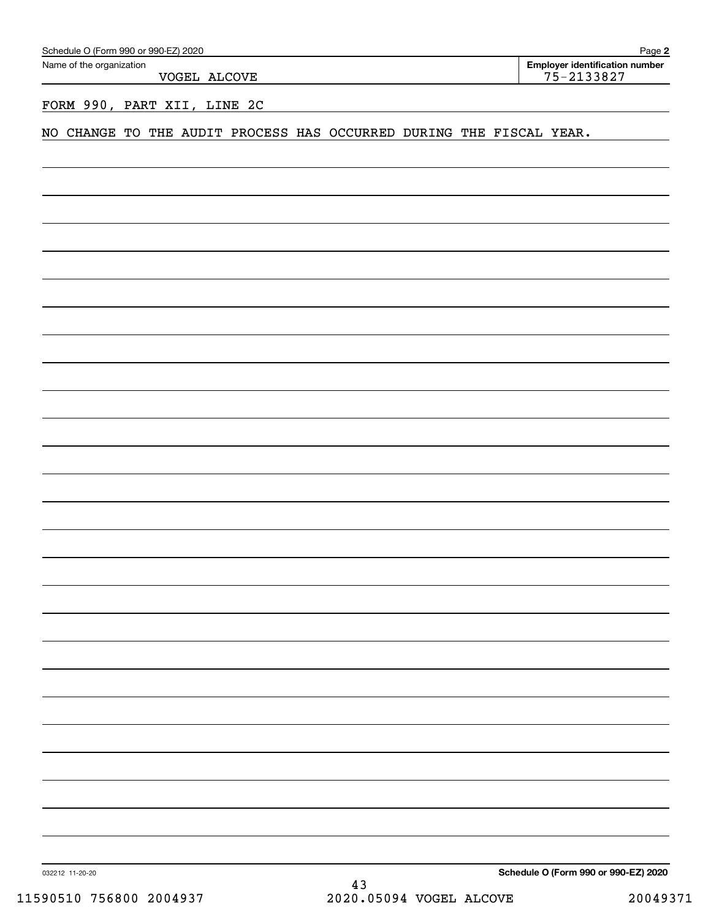Schedule O (Form 990 or 990-EZ) 2020

Name of the organization: VOGEL ALCOVE

Employer identification number: 75-2133827

FORM 990, PART XII, LINE 2C

NO CHANGE TO THE AUDIT PROCESS HAS OCCURRED DURING THE FISCAL YEAR.

032212 11-20-20

Schedule O (Form 990 or 990-EZ) 2020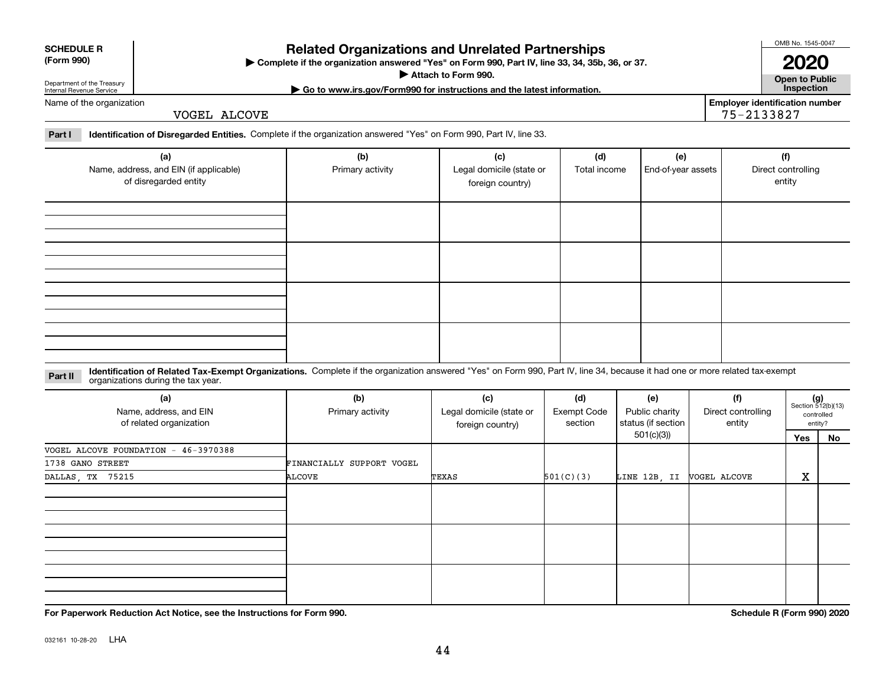**SCHEDULE R (Form 990)**

Department of the Treasury
Internal Revenue Service

# Related Organizations and Unrelated Partnerships

▶ Complete if the organization answered "Yes" on Form 990, Part IV, line 33, 34, 35b, 36, or 37.
▶ Attach to Form 990.
▶ Go to www.irs.gov/Form990 for instructions and the latest information.

OMB No. 1545-0047

**2020**

**Open to Public Inspection**

Name of the organization: VOGEL ALCOVE

Employer identification number: 75-2133827

**Part I** **Identification of Disregarded Entities.** Complete if the organization answered "Yes" on Form 990, Part IV, line 33.

| (a) Name, address, and EIN (if applicable) of disregarded entity | (b) Primary activity | (c) Legal domicile (state or foreign country) | (d) Total income | (e) End-of-year assets | (f) Direct controlling entity |
|---|---|---|---|---|---|
| | | | | | |
| | | | | | |
| | | | | | |
| | | | | | |

**Part II** **Identification of Related Tax-Exempt Organizations.** Complete if the organization answered "Yes" on Form 990, Part IV, line 34, because it had one or more related tax-exempt organizations during the tax year.

| (a) Name, address, and EIN of related organization | (b) Primary activity | (c) Legal domicile (state or foreign country) | (d) Exempt Code section | (e) Public charity status (if section 501(c)(3)) | (f) Direct controlling entity | (g) Section 512(b)(13) controlled entity? Yes | No |
|---|---|---|---|---|---|---|---|
| VOGEL ALCOVE FOUNDATION - 46-3970388<br>1738 GANO STREET<br>DALLAS, TX 75215 | FINANCIALLY SUPPORT VOGEL ALCOVE | TEXAS | 501(C)(3) | LINE 12B, II | VOGEL ALCOVE | X | |
| | | | | | | | |
| | | | | | | | |
| | | | | | | | |

**For Paperwork Reduction Act Notice, see the Instructions for Form 990.**

**Schedule R (Form 990) 2020**

032161 10-28-20 LHA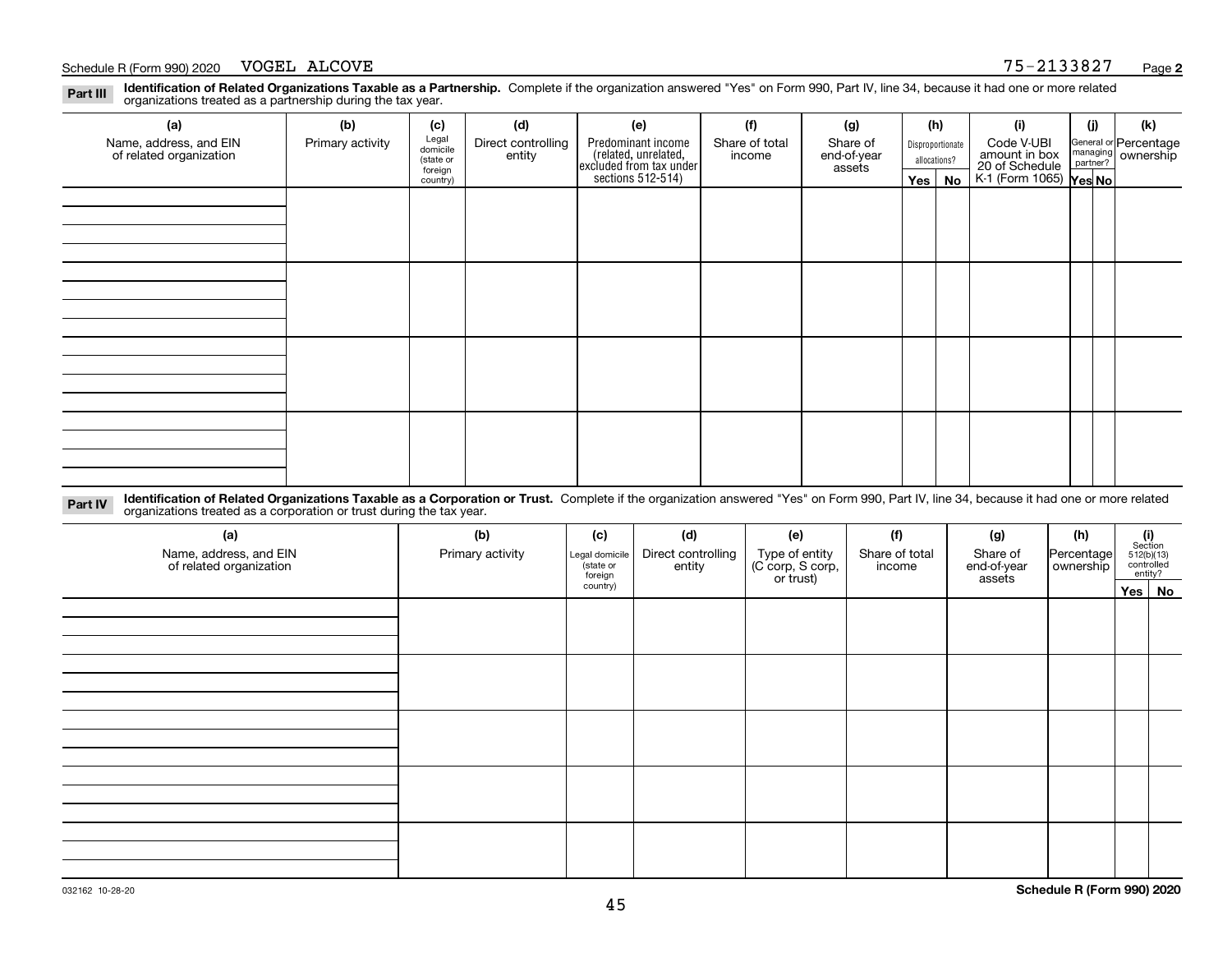Schedule R (Form 990) 2020 VOGEL ALCOVE 75-2133827 Page **2**

**Part III** **Identification of Related Organizations Taxable as a Partnership.** Complete if the organization answered "Yes" on Form 990, Part IV, line 34, because it had one or more related organizations treated as a partnership during the tax year.

| (a) Name, address, and EIN of related organization | (b) Primary activity | (c) Legal domicile (state or foreign country) | (d) Direct controlling entity | (e) Predominant income (related, unrelated, excluded from tax under sections 512-514) | (f) Share of total income | (g) Share of end-of-year assets | (h) Disproportionate allocations? | | (i) Code V-UBI amount in box 20 of Schedule K-1 (Form 1065) | (j) General or managing partner? | | (k) Percentage ownership |
|---|---|---|---|---|---|---|---|---|---|---|---|---|
| | | | | | | | Yes | No | | Yes | No | |
| | | | | | | | | | | | | |
| | | | | | | | | | | | | |
| | | | | | | | | | | | | |
| | | | | | | | | | | | | |

**Part IV** **Identification of Related Organizations Taxable as a Corporation or Trust.** Complete if the organization answered "Yes" on Form 990, Part IV, line 34, because it had one or more related organizations treated as a corporation or trust during the tax year.

| (a) Name, address, and EIN of related organization | (b) Primary activity | (c) Legal domicile (state or foreign country) | (d) Direct controlling entity | (e) Type of entity (C corp, S corp, or trust) | (f) Share of total income | (g) Share of end-of-year assets | (h) Percentage ownership | (i) Section 512(b)(13) controlled entity? | |
|---|---|---|---|---|---|---|---|---|---|
| | | | | | | | | Yes | No |
| | | | | | | | | | |
| | | | | | | | | | |
| | | | | | | | | | |
| | | | | | | | | | |
| | | | | | | | | | |

032162 10-28-20 **Schedule R (Form 990) 2020**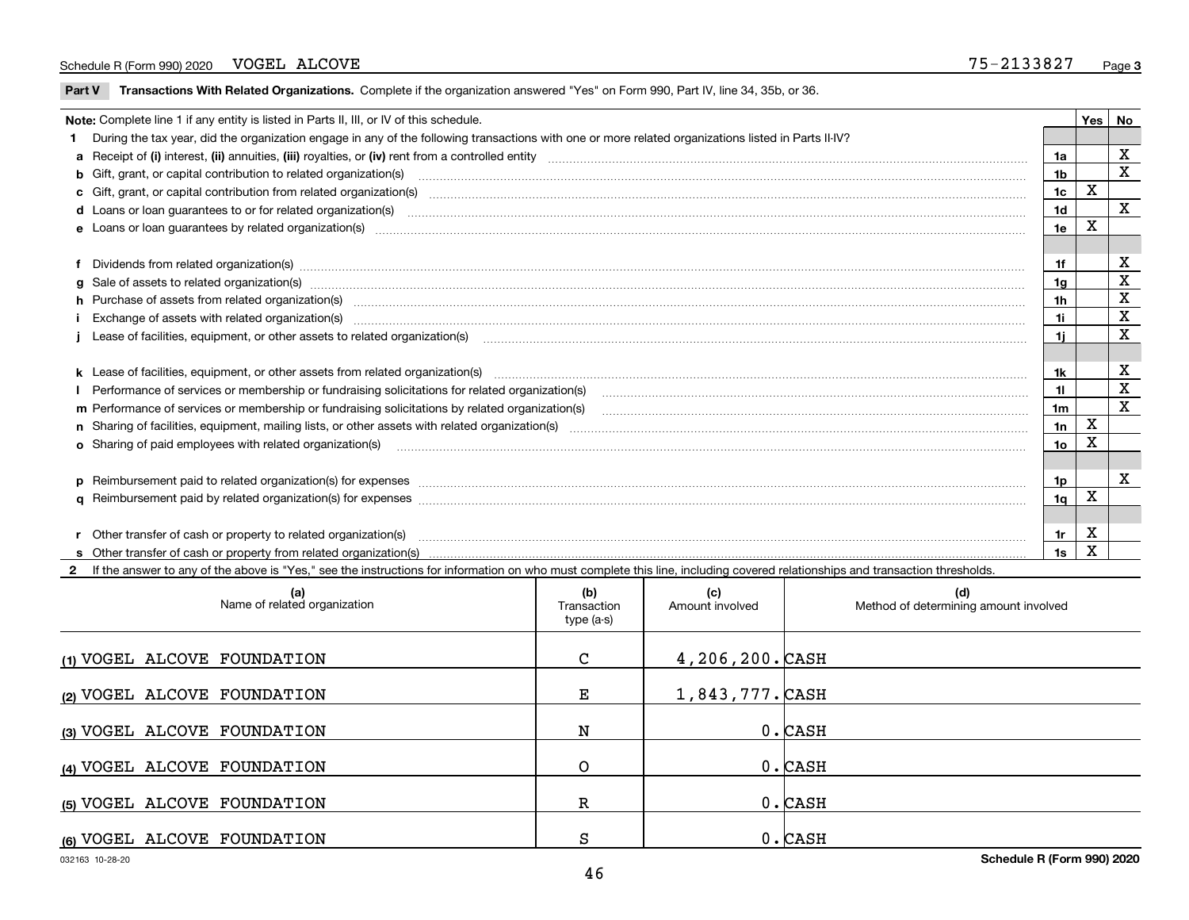Schedule R (Form 990) 2020 VOGEL ALCOVE 75-2133827 Page 3

**Part V Transactions With Related Organizations.** Complete if the organization answered "Yes" on Form 990, Part IV, line 34, 35b, or 36.

| **Note:** Complete line 1 if any entity is listed in Parts II, III, or IV of this schedule. | | Yes | No |
|---|---|---|---|
| **1** During the tax year, did the organization engage in any of the following transactions with one or more related organizations listed in Parts II-IV? | | | |
| **a** Receipt of **(i)** interest, **(ii)** annuities, **(iii)** royalties, or **(iv)** rent from a controlled entity | 1a | | X |
| **b** Gift, grant, or capital contribution to related organization(s) | 1b | | X |
| **c** Gift, grant, or capital contribution from related organization(s) | 1c | X | |
| **d** Loans or loan guarantees to or for related organization(s) | 1d | | X |
| **e** Loans or loan guarantees by related organization(s) | 1e | X | |
| **f** Dividends from related organization(s) | 1f | | X |
| **g** Sale of assets to related organization(s) | 1g | | X |
| **h** Purchase of assets from related organization(s) | 1h | | X |
| **i** Exchange of assets with related organization(s) | 1i | | X |
| **j** Lease of facilities, equipment, or other assets to related organization(s) | 1j | | X |
| **k** Lease of facilities, equipment, or other assets from related organization(s) | 1k | | X |
| **l** Performance of services or membership or fundraising solicitations for related organization(s) | 1l | | X |
| **m** Performance of services or membership or fundraising solicitations by related organization(s) | 1m | | X |
| **n** Sharing of facilities, equipment, mailing lists, or other assets with related organization(s) | 1n | X | |
| **o** Sharing of paid employees with related organization(s) | 1o | X | |
| **p** Reimbursement paid to related organization(s) for expenses | 1p | | X |
| **q** Reimbursement paid by related organization(s) for expenses | 1q | X | |
| **r** Other transfer of cash or property to related organization(s) | 1r | X | |
| **s** Other transfer of cash or property from related organization(s) | 1s | X | |

**2** If the answer to any of the above is "Yes," see the instructions for information on who must complete this line, including covered relationships and transaction thresholds.

| (a) Name of related organization | (b) Transaction type (a-s) | (c) Amount involved | (d) Method of determining amount involved |
|---|---|---|---|
| (1) VOGEL ALCOVE FOUNDATION | C | 4,206,200. | CASH |
| (2) VOGEL ALCOVE FOUNDATION | E | 1,843,777. | CASH |
| (3) VOGEL ALCOVE FOUNDATION | N | 0. | CASH |
| (4) VOGEL ALCOVE FOUNDATION | O | 0. | CASH |
| (5) VOGEL ALCOVE FOUNDATION | R | 0. | CASH |
| (6) VOGEL ALCOVE FOUNDATION | S | 0. | CASH |

032163 10-28-20 **Schedule R (Form 990) 2020**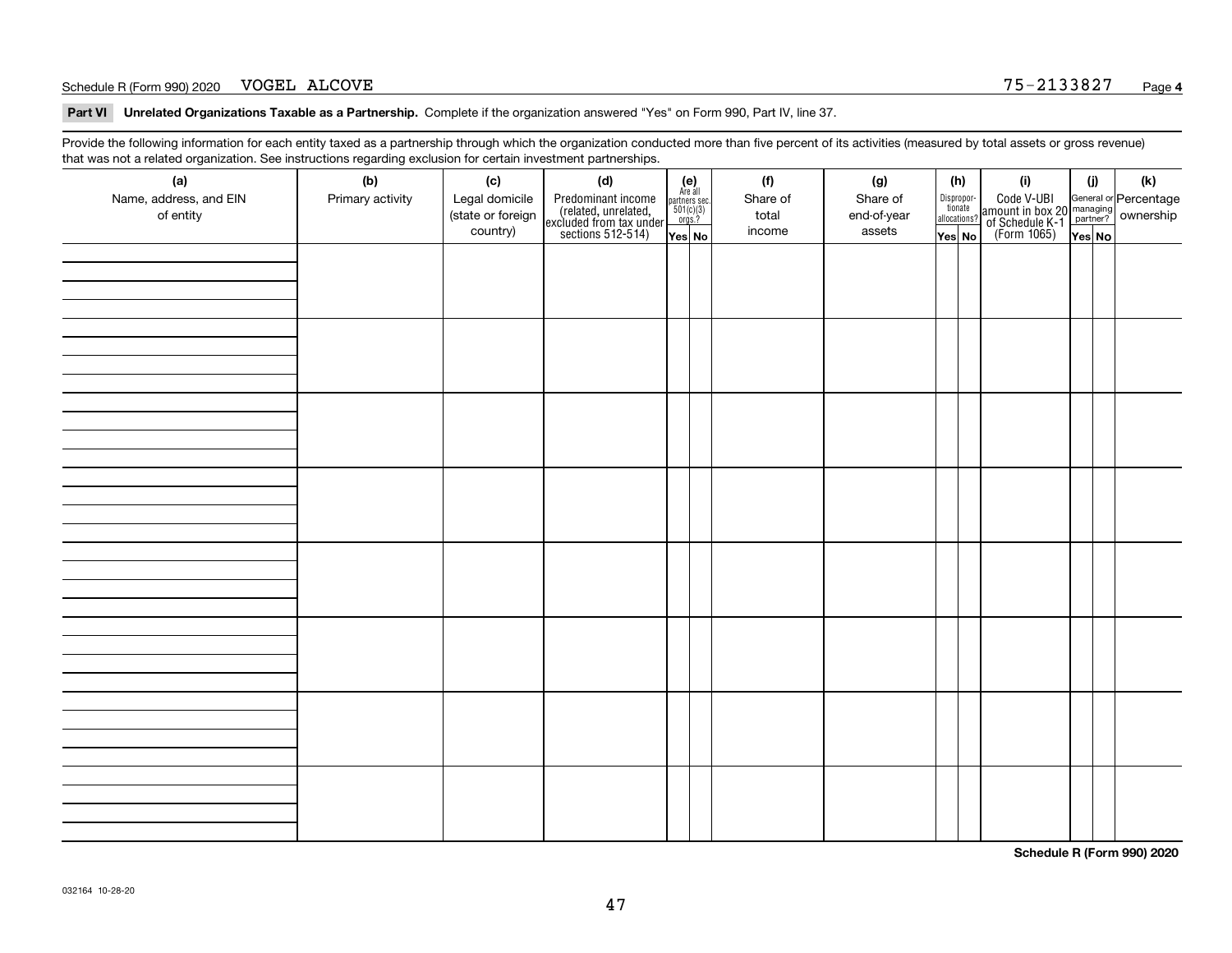Schedule R (Form 990) 2020 VOGEL ALCOVE 75-2133827

**Part VI Unrelated Organizations Taxable as a Partnership.** Complete if the organization answered "Yes" on Form 990, Part IV, line 37.

Provide the following information for each entity taxed as a partnership through which the organization conducted more than five percent of its activities (measured by total assets or gross revenue) that was not a related organization. See instructions regarding exclusion for certain investment partnerships.

| (a) Name, address, and EIN of entity | (b) Primary activity | (c) Legal domicile (state or foreign country) | (d) Predominant income (related, unrelated, excluded from tax under sections 512-514) | (e) Are all partners sec. 501(c)(3) orgs.? | | (f) Share of total income | (g) Share of end-of-year assets | (h) Disproportionate allocations? | | (i) Code V-UBI amount in box 20 of Schedule K-1 (Form 1065) | (j) General or managing partner? | | (k) Percentage ownership |
|---|---|---|---|---|---|---|---|---|---|---|---|---|---|
| | | | | Yes | No | | | Yes | No | | Yes | No | |
| | | | | | | | | | | | | | |
| | | | | | | | | | | | | | |
| | | | | | | | | | | | | | |
| | | | | | | | | | | | | | |
| | | | | | | | | | | | | | |
| | | | | | | | | | | | | | |
| | | | | | | | | | | | | | |
| | | | | | | | | | | | | | |

Schedule R (Form 990) 2020

032164 10-28-20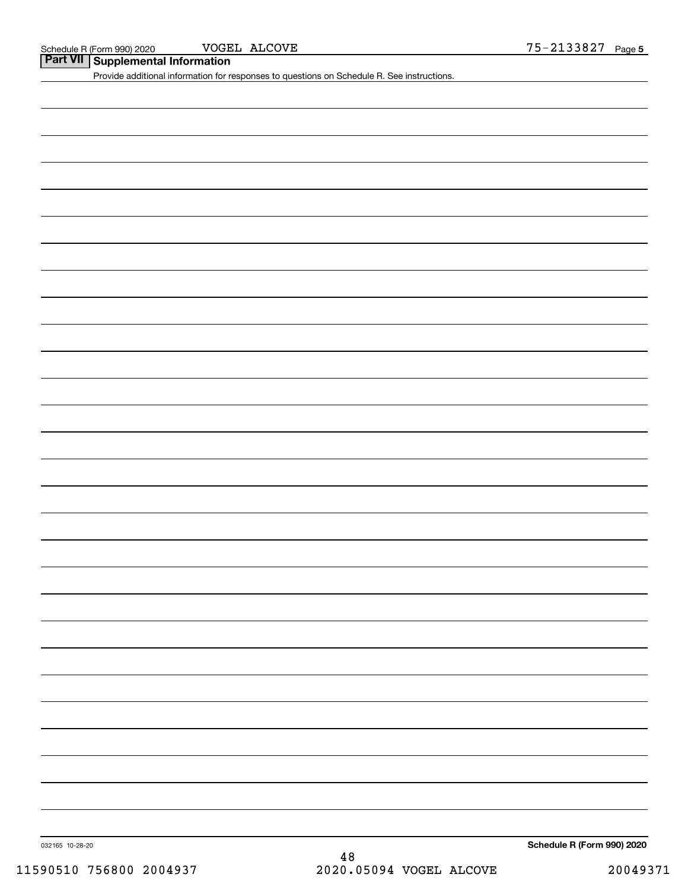Schedule R (Form 990) 2020 VOGEL ALCOVE 75-2133827 Page 5

## Part VII Supplemental Information

Provide additional information for responses to questions on Schedule R. See instructions.

032165 10-28-20

**Schedule R (Form 990) 2020**

11590510 756800 2004937 2020.05094 VOGEL ALCOVE 20049371